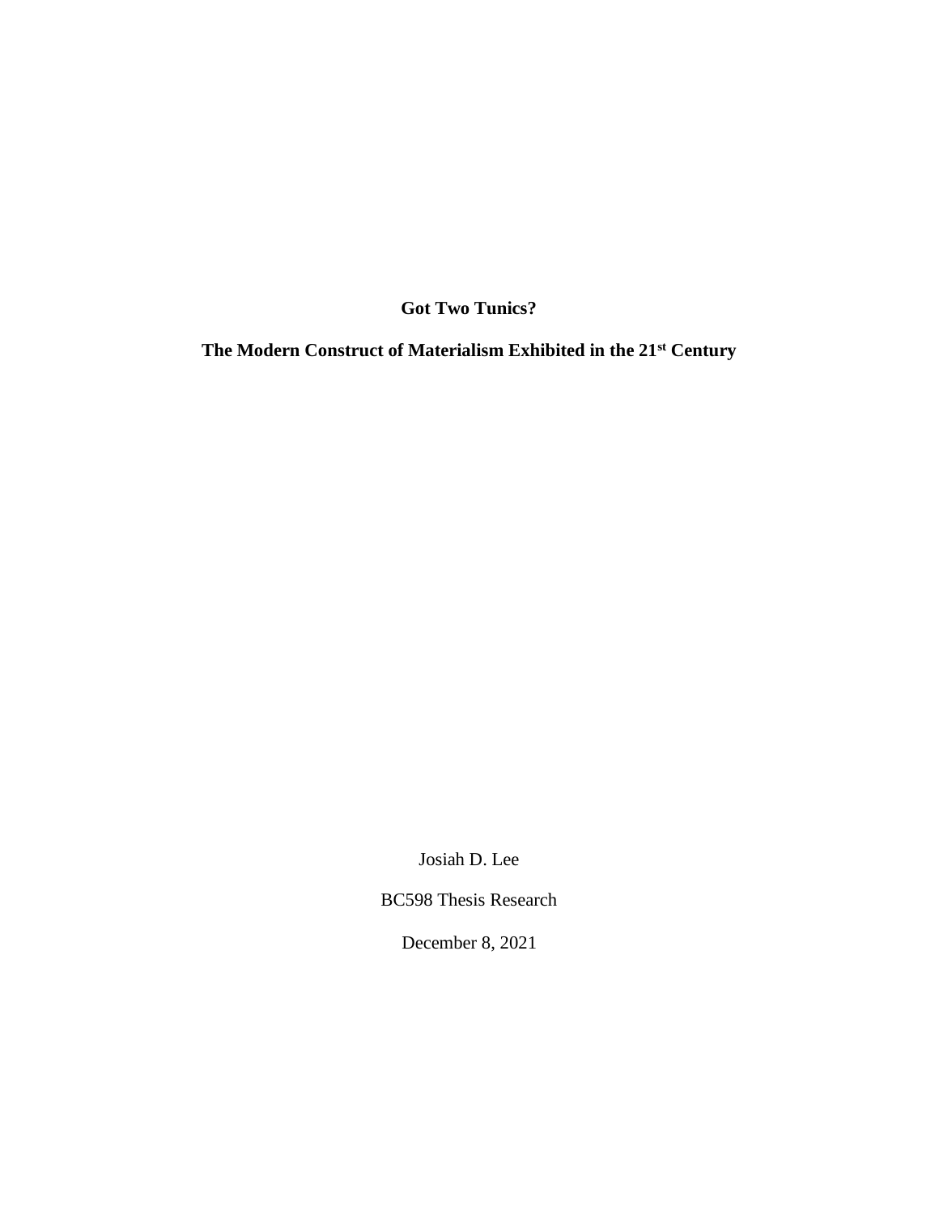# Got Two Tunics?

## The Modern Construct of Materialism Exhibited in the 21st Century

Josiah D. Lee

BC598 Thesis Research

December 8, 2021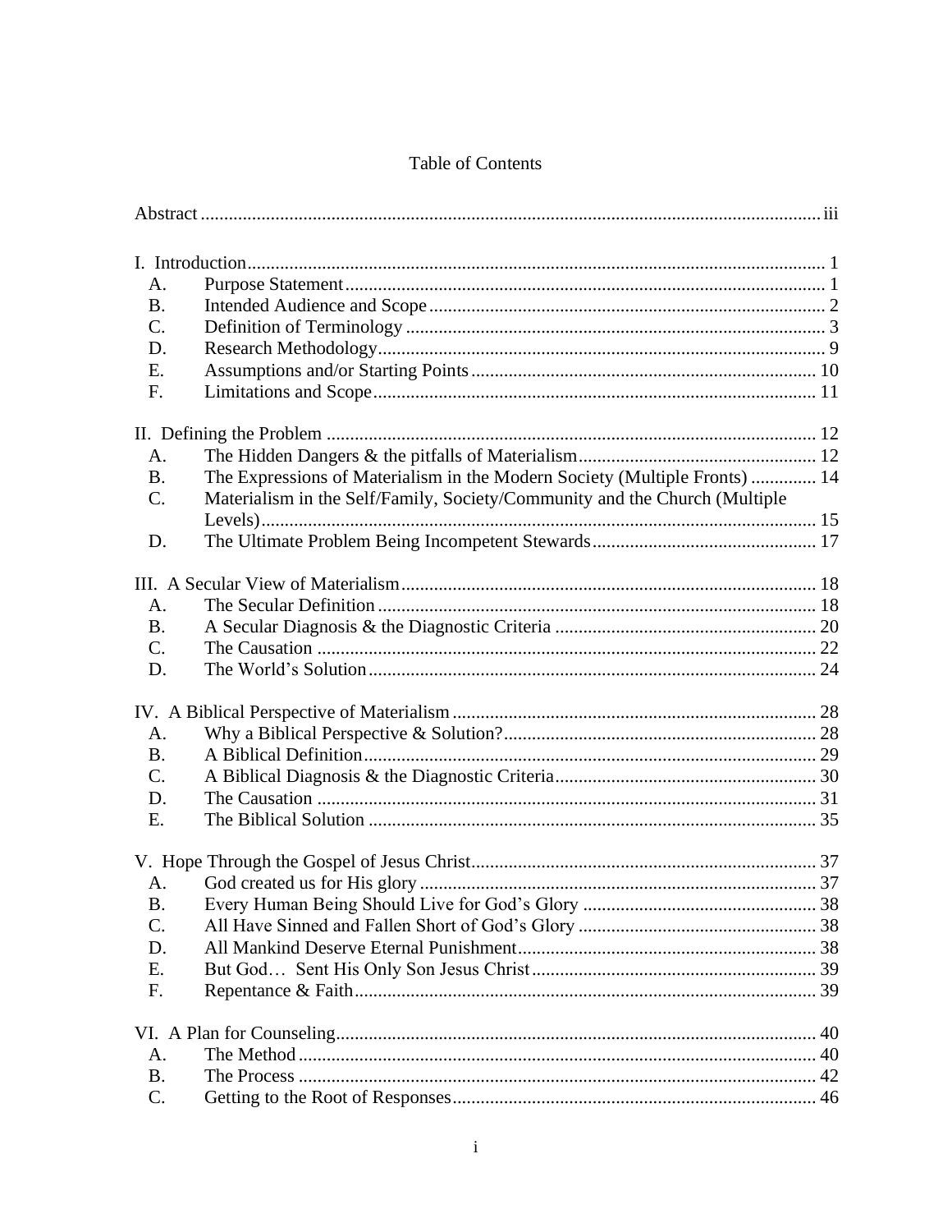# Table of Contents

Abstract .......... iii

I. Introduction .......... 1
- A. Purpose Statement .......... 1
- B. Intended Audience and Scope .......... 2
- C. Definition of Terminology .......... 3
- D. Research Methodology .......... 9
- E. Assumptions and/or Starting Points .......... 10
- F. Limitations and Scope .......... 11

II. Defining the Problem .......... 12
- A. The Hidden Dangers & the pitfalls of Materialism .......... 12
- B. The Expressions of Materialism in the Modern Society (Multiple Fronts) .......... 14
- C. Materialism in the Self/Family, Society/Community and the Church (Multiple Levels) .......... 15
- D. The Ultimate Problem Being Incompetent Stewards .......... 17

III. A Secular View of Materialism .......... 18
- A. The Secular Definition .......... 18
- B. A Secular Diagnosis & the Diagnostic Criteria .......... 20
- C. The Causation .......... 22
- D. The World's Solution .......... 24

IV. A Biblical Perspective of Materialism .......... 28
- A. Why a Biblical Perspective & Solution? .......... 28
- B. A Biblical Definition .......... 29
- C. A Biblical Diagnosis & the Diagnostic Criteria .......... 30
- D. The Causation .......... 31
- E. The Biblical Solution .......... 35

V. Hope Through the Gospel of Jesus Christ .......... 37
- A. God created us for His glory .......... 37
- B. Every Human Being Should Live for God's Glory .......... 38
- C. All Have Sinned and Fallen Short of God's Glory .......... 38
- D. All Mankind Deserve Eternal Punishment .......... 38
- E. But God… Sent His Only Son Jesus Christ .......... 39
- F. Repentance & Faith .......... 39

VI. A Plan for Counseling .......... 40
- A. The Method .......... 40
- B. The Process .......... 42
- C. Getting to the Root of Responses .......... 46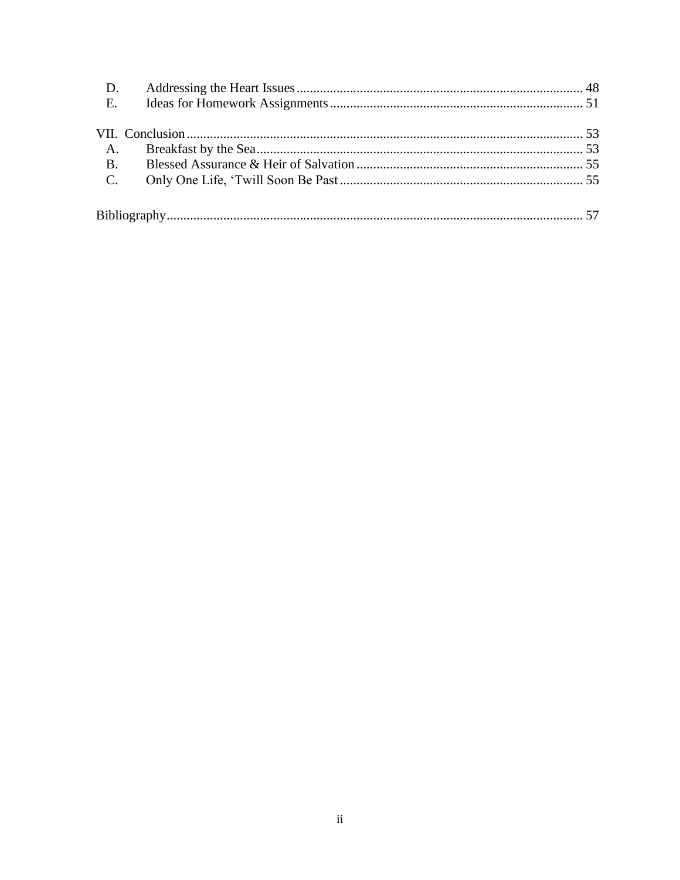D. Addressing the Heart Issues ..... 48
E. Ideas for Homework Assignments ..... 51

VII. Conclusion ..... 53
A. Breakfast by the Sea ..... 53
B. Blessed Assurance & Heir of Salvation ..... 55
C. Only One Life, 'Twill Soon Be Past ..... 55

Bibliography ..... 57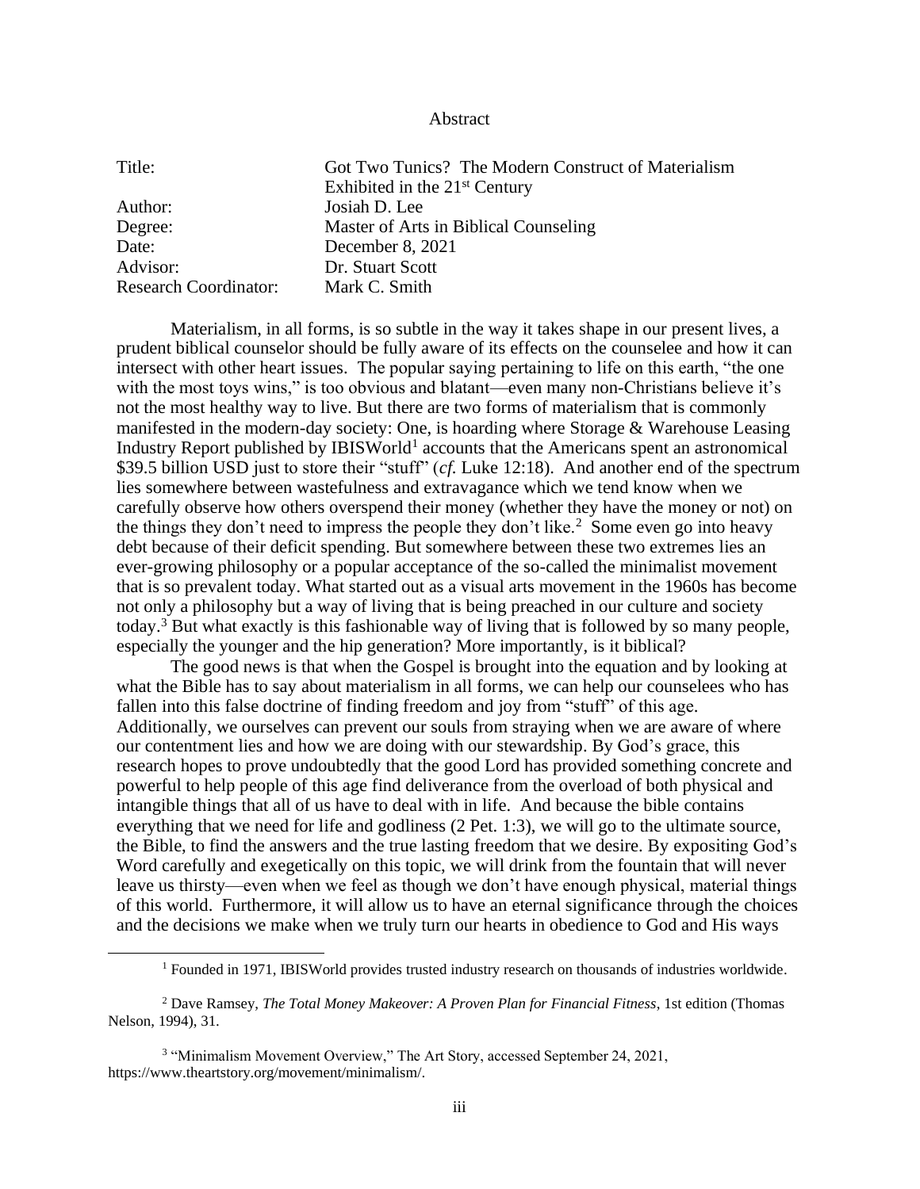# Abstract

| | |
|---|---|
| Title: | Got Two Tunics? The Modern Construct of Materialism Exhibited in the 21st Century |
| Author: | Josiah D. Lee |
| Degree: | Master of Arts in Biblical Counseling |
| Date: | December 8, 2021 |
| Advisor: | Dr. Stuart Scott |
| Research Coordinator: | Mark C. Smith |

Materialism, in all forms, is so subtle in the way it takes shape in our present lives, a prudent biblical counselor should be fully aware of its effects on the counselee and how it can intersect with other heart issues. The popular saying pertaining to life on this earth, "the one with the most toys wins," is too obvious and blatant—even many non-Christians believe it's not the most healthy way to live. But there are two forms of materialism that is commonly manifested in the modern-day society: One, is hoarding where Storage & Warehouse Leasing Industry Report published by IBISWorld[1] accounts that the Americans spent an astronomical $39.5 billion USD just to store their "stuff" (*cf.* Luke 12:18). And another end of the spectrum lies somewhere between wastefulness and extravagance which we tend know when we carefully observe how others overspend their money (whether they have the money or not) on the things they don't need to impress the people they don't like.[2] Some even go into heavy debt because of their deficit spending. But somewhere between these two extremes lies an ever-growing philosophy or a popular acceptance of the so-called the minimalist movement that is so prevalent today. What started out as a visual arts movement in the 1960s has become not only a philosophy but a way of living that is being preached in our culture and society today.[3] But what exactly is this fashionable way of living that is followed by so many people, especially the younger and the hip generation? More importantly, is it biblical?

The good news is that when the Gospel is brought into the equation and by looking at what the Bible has to say about materialism in all forms, we can help our counselees who has fallen into this false doctrine of finding freedom and joy from "stuff" of this age. Additionally, we ourselves can prevent our souls from straying when we are aware of where our contentment lies and how we are doing with our stewardship. By God's grace, this research hopes to prove undoubtedly that the good Lord has provided something concrete and powerful to help people of this age find deliverance from the overload of both physical and intangible things that all of us have to deal with in life. And because the bible contains everything that we need for life and godliness (2 Pet. 1:3), we will go to the ultimate source, the Bible, to find the answers and the true lasting freedom that we desire. By expositing God's Word carefully and exegetically on this topic, we will drink from the fountain that will never leave us thirsty—even when we feel as though we don't have enough physical, material things of this world. Furthermore, it will allow us to have an eternal significance through the choices and the decisions we make when we truly turn our hearts in obedience to God and His ways

---

[1] Founded in 1971, IBISWorld provides trusted industry research on thousands of industries worldwide.

[2] Dave Ramsey, *The Total Money Makeover: A Proven Plan for Financial Fitness*, 1st edition (Thomas Nelson, 1994), 31.

[3] "Minimalism Movement Overview," The Art Story, accessed September 24, 2021, https://www.theartstory.org/movement/minimalism/.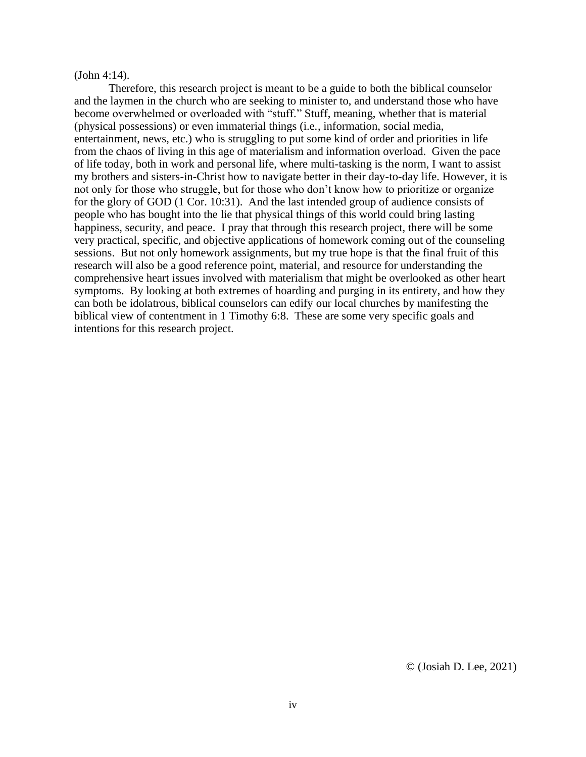(John 4:14).

Therefore, this research project is meant to be a guide to both the biblical counselor and the laymen in the church who are seeking to minister to, and understand those who have become overwhelmed or overloaded with "stuff." Stuff, meaning, whether that is material (physical possessions) or even immaterial things (i.e., information, social media, entertainment, news, etc.) who is struggling to put some kind of order and priorities in life from the chaos of living in this age of materialism and information overload. Given the pace of life today, both in work and personal life, where multi-tasking is the norm, I want to assist my brothers and sisters-in-Christ how to navigate better in their day-to-day life. However, it is not only for those who struggle, but for those who don't know how to prioritize or organize for the glory of GOD (1 Cor. 10:31). And the last intended group of audience consists of people who has bought into the lie that physical things of this world could bring lasting happiness, security, and peace. I pray that through this research project, there will be some very practical, specific, and objective applications of homework coming out of the counseling sessions. But not only homework assignments, but my true hope is that the final fruit of this research will also be a good reference point, material, and resource for understanding the comprehensive heart issues involved with materialism that might be overlooked as other heart symptoms. By looking at both extremes of hoarding and purging in its entirety, and how they can both be idolatrous, biblical counselors can edify our local churches by manifesting the biblical view of contentment in 1 Timothy 6:8. These are some very specific goals and intentions for this research project.

© (Josiah D. Lee, 2021)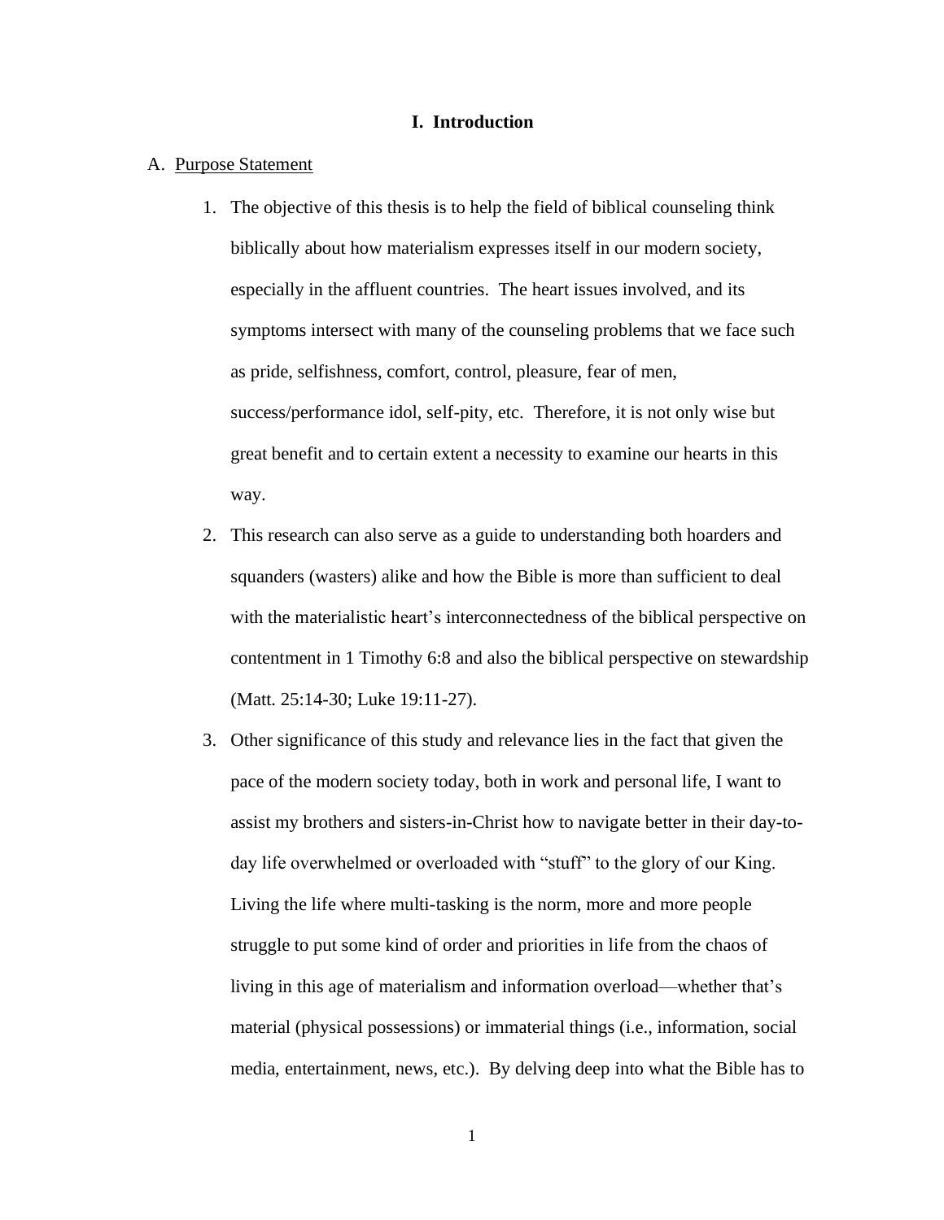# I. Introduction

A. Purpose Statement

1. The objective of this thesis is to help the field of biblical counseling think biblically about how materialism expresses itself in our modern society, especially in the affluent countries. The heart issues involved, and its symptoms intersect with many of the counseling problems that we face such as pride, selfishness, comfort, control, pleasure, fear of men, success/performance idol, self-pity, etc. Therefore, it is not only wise but great benefit and to certain extent a necessity to examine our hearts in this way.
2. This research can also serve as a guide to understanding both hoarders and squanders (wasters) alike and how the Bible is more than sufficient to deal with the materialistic heart's interconnectedness of the biblical perspective on contentment in 1 Timothy 6:8 and also the biblical perspective on stewardship (Matt. 25:14-30; Luke 19:11-27).
3. Other significance of this study and relevance lies in the fact that given the pace of the modern society today, both in work and personal life, I want to assist my brothers and sisters-in-Christ how to navigate better in their day-to-day life overwhelmed or overloaded with "stuff" to the glory of our King. Living the life where multi-tasking is the norm, more and more people struggle to put some kind of order and priorities in life from the chaos of living in this age of materialism and information overload—whether that's material (physical possessions) or immaterial things (i.e., information, social media, entertainment, news, etc.). By delving deep into what the Bible has to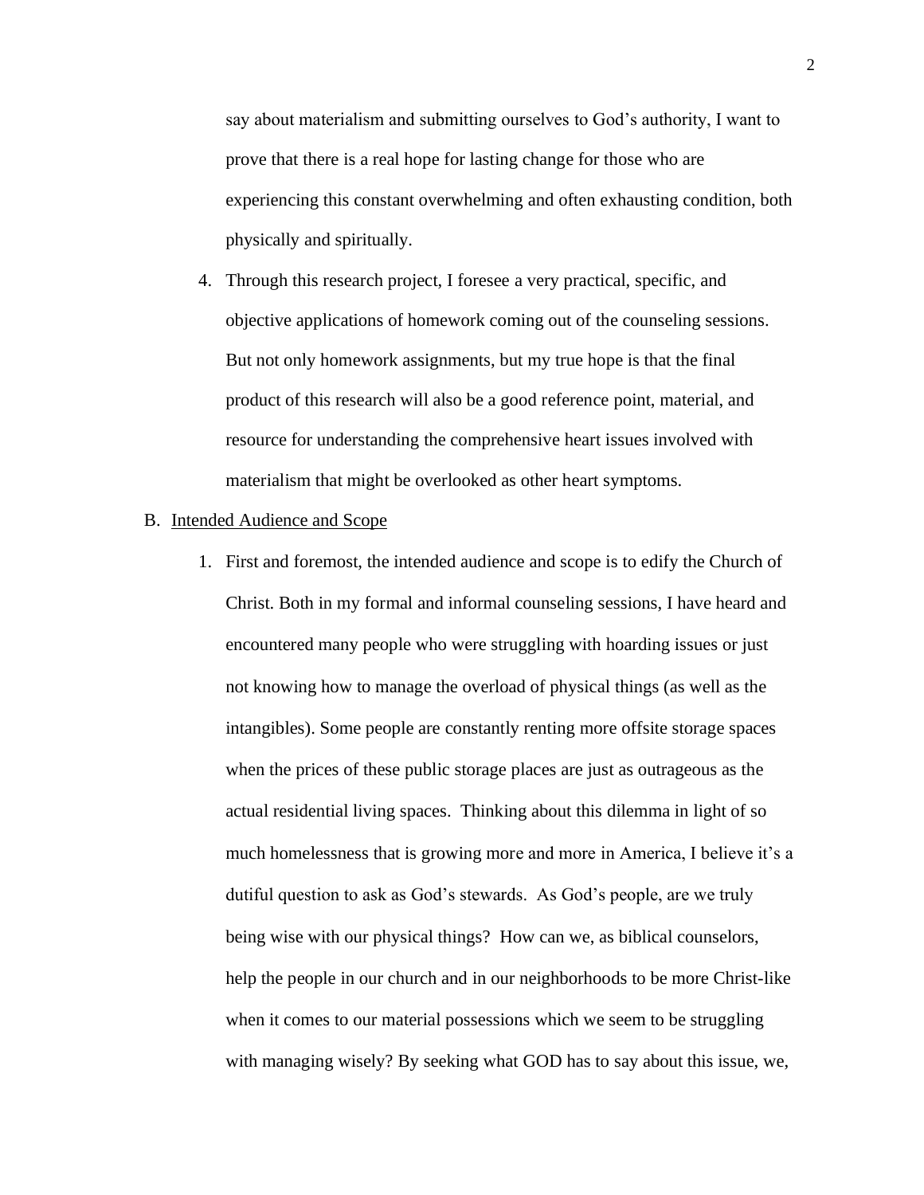say about materialism and submitting ourselves to God's authority, I want to prove that there is a real hope for lasting change for those who are experiencing this constant overwhelming and often exhausting condition, both physically and spiritually.

4. Through this research project, I foresee a very practical, specific, and objective applications of homework coming out of the counseling sessions. But not only homework assignments, but my true hope is that the final product of this research will also be a good reference point, material, and resource for understanding the comprehensive heart issues involved with materialism that might be overlooked as other heart symptoms.

B. <u>Intended Audience and Scope</u>

1. First and foremost, the intended audience and scope is to edify the Church of Christ. Both in my formal and informal counseling sessions, I have heard and encountered many people who were struggling with hoarding issues or just not knowing how to manage the overload of physical things (as well as the intangibles). Some people are constantly renting more offsite storage spaces when the prices of these public storage places are just as outrageous as the actual residential living spaces. Thinking about this dilemma in light of so much homelessness that is growing more and more in America, I believe it's a dutiful question to ask as God's stewards. As God's people, are we truly being wise with our physical things? How can we, as biblical counselors, help the people in our church and in our neighborhoods to be more Christ-like when it comes to our material possessions which we seem to be struggling with managing wisely? By seeking what GOD has to say about this issue, we,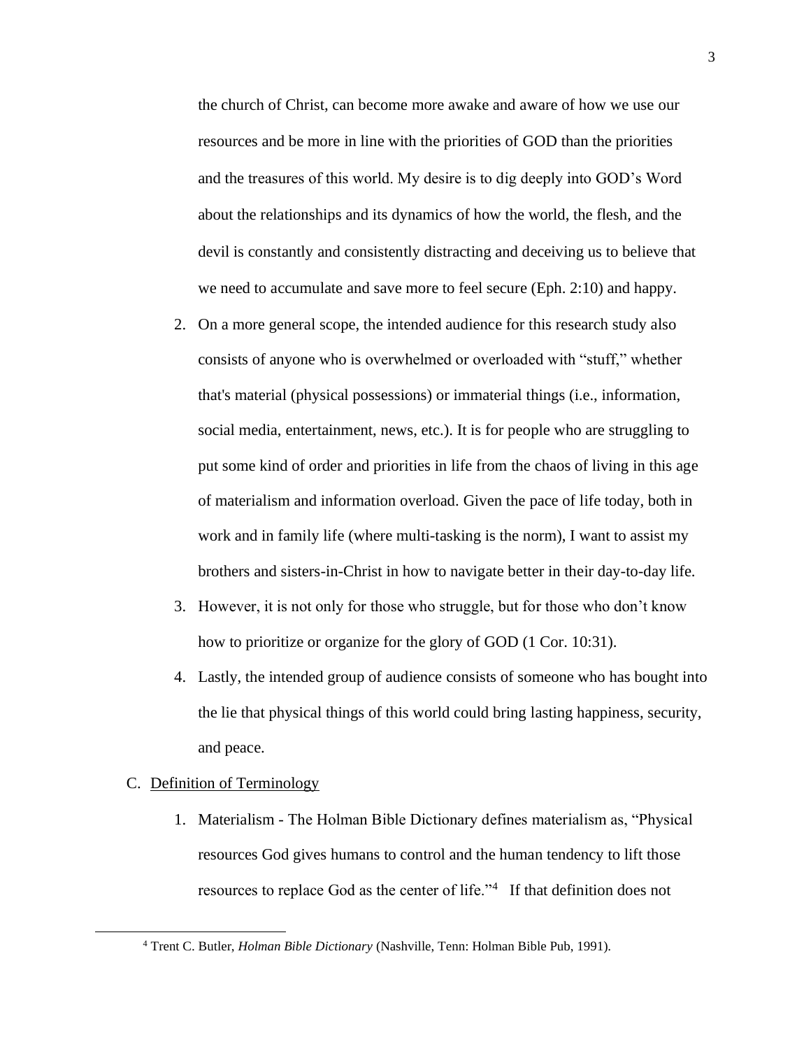the church of Christ, can become more awake and aware of how we use our resources and be more in line with the priorities of GOD than the priorities and the treasures of this world. My desire is to dig deeply into GOD's Word about the relationships and its dynamics of how the world, the flesh, and the devil is constantly and consistently distracting and deceiving us to believe that we need to accumulate and save more to feel secure (Eph. 2:10) and happy.

2. On a more general scope, the intended audience for this research study also consists of anyone who is overwhelmed or overloaded with "stuff," whether that's material (physical possessions) or immaterial things (i.e., information, social media, entertainment, news, etc.). It is for people who are struggling to put some kind of order and priorities in life from the chaos of living in this age of materialism and information overload. Given the pace of life today, both in work and in family life (where multi-tasking is the norm), I want to assist my brothers and sisters-in-Christ in how to navigate better in their day-to-day life.
3. However, it is not only for those who struggle, but for those who don't know how to prioritize or organize for the glory of GOD (1 Cor. 10:31).
4. Lastly, the intended group of audience consists of someone who has bought into the lie that physical things of this world could bring lasting happiness, security, and peace.

C. Definition of Terminology

1. Materialism - The Holman Bible Dictionary defines materialism as, "Physical resources God gives humans to control and the human tendency to lift those resources to replace God as the center of life."[4] If that definition does not

[4] Trent C. Butler, *Holman Bible Dictionary* (Nashville, Tenn: Holman Bible Pub, 1991).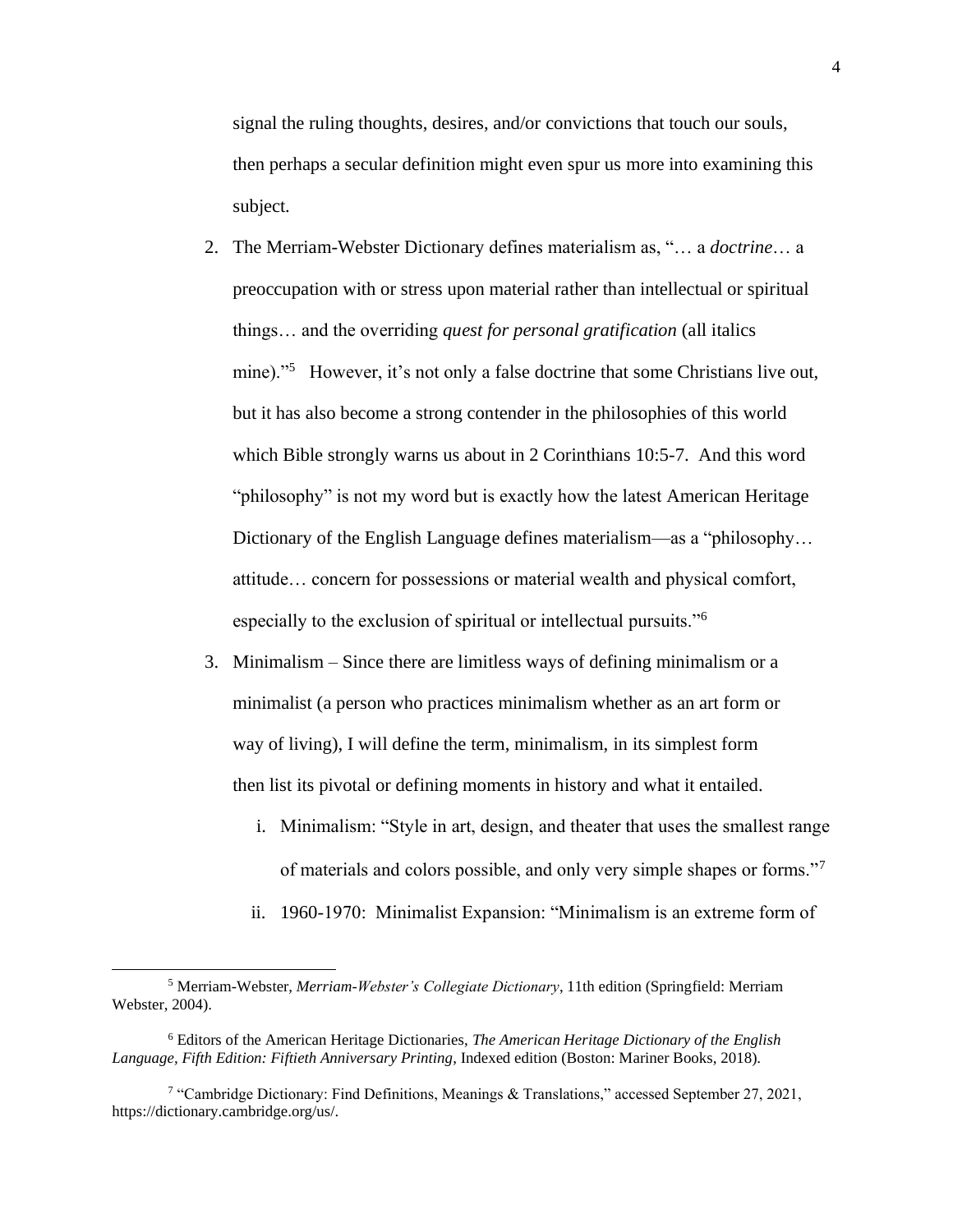signal the ruling thoughts, desires, and/or convictions that touch our souls, then perhaps a secular definition might even spur us more into examining this subject.

2. The Merriam-Webster Dictionary defines materialism as, "… a *doctrine*… a preoccupation with or stress upon material rather than intellectual or spiritual things… and the overriding *quest for personal gratification* (all italics mine)."[5] However, it's not only a false doctrine that some Christians live out, but it has also become a strong contender in the philosophies of this world which Bible strongly warns us about in 2 Corinthians 10:5-7. And this word "philosophy" is not my word but is exactly how the latest American Heritage Dictionary of the English Language defines materialism—as a "philosophy… attitude… concern for possessions or material wealth and physical comfort, especially to the exclusion of spiritual or intellectual pursuits."[6]

3. Minimalism – Since there are limitless ways of defining minimalism or a minimalist (a person who practices minimalism whether as an art form or way of living), I will define the term, minimalism, in its simplest form then list its pivotal or defining moments in history and what it entailed.

    i. Minimalism: "Style in art, design, and theater that uses the smallest range of materials and colors possible, and only very simple shapes or forms."[7]

    ii. 1960-1970: Minimalist Expansion: "Minimalism is an extreme form of

---

[5] Merriam-Webster, *Merriam-Webster's Collegiate Dictionary*, 11th edition (Springfield: Merriam Webster, 2004).

[6] Editors of the American Heritage Dictionaries, *The American Heritage Dictionary of the English Language, Fifth Edition: Fiftieth Anniversary Printing*, Indexed edition (Boston: Mariner Books, 2018).

[7] "Cambridge Dictionary: Find Definitions, Meanings & Translations," accessed September 27, 2021, https://dictionary.cambridge.org/us/.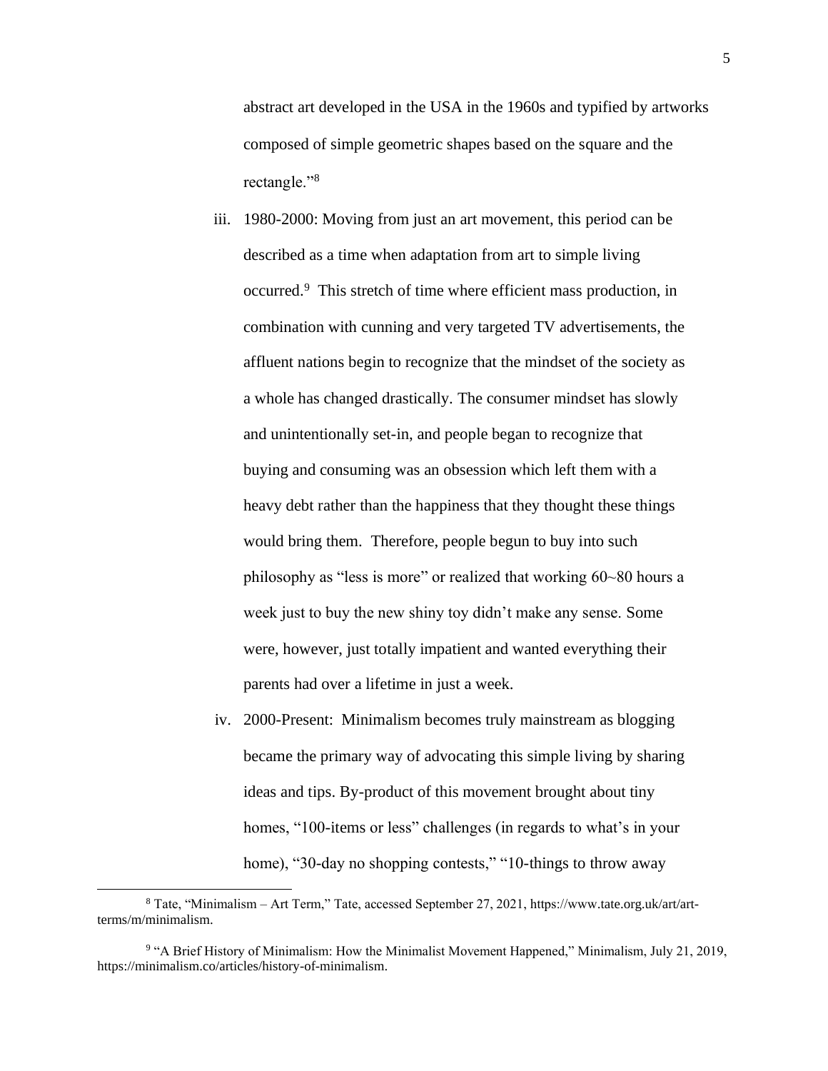abstract art developed in the USA in the 1960s and typified by artworks composed of simple geometric shapes based on the square and the rectangle."[8]

iii. 1980-2000: Moving from just an art movement, this period can be described as a time when adaptation from art to simple living occurred.[9] This stretch of time where efficient mass production, in combination with cunning and very targeted TV advertisements, the affluent nations begin to recognize that the mindset of the society as a whole has changed drastically. The consumer mindset has slowly and unintentionally set-in, and people began to recognize that buying and consuming was an obsession which left them with a heavy debt rather than the happiness that they thought these things would bring them. Therefore, people begun to buy into such philosophy as "less is more" or realized that working 60~80 hours a week just to buy the new shiny toy didn't make any sense. Some were, however, just totally impatient and wanted everything their parents had over a lifetime in just a week.

iv. 2000-Present: Minimalism becomes truly mainstream as blogging became the primary way of advocating this simple living by sharing ideas and tips. By-product of this movement brought about tiny homes, "100-items or less" challenges (in regards to what's in your home), "30-day no shopping contests," "10-things to throw away

---

[8] Tate, "Minimalism – Art Term," Tate, accessed September 27, 2021, https://www.tate.org.uk/art/art-terms/m/minimalism.

[9] "A Brief History of Minimalism: How the Minimalist Movement Happened," Minimalism, July 21, 2019, https://minimalism.co/articles/history-of-minimalism.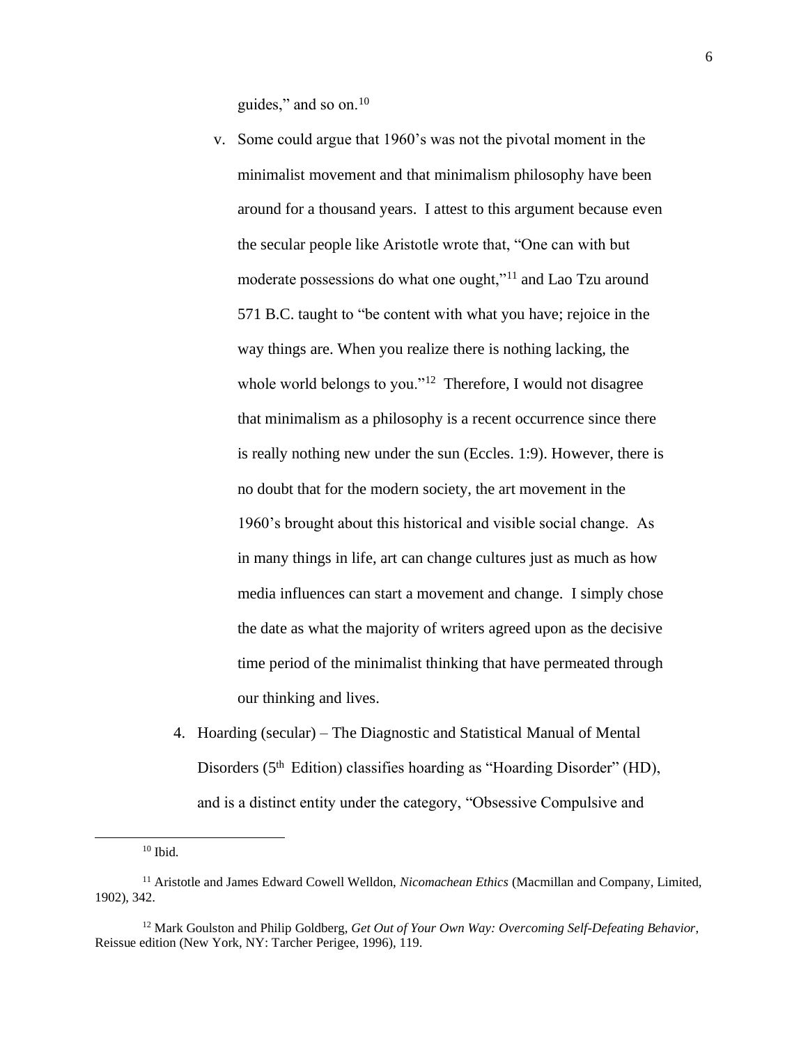guides," and so on.[10]

v. Some could argue that 1960's was not the pivotal moment in the minimalist movement and that minimalism philosophy have been around for a thousand years. I attest to this argument because even the secular people like Aristotle wrote that, "One can with but moderate possessions do what one ought,"[11] and Lao Tzu around 571 B.C. taught to "be content with what you have; rejoice in the way things are. When you realize there is nothing lacking, the whole world belongs to you."[12] Therefore, I would not disagree that minimalism as a philosophy is a recent occurrence since there is really nothing new under the sun (Eccles. 1:9). However, there is no doubt that for the modern society, the art movement in the 1960's brought about this historical and visible social change. As in many things in life, art can change cultures just as much as how media influences can start a movement and change. I simply chose the date as what the majority of writers agreed upon as the decisive time period of the minimalist thinking that have permeated through our thinking and lives.

4. Hoarding (secular) – The Diagnostic and Statistical Manual of Mental Disorders (5th Edition) classifies hoarding as "Hoarding Disorder" (HD), and is a distinct entity under the category, "Obsessive Compulsive and

---

[10] Ibid.

[11] Aristotle and James Edward Cowell Welldon, *Nicomachean Ethics* (Macmillan and Company, Limited, 1902), 342.

[12] Mark Goulston and Philip Goldberg, *Get Out of Your Own Way: Overcoming Self-Defeating Behavior*, Reissue edition (New York, NY: Tarcher Perigee, 1996), 119.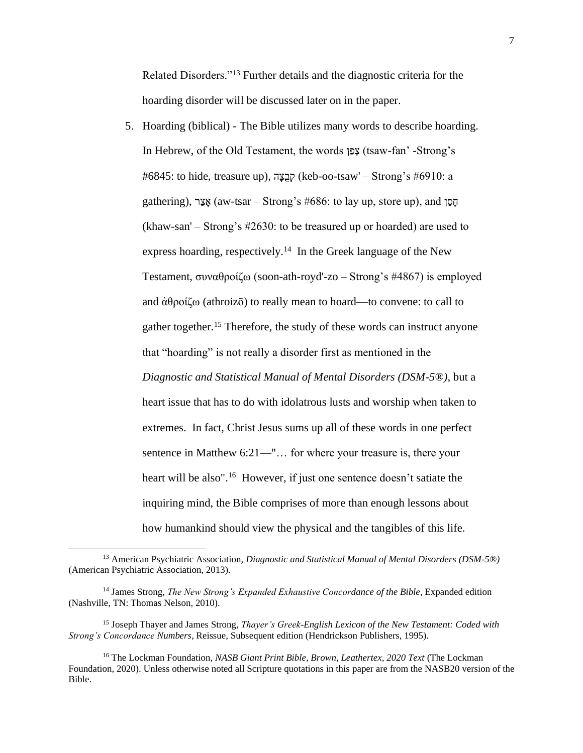Related Disorders."[13] Further details and the diagnostic criteria for the hoarding disorder will be discussed later on in the paper.

5. Hoarding (biblical) - The Bible utilizes many words to describe hoarding. In Hebrew, of the Old Testament, the words צָפַן (tsaw-fan' -Strong's #6845: to hide, treasure up), קְבֻצָה (keb-oo-tsaw' – Strong's #6910: a gathering), אָצַר (aw-tsar – Strong's #686: to lay up, store up), and חָסַן (khaw-san' – Strong's #2630: to be treasured up or hoarded) are used to express hoarding, respectively.[14] In the Greek language of the New Testament, συναθροίζω (soon-ath-royd'-zo – Strong's #4867) is employed and ἀθροίζω (athroizō) to really mean to hoard—to convene: to call to gather together.[15] Therefore, the study of these words can instruct anyone that "hoarding" is not really a disorder first as mentioned in the *Diagnostic and Statistical Manual of Mental Disorders (DSM-5®)*, but a heart issue that has to do with idolatrous lusts and worship when taken to extremes. In fact, Christ Jesus sums up all of these words in one perfect sentence in Matthew 6:21—"… for where your treasure is, there your heart will be also".[16] However, if just one sentence doesn't satiate the inquiring mind, the Bible comprises of more than enough lessons about how humankind should view the physical and the tangibles of this life.

---

[13] American Psychiatric Association, *Diagnostic and Statistical Manual of Mental Disorders (DSM-5®)* (American Psychiatric Association, 2013).

[14] James Strong, *The New Strong's Expanded Exhaustive Concordance of the Bible*, Expanded edition (Nashville, TN: Thomas Nelson, 2010).

[15] Joseph Thayer and James Strong, *Thayer's Greek-English Lexicon of the New Testament: Coded with Strong's Concordance Numbers*, Reissue, Subsequent edition (Hendrickson Publishers, 1995).

[16] The Lockman Foundation, *NASB Giant Print Bible, Brown, Leathertex, 2020 Text* (The Lockman Foundation, 2020). Unless otherwise noted all Scripture quotations in this paper are from the NASB20 version of the Bible.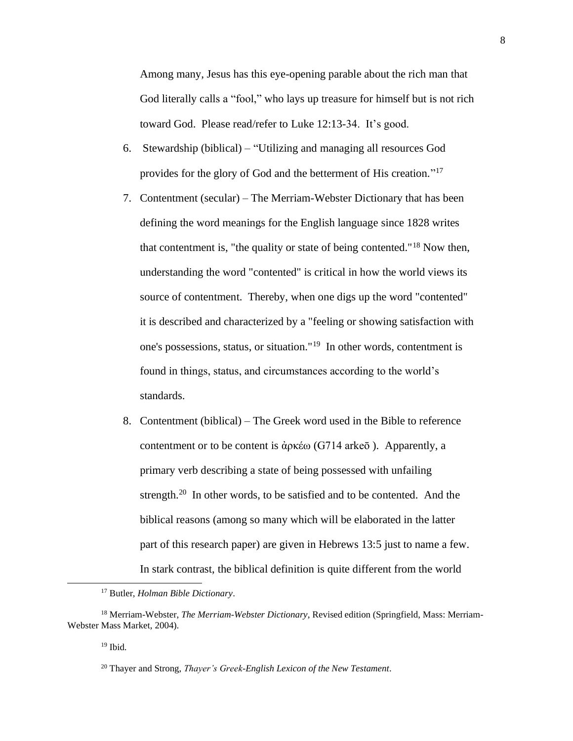Among many, Jesus has this eye-opening parable about the rich man that God literally calls a “fool,” who lays up treasure for himself but is not rich toward God. Please read/refer to Luke 12:13-34. It’s good.

6. Stewardship (biblical) – “Utilizing and managing all resources God provides for the glory of God and the betterment of His creation.”[17]
7. Contentment (secular) – The Merriam-Webster Dictionary that has been defining the word meanings for the English language since 1828 writes that contentment is, "the quality or state of being contented."[18] Now then, understanding the word "contented" is critical in how the world views its source of contentment. Thereby, when one digs up the word "contented" it is described and characterized by a "feeling or showing satisfaction with one's possessions, status, or situation."[19] In other words, contentment is found in things, status, and circumstances according to the world’s standards.
8. Contentment (biblical) – The Greek word used in the Bible to reference contentment or to be content is ἀρκέω (G714 arkeō ). Apparently, a primary verb describing a state of being possessed with unfailing strength.[20] In other words, to be satisfied and to be contented. And the biblical reasons (among so many which will be elaborated in the latter part of this research paper) are given in Hebrews 13:5 just to name a few. In stark contrast, the biblical definition is quite different from the world

---

[17] Butler, *Holman Bible Dictionary*.

[18] Merriam-Webster, *The Merriam-Webster Dictionary*, Revised edition (Springfield, Mass: Merriam-Webster Mass Market, 2004).

[19] Ibid.

[20] Thayer and Strong, *Thayer’s Greek-English Lexicon of the New Testament*.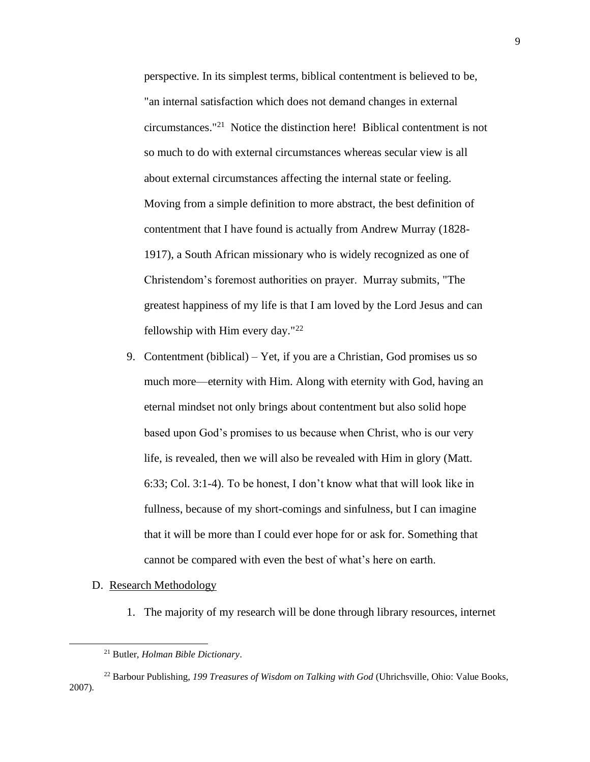perspective. In its simplest terms, biblical contentment is believed to be, "an internal satisfaction which does not demand changes in external circumstances."[21] Notice the distinction here! Biblical contentment is not so much to do with external circumstances whereas secular view is all about external circumstances affecting the internal state or feeling. Moving from a simple definition to more abstract, the best definition of contentment that I have found is actually from Andrew Murray (1828-1917), a South African missionary who is widely recognized as one of Christendom's foremost authorities on prayer. Murray submits, "The greatest happiness of my life is that I am loved by the Lord Jesus and can fellowship with Him every day."[22]

9. Contentment (biblical) – Yet, if you are a Christian, God promises us so much more—eternity with Him. Along with eternity with God, having an eternal mindset not only brings about contentment but also solid hope based upon God's promises to us because when Christ, who is our very life, is revealed, then we will also be revealed with Him in glory (Matt. 6:33; Col. 3:1-4). To be honest, I don't know what that will look like in fullness, because of my short-comings and sinfulness, but I can imagine that it will be more than I could ever hope for or ask for. Something that cannot be compared with even the best of what's here on earth.

D. Research Methodology

1. The majority of my research will be done through library resources, internet

---

[21] Butler, *Holman Bible Dictionary*.

[22] Barbour Publishing, *199 Treasures of Wisdom on Talking with God* (Uhrichsville, Ohio: Value Books, 2007).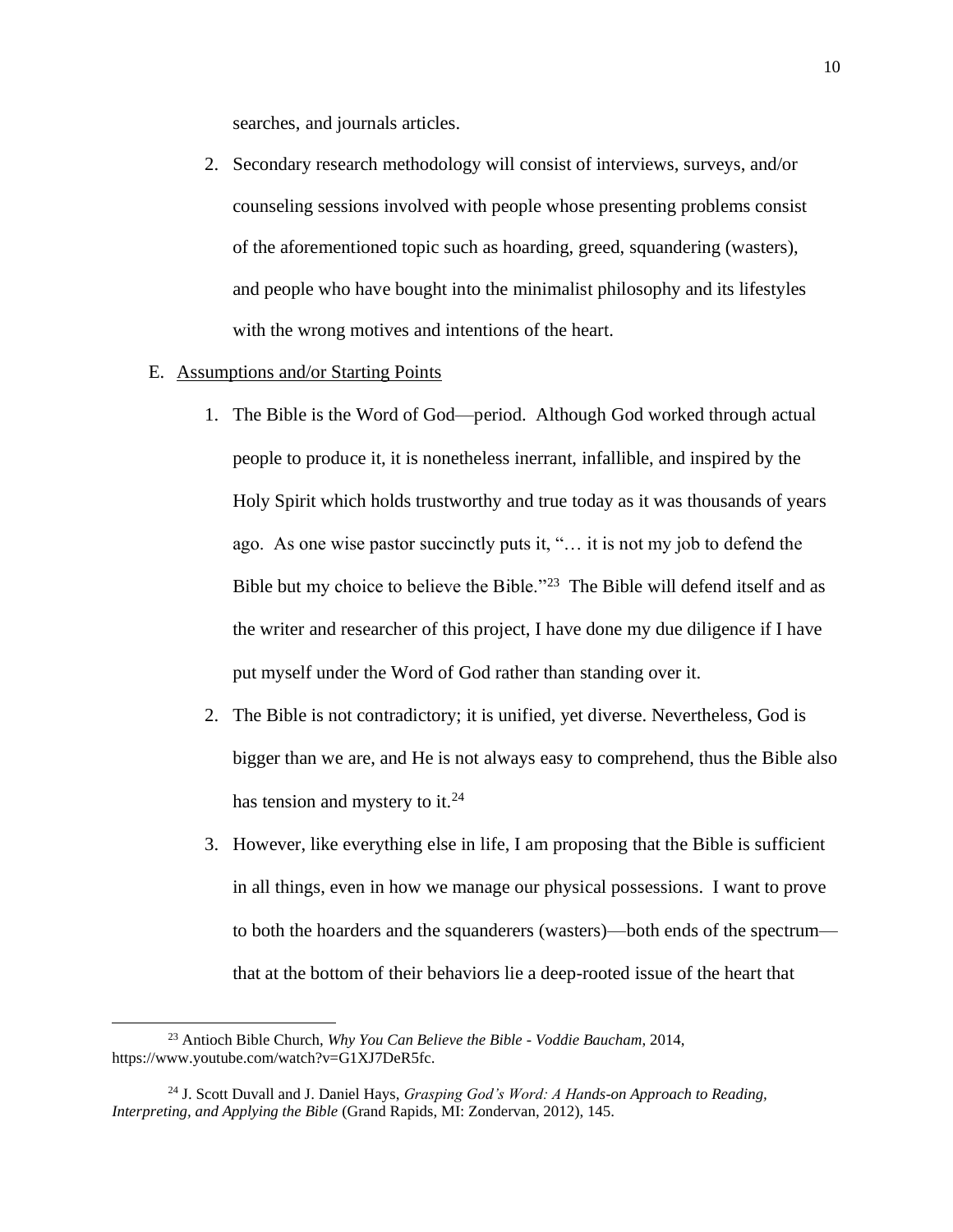searches, and journals articles.

2. Secondary research methodology will consist of interviews, surveys, and/or counseling sessions involved with people whose presenting problems consist of the aforementioned topic such as hoarding, greed, squandering (wasters), and people who have bought into the minimalist philosophy and its lifestyles with the wrong motives and intentions of the heart.

E. Assumptions and/or Starting Points

1. The Bible is the Word of God—period. Although God worked through actual people to produce it, it is nonetheless inerrant, infallible, and inspired by the Holy Spirit which holds trustworthy and true today as it was thousands of years ago. As one wise pastor succinctly puts it, "… it is not my job to defend the Bible but my choice to believe the Bible."[23] The Bible will defend itself and as the writer and researcher of this project, I have done my due diligence if I have put myself under the Word of God rather than standing over it.

2. The Bible is not contradictory; it is unified, yet diverse. Nevertheless, God is bigger than we are, and He is not always easy to comprehend, thus the Bible also has tension and mystery to it.[24]

3. However, like everything else in life, I am proposing that the Bible is sufficient in all things, even in how we manage our physical possessions. I want to prove to both the hoarders and the squanderers (wasters)—both ends of the spectrum—that at the bottom of their behaviors lie a deep-rooted issue of the heart that

---

[23] Antioch Bible Church, *Why You Can Believe the Bible - Voddie Baucham*, 2014, https://www.youtube.com/watch?v=G1XJ7DeR5fc.

[24] J. Scott Duvall and J. Daniel Hays, *Grasping God's Word: A Hands-on Approach to Reading, Interpreting, and Applying the Bible* (Grand Rapids, MI: Zondervan, 2012), 145.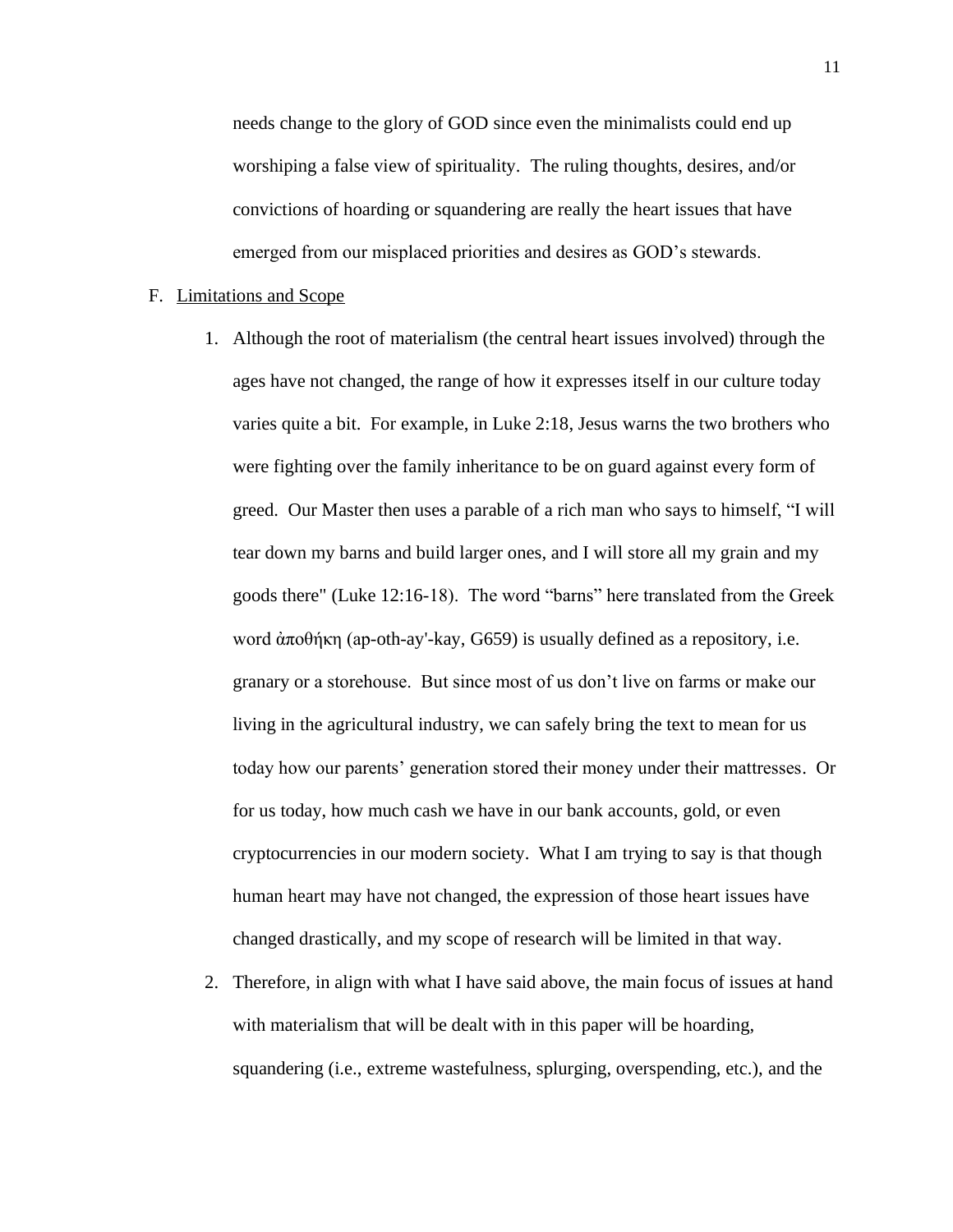needs change to the glory of GOD since even the minimalists could end up worshiping a false view of spirituality. The ruling thoughts, desires, and/or convictions of hoarding or squandering are really the heart issues that have emerged from our misplaced priorities and desires as GOD's stewards.

F. <u>Limitations and Scope</u>

1. Although the root of materialism (the central heart issues involved) through the ages have not changed, the range of how it expresses itself in our culture today varies quite a bit. For example, in Luke 2:18, Jesus warns the two brothers who were fighting over the family inheritance to be on guard against every form of greed. Our Master then uses a parable of a rich man who says to himself, "I will tear down my barns and build larger ones, and I will store all my grain and my goods there" (Luke 12:16-18). The word "barns" here translated from the Greek word ἀποθήκη (ap-oth-ay'-kay, G659) is usually defined as a repository, i.e. granary or a storehouse. But since most of us don't live on farms or make our living in the agricultural industry, we can safely bring the text to mean for us today how our parents' generation stored their money under their mattresses. Or for us today, how much cash we have in our bank accounts, gold, or even cryptocurrencies in our modern society. What I am trying to say is that though human heart may have not changed, the expression of those heart issues have changed drastically, and my scope of research will be limited in that way.

2. Therefore, in align with what I have said above, the main focus of issues at hand with materialism that will be dealt with in this paper will be hoarding, squandering (i.e., extreme wastefulness, splurging, overspending, etc.), and the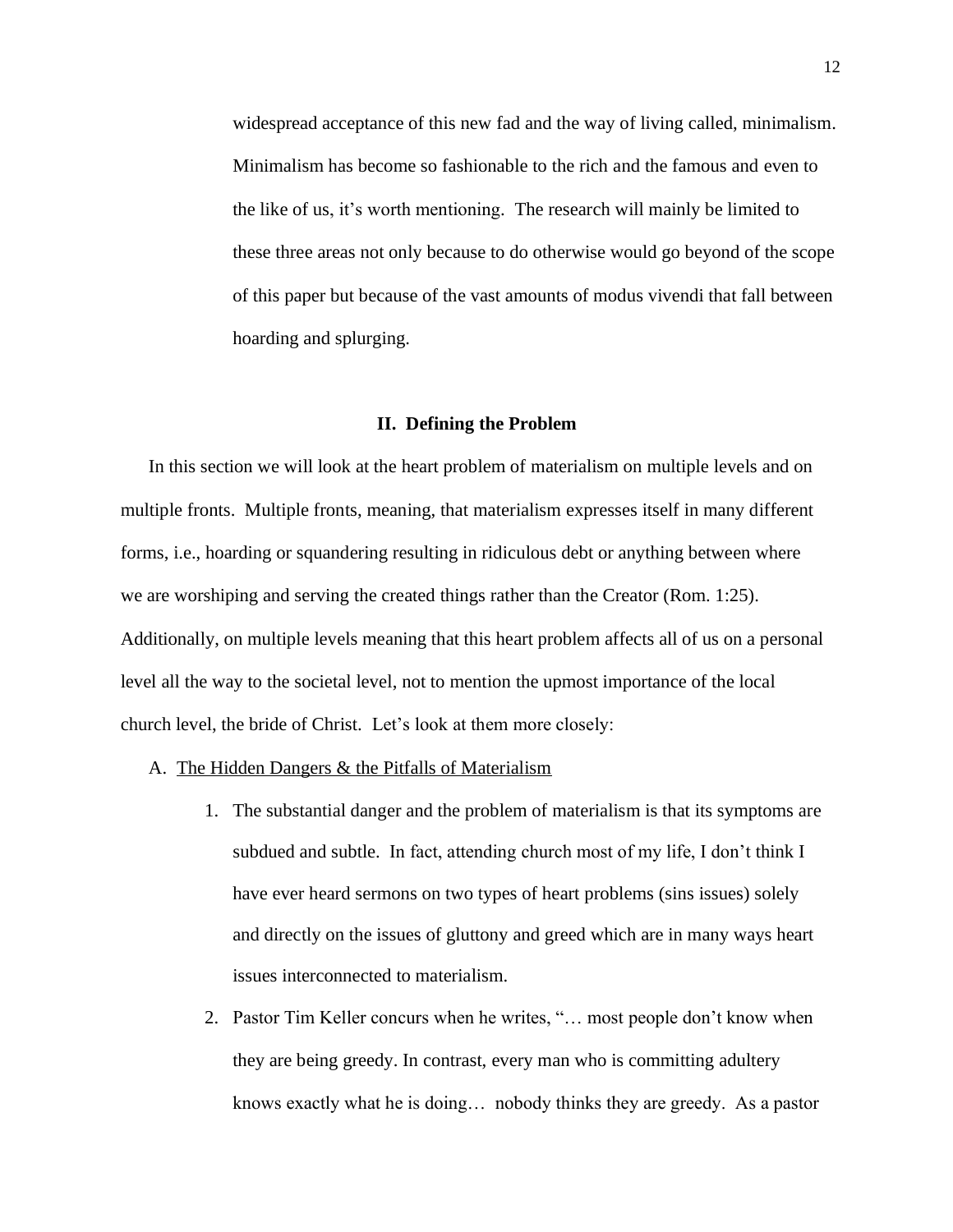widespread acceptance of this new fad and the way of living called, minimalism. Minimalism has become so fashionable to the rich and the famous and even to the like of us, it's worth mentioning. The research will mainly be limited to these three areas not only because to do otherwise would go beyond of the scope of this paper but because of the vast amounts of modus vivendi that fall between hoarding and splurging.

## II. Defining the Problem

In this section we will look at the heart problem of materialism on multiple levels and on multiple fronts. Multiple fronts, meaning, that materialism expresses itself in many different forms, i.e., hoarding or squandering resulting in ridiculous debt or anything between where we are worshiping and serving the created things rather than the Creator (Rom. 1:25). Additionally, on multiple levels meaning that this heart problem affects all of us on a personal level all the way to the societal level, not to mention the upmost importance of the local church level, the bride of Christ. Let's look at them more closely:

A. <u>The Hidden Dangers & the Pitfalls of Materialism</u>

1. The substantial danger and the problem of materialism is that its symptoms are subdued and subtle. In fact, attending church most of my life, I don't think I have ever heard sermons on two types of heart problems (sins issues) solely and directly on the issues of gluttony and greed which are in many ways heart issues interconnected to materialism.
2. Pastor Tim Keller concurs when he writes, "… most people don't know when they are being greedy. In contrast, every man who is committing adultery knows exactly what he is doing… nobody thinks they are greedy. As a pastor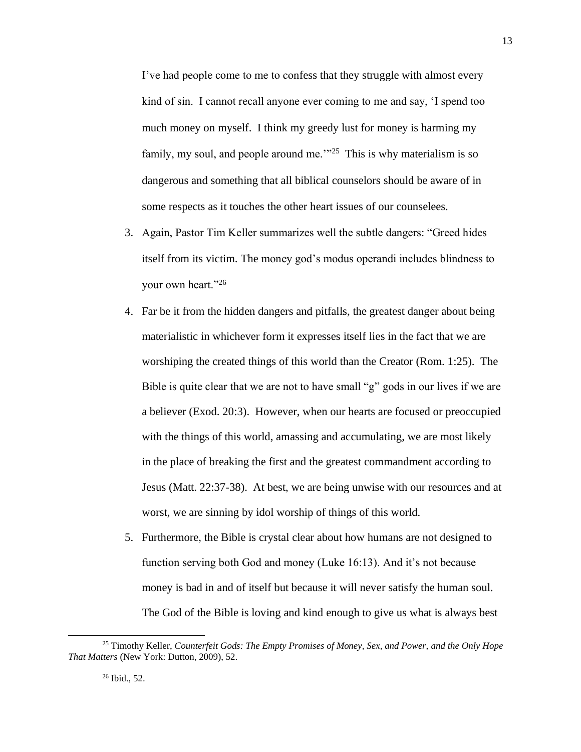I've had people come to me to confess that they struggle with almost every kind of sin. I cannot recall anyone ever coming to me and say, 'I spend too much money on myself. I think my greedy lust for money is harming my family, my soul, and people around me.'"[25] This is why materialism is so dangerous and something that all biblical counselors should be aware of in some respects as it touches the other heart issues of our counselees.

3. Again, Pastor Tim Keller summarizes well the subtle dangers: "Greed hides itself from its victim. The money god's modus operandi includes blindness to your own heart."[26]

4. Far be it from the hidden dangers and pitfalls, the greatest danger about being materialistic in whichever form it expresses itself lies in the fact that we are worshiping the created things of this world than the Creator (Rom. 1:25). The Bible is quite clear that we are not to have small "g" gods in our lives if we are a believer (Exod. 20:3). However, when our hearts are focused or preoccupied with the things of this world, amassing and accumulating, we are most likely in the place of breaking the first and the greatest commandment according to Jesus (Matt. 22:37-38). At best, we are being unwise with our resources and at worst, we are sinning by idol worship of things of this world.

5. Furthermore, the Bible is crystal clear about how humans are not designed to function serving both God and money (Luke 16:13). And it's not because money is bad in and of itself but because it will never satisfy the human soul. The God of the Bible is loving and kind enough to give us what is always best

---

[25] Timothy Keller, *Counterfeit Gods: The Empty Promises of Money, Sex, and Power, and the Only Hope That Matters* (New York: Dutton, 2009), 52.

[26] Ibid., 52.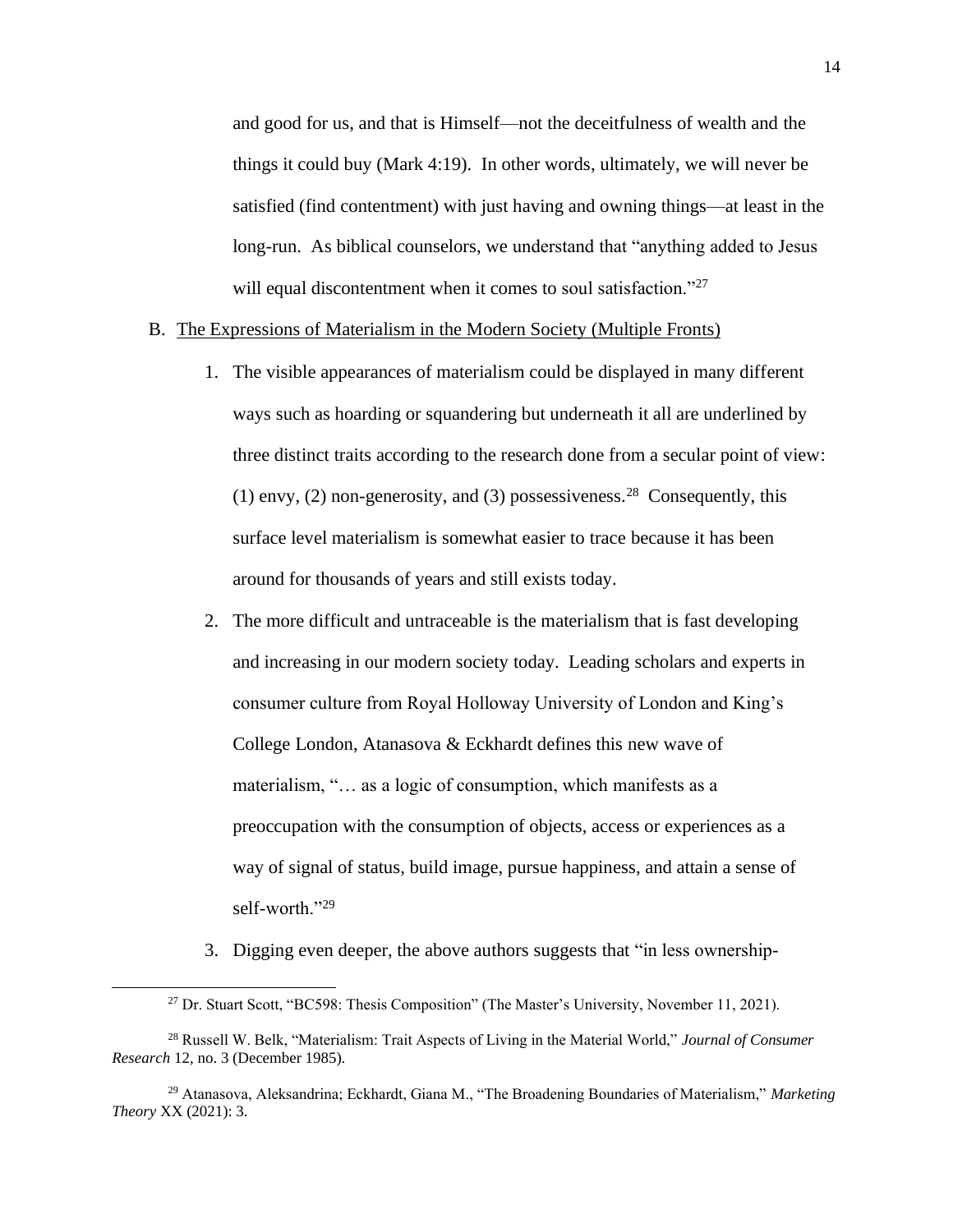and good for us, and that is Himself—not the deceitfulness of wealth and the things it could buy (Mark 4:19). In other words, ultimately, we will never be satisfied (find contentment) with just having and owning things—at least in the long-run. As biblical counselors, we understand that "anything added to Jesus will equal discontentment when it comes to soul satisfaction."[27]

B. <u>The Expressions of Materialism in the Modern Society (Multiple Fronts)</u>

1. The visible appearances of materialism could be displayed in many different ways such as hoarding or squandering but underneath it all are underlined by three distinct traits according to the research done from a secular point of view: (1) envy, (2) non-generosity, and (3) possessiveness.[28] Consequently, this surface level materialism is somewhat easier to trace because it has been around for thousands of years and still exists today.

2. The more difficult and untraceable is the materialism that is fast developing and increasing in our modern society today. Leading scholars and experts in consumer culture from Royal Holloway University of London and King's College London, Atanasova & Eckhardt defines this new wave of materialism, "… as a logic of consumption, which manifests as a preoccupation with the consumption of objects, access or experiences as a way of signal of status, build image, pursue happiness, and attain a sense of self-worth."[29]

3. Digging even deeper, the above authors suggests that "in less ownership-

---

[27] Dr. Stuart Scott, "BC598: Thesis Composition" (The Master's University, November 11, 2021).

[28] Russell W. Belk, "Materialism: Trait Aspects of Living in the Material World," *Journal of Consumer Research* 12, no. 3 (December 1985).

[29] Atanasova, Aleksandrina; Eckhardt, Giana M., "The Broadening Boundaries of Materialism," *Marketing Theory* XX (2021): 3.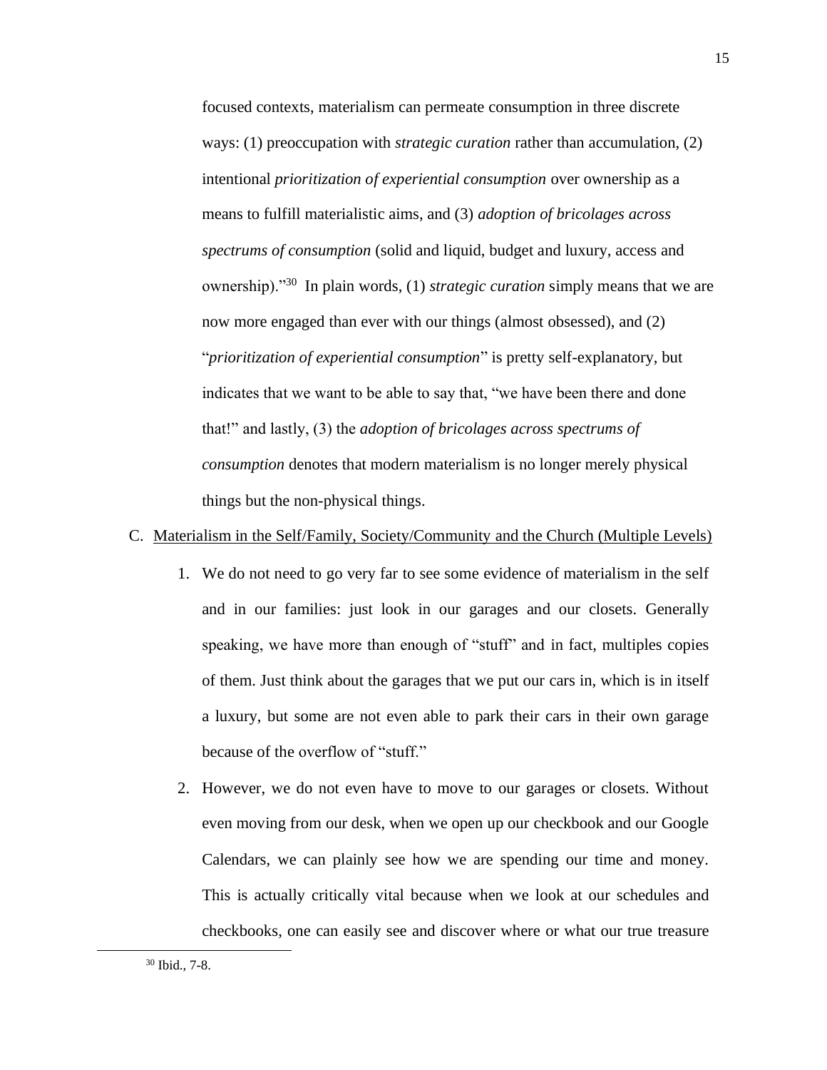focused contexts, materialism can permeate consumption in three discrete ways: (1) preoccupation with *strategic curation* rather than accumulation, (2) intentional *prioritization of experiential consumption* over ownership as a means to fulfill materialistic aims, and (3) *adoption of bricolages across spectrums of consumption* (solid and liquid, budget and luxury, access and ownership)."[30] In plain words, (1) *strategic curation* simply means that we are now more engaged than ever with our things (almost obsessed), and (2) "*prioritization of experiential consumption*" is pretty self-explanatory, but indicates that we want to be able to say that, "we have been there and done that!" and lastly, (3) the *adoption of bricolages across spectrums of consumption* denotes that modern materialism is no longer merely physical things but the non-physical things.

C. <u>Materialism in the Self/Family, Society/Community and the Church (Multiple Levels)</u>

1. We do not need to go very far to see some evidence of materialism in the self and in our families: just look in our garages and our closets. Generally speaking, we have more than enough of "stuff" and in fact, multiples copies of them. Just think about the garages that we put our cars in, which is in itself a luxury, but some are not even able to park their cars in their own garage because of the overflow of "stuff."

2. However, we do not even have to move to our garages or closets. Without even moving from our desk, when we open up our checkbook and our Google Calendars, we can plainly see how we are spending our time and money. This is actually critically vital because when we look at our schedules and checkbooks, one can easily see and discover where or what our true treasure

[30] Ibid., 7-8.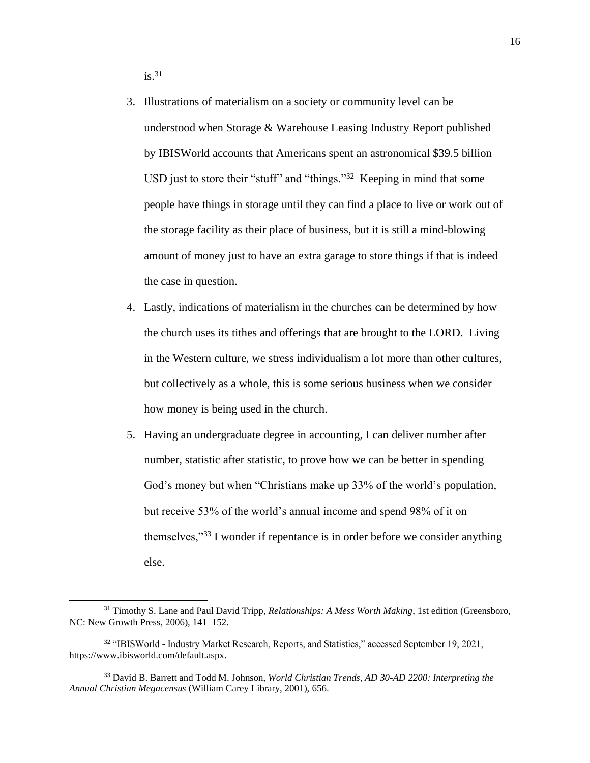is.[31]

3. Illustrations of materialism on a society or community level can be understood when Storage & Warehouse Leasing Industry Report published by IBISWorld accounts that Americans spent an astronomical $39.5 billion USD just to store their "stuff" and "things."[32] Keeping in mind that some people have things in storage until they can find a place to live or work out of the storage facility as their place of business, but it is still a mind-blowing amount of money just to have an extra garage to store things if that is indeed the case in question.
4. Lastly, indications of materialism in the churches can be determined by how the church uses its tithes and offerings that are brought to the LORD. Living in the Western culture, we stress individualism a lot more than other cultures, but collectively as a whole, this is some serious business when we consider how money is being used in the church.
5. Having an undergraduate degree in accounting, I can deliver number after number, statistic after statistic, to prove how we can be better in spending God's money but when "Christians make up 33% of the world's population, but receive 53% of the world's annual income and spend 98% of it on themselves,"[33] I wonder if repentance is in order before we consider anything else.

---

[31] Timothy S. Lane and Paul David Tripp, *Relationships: A Mess Worth Making,* 1st edition (Greensboro, NC: New Growth Press, 2006), 141–152.

[32] "IBISWorld - Industry Market Research, Reports, and Statistics," accessed September 19, 2021, https://www.ibisworld.com/default.aspx.

[33] David B. Barrett and Todd M. Johnson, *World Christian Trends, AD 30-AD 2200: Interpreting the Annual Christian Megacensus* (William Carey Library, 2001), 656.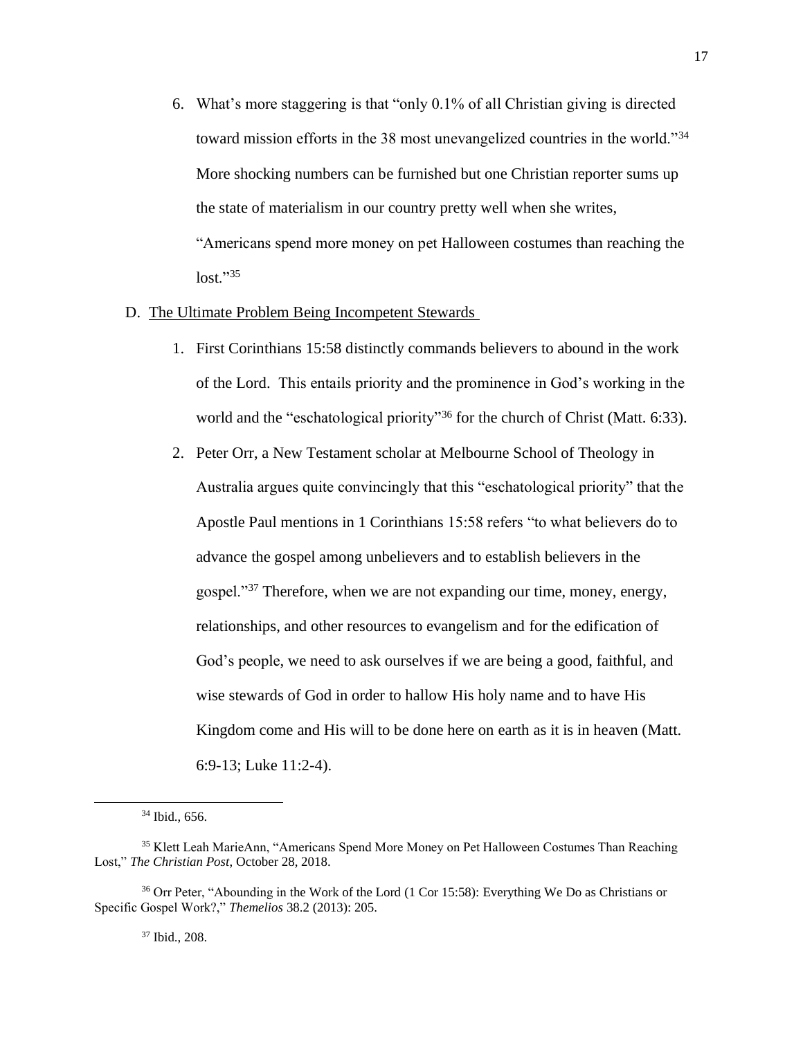6. What's more staggering is that "only 0.1% of all Christian giving is directed toward mission efforts in the 38 most unevangelized countries in the world."[34] More shocking numbers can be furnished but one Christian reporter sums up the state of materialism in our country pretty well when she writes, "Americans spend more money on pet Halloween costumes than reaching the lost."[35]

D. <u>The Ultimate Problem Being Incompetent Stewards</u>

1. First Corinthians 15:58 distinctly commands believers to abound in the work of the Lord. This entails priority and the prominence in God's working in the world and the "eschatological priority"[36] for the church of Christ (Matt. 6:33).
2. Peter Orr, a New Testament scholar at Melbourne School of Theology in Australia argues quite convincingly that this "eschatological priority" that the Apostle Paul mentions in 1 Corinthians 15:58 refers "to what believers do to advance the gospel among unbelievers and to establish believers in the gospel."[37] Therefore, when we are not expanding our time, money, energy, relationships, and other resources to evangelism and for the edification of God's people, we need to ask ourselves if we are being a good, faithful, and wise stewards of God in order to hallow His holy name and to have His Kingdom come and His will to be done here on earth as it is in heaven (Matt. 6:9-13; Luke 11:2-4).

---

[34] Ibid., 656.

[35] Klett Leah MarieAnn, "Americans Spend More Money on Pet Halloween Costumes Than Reaching Lost," *The Christian Post*, October 28, 2018.

[36] Orr Peter, "Abounding in the Work of the Lord (1 Cor 15:58): Everything We Do as Christians or Specific Gospel Work?," *Themelios* 38.2 (2013): 205.

[37] Ibid., 208.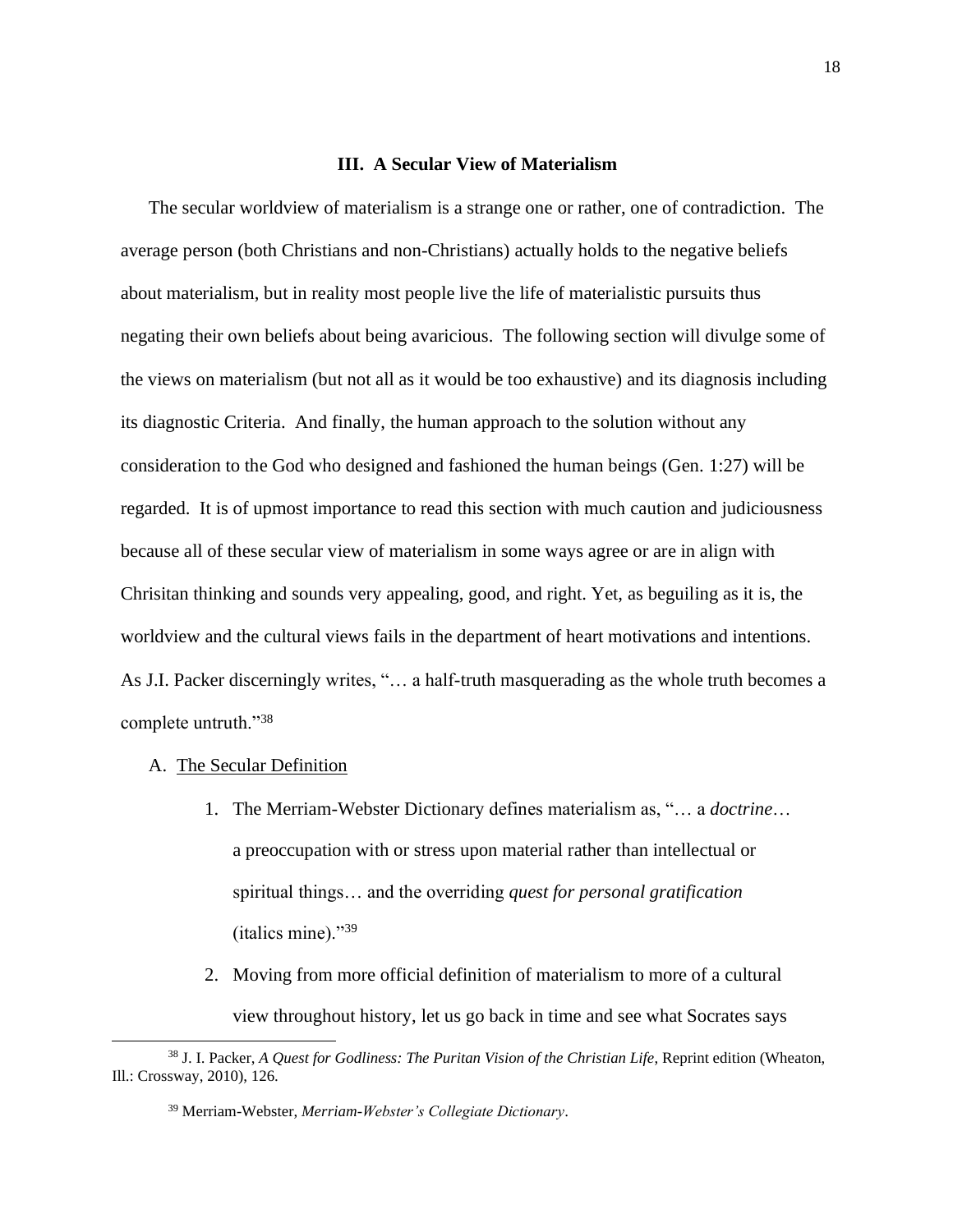## III. A Secular View of Materialism

The secular worldview of materialism is a strange one or rather, one of contradiction. The average person (both Christians and non-Christians) actually holds to the negative beliefs about materialism, but in reality most people live the life of materialistic pursuits thus negating their own beliefs about being avaricious. The following section will divulge some of the views on materialism (but not all as it would be too exhaustive) and its diagnosis including its diagnostic Criteria. And finally, the human approach to the solution without any consideration to the God who designed and fashioned the human beings (Gen. 1:27) will be regarded. It is of upmost importance to read this section with much caution and judiciousness because all of these secular view of materialism in some ways agree or are in align with Chrisitan thinking and sounds very appealing, good, and right. Yet, as beguiling as it is, the worldview and the cultural views fails in the department of heart motivations and intentions. As J.I. Packer discerningly writes, "… a half-truth masquerading as the whole truth becomes a complete untruth."[38]

A. <u>The Secular Definition</u>

1. The Merriam-Webster Dictionary defines materialism as, "… a *doctrine*… a preoccupation with or stress upon material rather than intellectual or spiritual things… and the overriding *quest for personal gratification* (italics mine)."[39]
2. Moving from more official definition of materialism to more of a cultural view throughout history, let us go back in time and see what Socrates says

---

[38] J. I. Packer, *A Quest for Godliness: The Puritan Vision of the Christian Life*, Reprint edition (Wheaton, Ill.: Crossway, 2010), 126.

[39] Merriam-Webster, *Merriam-Webster's Collegiate Dictionary*.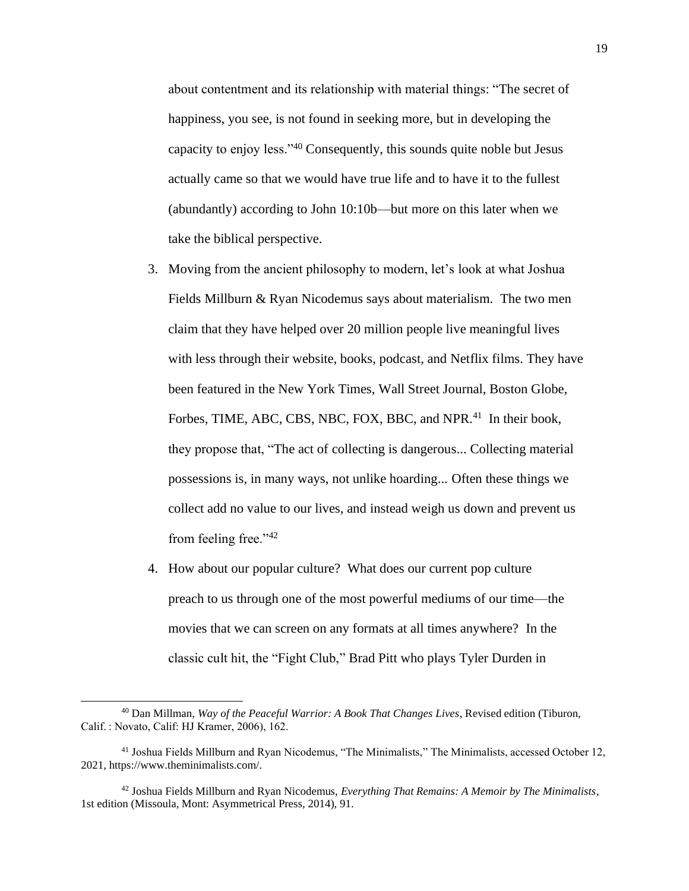about contentment and its relationship with material things: "The secret of happiness, you see, is not found in seeking more, but in developing the capacity to enjoy less."[40] Consequently, this sounds quite noble but Jesus actually came so that we would have true life and to have it to the fullest (abundantly) according to John 10:10b—but more on this later when we take the biblical perspective.

3. Moving from the ancient philosophy to modern, let's look at what Joshua Fields Millburn & Ryan Nicodemus says about materialism. The two men claim that they have helped over 20 million people live meaningful lives with less through their website, books, podcast, and Netflix films. They have been featured in the New York Times, Wall Street Journal, Boston Globe, Forbes, TIME, ABC, CBS, NBC, FOX, BBC, and NPR.[41] In their book, they propose that, "The act of collecting is dangerous... Collecting material possessions is, in many ways, not unlike hoarding... Often these things we collect add no value to our lives, and instead weigh us down and prevent us from feeling free."[42]

4. How about our popular culture? What does our current pop culture preach to us through one of the most powerful mediums of our time—the movies that we can screen on any formats at all times anywhere? In the classic cult hit, the "Fight Club," Brad Pitt who plays Tyler Durden in

---

[40] Dan Millman, *Way of the Peaceful Warrior: A Book That Changes Lives*, Revised edition (Tiburon, Calif. : Novato, Calif: HJ Kramer, 2006), 162.

[41] Joshua Fields Millburn and Ryan Nicodemus, "The Minimalists," The Minimalists, accessed October 12, 2021, https://www.theminimalists.com/.

[42] Joshua Fields Millburn and Ryan Nicodemus, *Everything That Remains: A Memoir by The Minimalists*, 1st edition (Missoula, Mont: Asymmetrical Press, 2014), 91.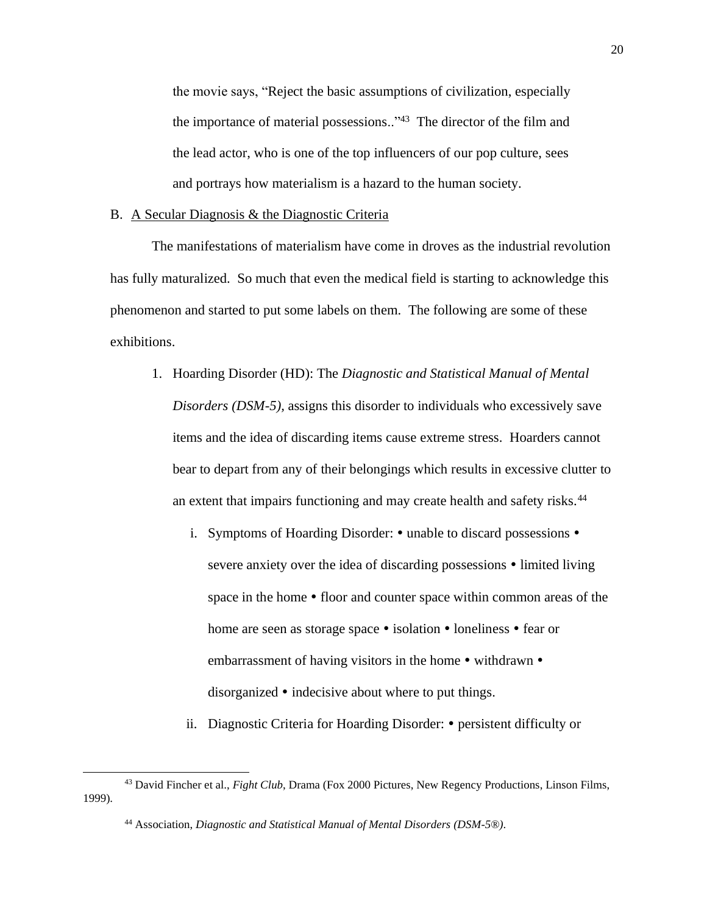the movie says, "Reject the basic assumptions of civilization, especially the importance of material possessions.."[43] The director of the film and the lead actor, who is one of the top influencers of our pop culture, sees and portrays how materialism is a hazard to the human society.

B. <u>A Secular Diagnosis & the Diagnostic Criteria</u>

The manifestations of materialism have come in droves as the industrial revolution has fully maturalized. So much that even the medical field is starting to acknowledge this phenomenon and started to put some labels on them. The following are some of these exhibitions.

1. Hoarding Disorder (HD): The *Diagnostic and Statistical Manual of Mental Disorders (DSM-5)*, assigns this disorder to individuals who excessively save items and the idea of discarding items cause extreme stress. Hoarders cannot bear to depart from any of their belongings which results in excessive clutter to an extent that impairs functioning and may create health and safety risks.[44]

   i. Symptoms of Hoarding Disorder: • unable to discard possessions • severe anxiety over the idea of discarding possessions • limited living space in the home • floor and counter space within common areas of the home are seen as storage space • isolation • loneliness • fear or embarrassment of having visitors in the home • withdrawn • disorganized • indecisive about where to put things.

   ii. Diagnostic Criteria for Hoarding Disorder: • persistent difficulty or

---

[43] David Fincher et al., *Fight Club*, Drama (Fox 2000 Pictures, New Regency Productions, Linson Films, 1999).

[44] Association, *Diagnostic and Statistical Manual of Mental Disorders (DSM-5®)*.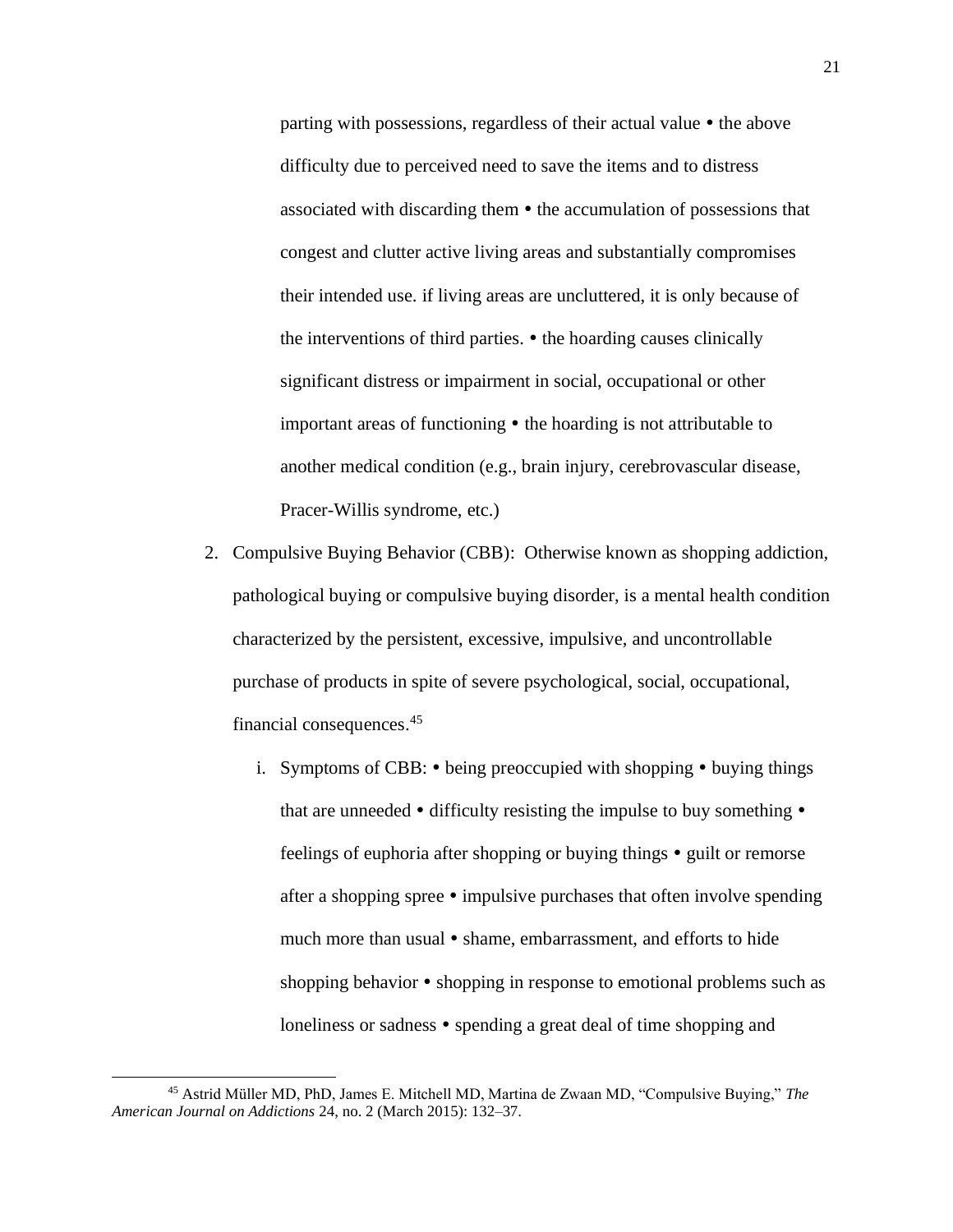parting with possessions, regardless of their actual value • the above difficulty due to perceived need to save the items and to distress associated with discarding them • the accumulation of possessions that congest and clutter active living areas and substantially compromises their intended use. if living areas are uncluttered, it is only because of the interventions of third parties. • the hoarding causes clinically significant distress or impairment in social, occupational or other important areas of functioning • the hoarding is not attributable to another medical condition (e.g., brain injury, cerebrovascular disease, Pracer-Willis syndrome, etc.)

2. Compulsive Buying Behavior (CBB): Otherwise known as shopping addiction, pathological buying or compulsive buying disorder, is a mental health condition characterized by the persistent, excessive, impulsive, and uncontrollable purchase of products in spite of severe psychological, social, occupational, financial consequences.[45]

    i. Symptoms of CBB: • being preoccupied with shopping • buying things that are unneeded • difficulty resisting the impulse to buy something • feelings of euphoria after shopping or buying things • guilt or remorse after a shopping spree • impulsive purchases that often involve spending much more than usual • shame, embarrassment, and efforts to hide shopping behavior • shopping in response to emotional problems such as loneliness or sadness • spending a great deal of time shopping and

---

[45] Astrid Müller MD, PhD, James E. Mitchell MD, Martina de Zwaan MD, "Compulsive Buying," *The American Journal on Addictions* 24, no. 2 (March 2015): 132–37.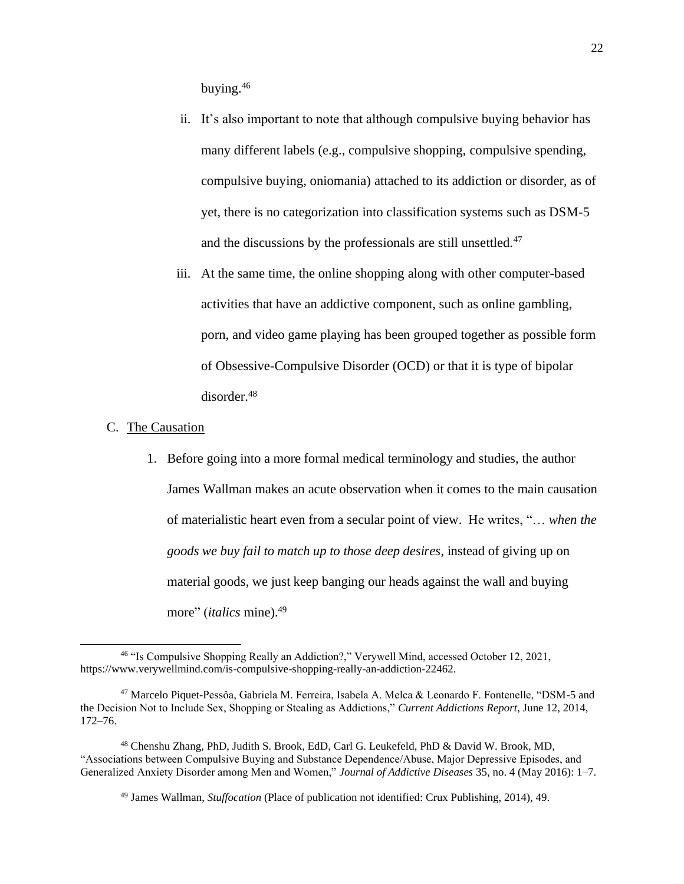buying.[46]

ii. It's also important to note that although compulsive buying behavior has many different labels (e.g., compulsive shopping, compulsive spending, compulsive buying, oniomania) attached to its addiction or disorder, as of yet, there is no categorization into classification systems such as DSM-5 and the discussions by the professionals are still unsettled.[47]

iii. At the same time, the online shopping along with other computer-based activities that have an addictive component, such as online gambling, porn, and video game playing has been grouped together as possible form of Obsessive-Compulsive Disorder (OCD) or that it is type of bipolar disorder.[48]

C. The Causation

1. Before going into a more formal medical terminology and studies, the author James Wallman makes an acute observation when it comes to the main causation of materialistic heart even from a secular point of view. He writes, "… *when the goods we buy fail to match up to those deep desires*, instead of giving up on material goods, we just keep banging our heads against the wall and buying more" (*italics* mine).[49]

---

[46] "Is Compulsive Shopping Really an Addiction?," Verywell Mind, accessed October 12, 2021, https://www.verywellmind.com/is-compulsive-shopping-really-an-addiction-22462.

[47] Marcelo Piquet-Pessôa, Gabriela M. Ferreira, Isabela A. Melca & Leonardo F. Fontenelle, "DSM-5 and the Decision Not to Include Sex, Shopping or Stealing as Addictions," *Current Addictions Report*, June 12, 2014, 172–76.

[48] Chenshu Zhang, PhD, Judith S. Brook, EdD, Carl G. Leukefeld, PhD & David W. Brook, MD, "Associations between Compulsive Buying and Substance Dependence/Abuse, Major Depressive Episodes, and Generalized Anxiety Disorder among Men and Women," *Journal of Addictive Diseases* 35, no. 4 (May 2016): 1–7.

[49] James Wallman, *Stuffocation* (Place of publication not identified: Crux Publishing, 2014), 49.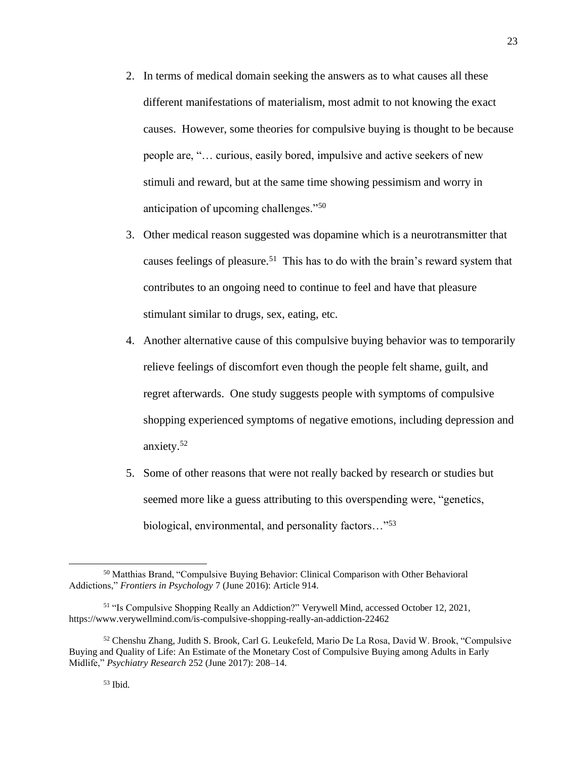2. In terms of medical domain seeking the answers as to what causes all these different manifestations of materialism, most admit to not knowing the exact causes. However, some theories for compulsive buying is thought to be because people are, "… curious, easily bored, impulsive and active seekers of new stimuli and reward, but at the same time showing pessimism and worry in anticipation of upcoming challenges."[50]
3. Other medical reason suggested was dopamine which is a neurotransmitter that causes feelings of pleasure.[51] This has to do with the brain's reward system that contributes to an ongoing need to continue to feel and have that pleasure stimulant similar to drugs, sex, eating, etc.
4. Another alternative cause of this compulsive buying behavior was to temporarily relieve feelings of discomfort even though the people felt shame, guilt, and regret afterwards. One study suggests people with symptoms of compulsive shopping experienced symptoms of negative emotions, including depression and anxiety.[52]
5. Some of other reasons that were not really backed by research or studies but seemed more like a guess attributing to this overspending were, "genetics, biological, environmental, and personality factors…"[53]

---

[50] Matthias Brand, "Compulsive Buying Behavior: Clinical Comparison with Other Behavioral Addictions," *Frontiers in Psychology* 7 (June 2016): Article 914.

[51] "Is Compulsive Shopping Really an Addiction?" Verywell Mind, accessed October 12, 2021, https://www.verywellmind.com/is-compulsive-shopping-really-an-addiction-22462

[52] Chenshu Zhang, Judith S. Brook, Carl G. Leukefeld, Mario De La Rosa, David W. Brook, "Compulsive Buying and Quality of Life: An Estimate of the Monetary Cost of Compulsive Buying among Adults in Early Midlife," *Psychiatry Research* 252 (June 2017): 208–14.

[53] Ibid.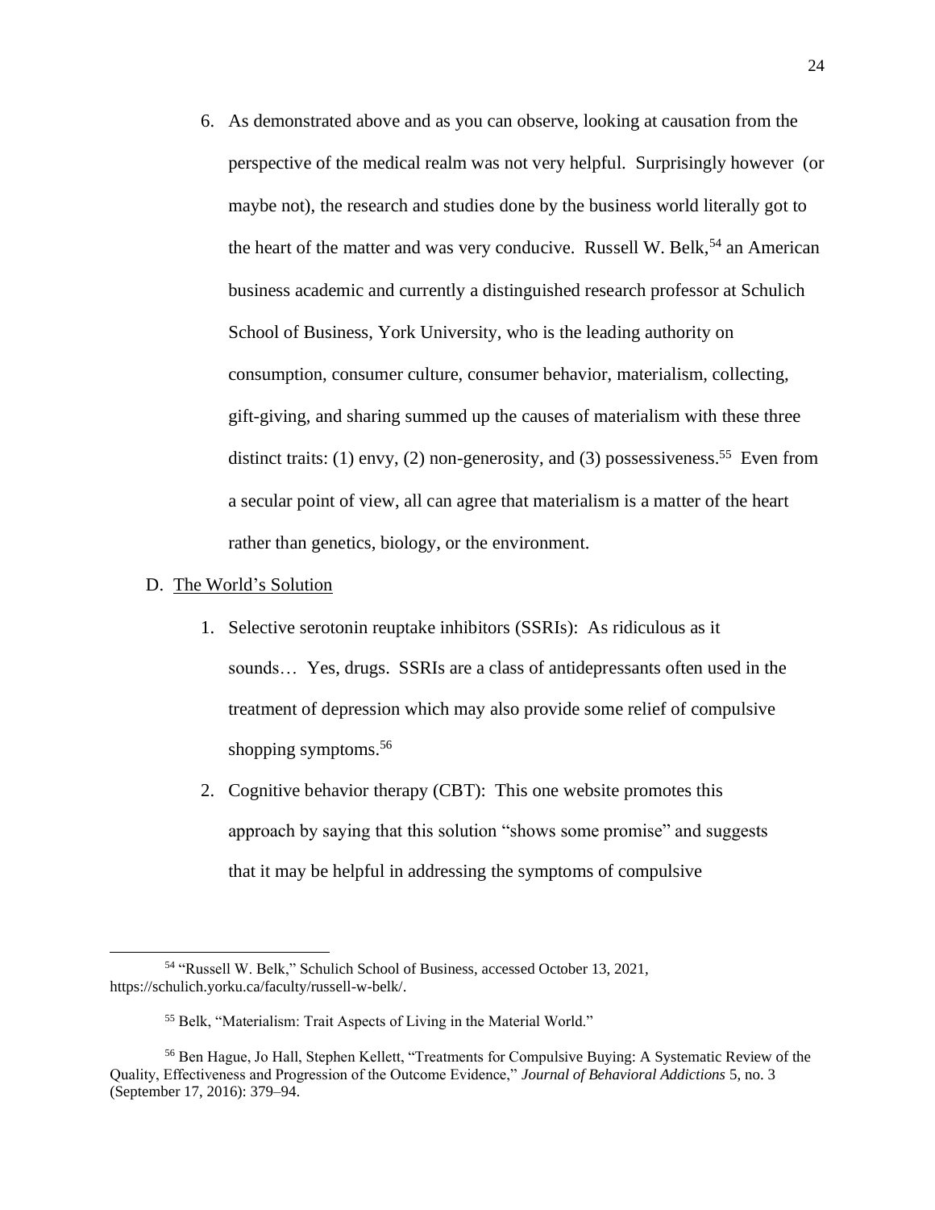6. As demonstrated above and as you can observe, looking at causation from the perspective of the medical realm was not very helpful. Surprisingly however (or maybe not), the research and studies done by the business world literally got to the heart of the matter and was very conducive. Russell W. Belk,[54] an American business academic and currently a distinguished research professor at Schulich School of Business, York University, who is the leading authority on consumption, consumer culture, consumer behavior, materialism, collecting, gift-giving, and sharing summed up the causes of materialism with these three distinct traits: (1) envy, (2) non-generosity, and (3) possessiveness.[55] Even from a secular point of view, all can agree that materialism is a matter of the heart rather than genetics, biology, or the environment.

D. <u>The World's Solution</u>

1. Selective serotonin reuptake inhibitors (SSRIs): As ridiculous as it sounds… Yes, drugs. SSRIs are a class of antidepressants often used in the treatment of depression which may also provide some relief of compulsive shopping symptoms.[56]

2. Cognitive behavior therapy (CBT): This one website promotes this approach by saying that this solution "shows some promise" and suggests that it may be helpful in addressing the symptoms of compulsive

---

[54] "Russell W. Belk," Schulich School of Business, accessed October 13, 2021, https://schulich.yorku.ca/faculty/russell-w-belk/.

[55] Belk, "Materialism: Trait Aspects of Living in the Material World."

[56] Ben Hague, Jo Hall, Stephen Kellett, "Treatments for Compulsive Buying: A Systematic Review of the Quality, Effectiveness and Progression of the Outcome Evidence," *Journal of Behavioral Addictions* 5, no. 3 (September 17, 2016): 379–94.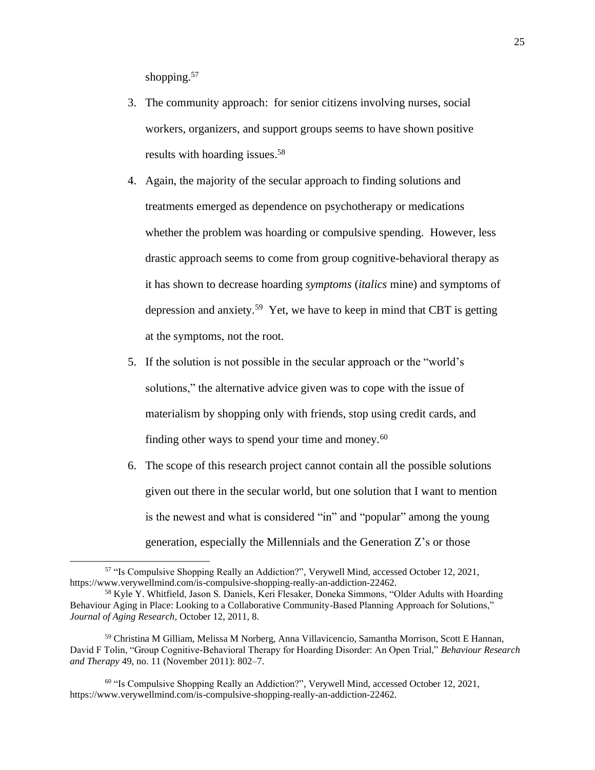shopping.[57]

3. The community approach: for senior citizens involving nurses, social workers, organizers, and support groups seems to have shown positive results with hoarding issues.[58]
4. Again, the majority of the secular approach to finding solutions and treatments emerged as dependence on psychotherapy or medications whether the problem was hoarding or compulsive spending. However, less drastic approach seems to come from group cognitive-behavioral therapy as it has shown to decrease hoarding *symptoms* (*italics* mine) and symptoms of depression and anxiety.[59] Yet, we have to keep in mind that CBT is getting at the symptoms, not the root.
5. If the solution is not possible in the secular approach or the "world's solutions," the alternative advice given was to cope with the issue of materialism by shopping only with friends, stop using credit cards, and finding other ways to spend your time and money.[60]
6. The scope of this research project cannot contain all the possible solutions given out there in the secular world, but one solution that I want to mention is the newest and what is considered "in" and "popular" among the young generation, especially the Millennials and the Generation Z's or those

---

[57] "Is Compulsive Shopping Really an Addiction?", Verywell Mind, accessed October 12, 2021, https://www.verywellmind.com/is-compulsive-shopping-really-an-addiction-22462.

[58] Kyle Y. Whitfield, Jason S. Daniels, Keri Flesaker, Doneka Simmons, "Older Adults with Hoarding Behaviour Aging in Place: Looking to a Collaborative Community-Based Planning Approach for Solutions," *Journal of Aging Research*, October 12, 2011, 8.

[59] Christina M Gilliam, Melissa M Norberg, Anna Villavicencio, Samantha Morrison, Scott E Hannan, David F Tolin, "Group Cognitive-Behavioral Therapy for Hoarding Disorder: An Open Trial," *Behaviour Research and Therapy* 49, no. 11 (November 2011): 802–7.

[60] "Is Compulsive Shopping Really an Addiction?", Verywell Mind, accessed October 12, 2021, https://www.verywellmind.com/is-compulsive-shopping-really-an-addiction-22462.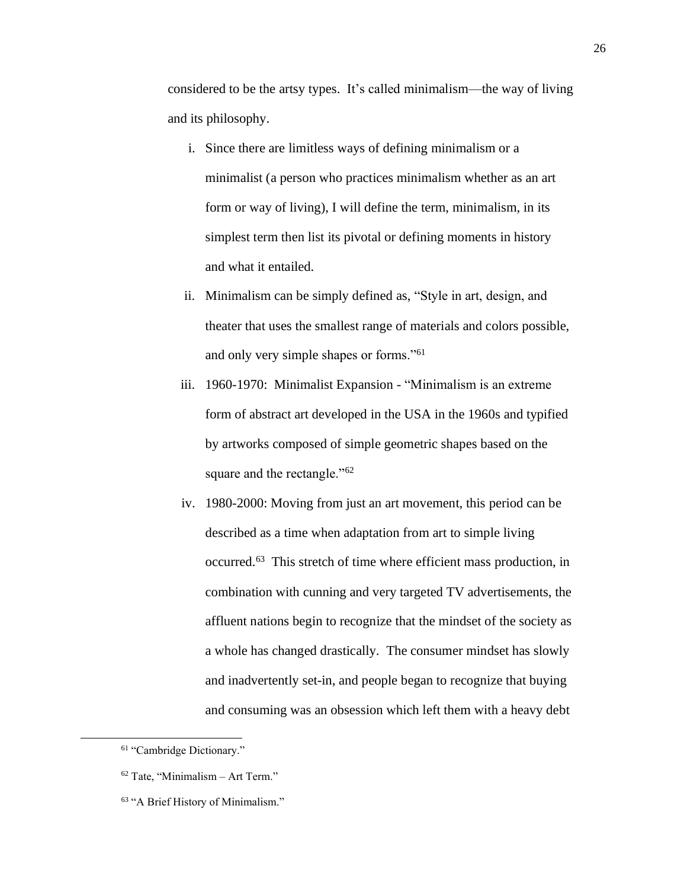considered to be the artsy types. It's called minimalism—the way of living and its philosophy.

i. Since there are limitless ways of defining minimalism or a minimalist (a person who practices minimalism whether as an art form or way of living), I will define the term, minimalism, in its simplest term then list its pivotal or defining moments in history and what it entailed.

ii. Minimalism can be simply defined as, "Style in art, design, and theater that uses the smallest range of materials and colors possible, and only very simple shapes or forms."[61]

iii. 1960-1970: Minimalist Expansion - "Minimalism is an extreme form of abstract art developed in the USA in the 1960s and typified by artworks composed of simple geometric shapes based on the square and the rectangle."[62]

iv. 1980-2000: Moving from just an art movement, this period can be described as a time when adaptation from art to simple living occurred.[63] This stretch of time where efficient mass production, in combination with cunning and very targeted TV advertisements, the affluent nations begin to recognize that the mindset of the society as a whole has changed drastically. The consumer mindset has slowly and inadvertently set-in, and people began to recognize that buying and consuming was an obsession which left them with a heavy debt

---

[61] "Cambridge Dictionary."

[62] Tate, "Minimalism – Art Term."

[63] "A Brief History of Minimalism."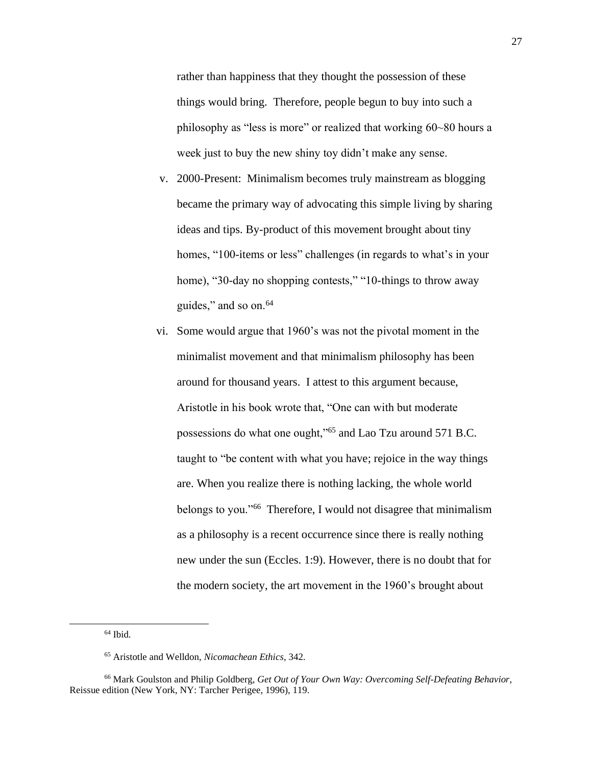rather than happiness that they thought the possession of these things would bring. Therefore, people begun to buy into such a philosophy as "less is more" or realized that working 60~80 hours a week just to buy the new shiny toy didn't make any sense.

v. 2000-Present: Minimalism becomes truly mainstream as blogging became the primary way of advocating this simple living by sharing ideas and tips. By-product of this movement brought about tiny homes, "100-items or less" challenges (in regards to what's in your home), "30-day no shopping contests," "10-things to throw away guides," and so on.[64]

vi. Some would argue that 1960's was not the pivotal moment in the minimalist movement and that minimalism philosophy has been around for thousand years. I attest to this argument because, Aristotle in his book wrote that, "One can with but moderate possessions do what one ought,"[65] and Lao Tzu around 571 B.C. taught to "be content with what you have; rejoice in the way things are. When you realize there is nothing lacking, the whole world belongs to you."[66] Therefore, I would not disagree that minimalism as a philosophy is a recent occurrence since there is really nothing new under the sun (Eccles. 1:9). However, there is no doubt that for the modern society, the art movement in the 1960's brought about

---

[64] Ibid.

[65] Aristotle and Welldon, *Nicomachean Ethics*, 342.

[66] Mark Goulston and Philip Goldberg, *Get Out of Your Own Way: Overcoming Self-Defeating Behavior*, Reissue edition (New York, NY: Tarcher Perigee, 1996), 119.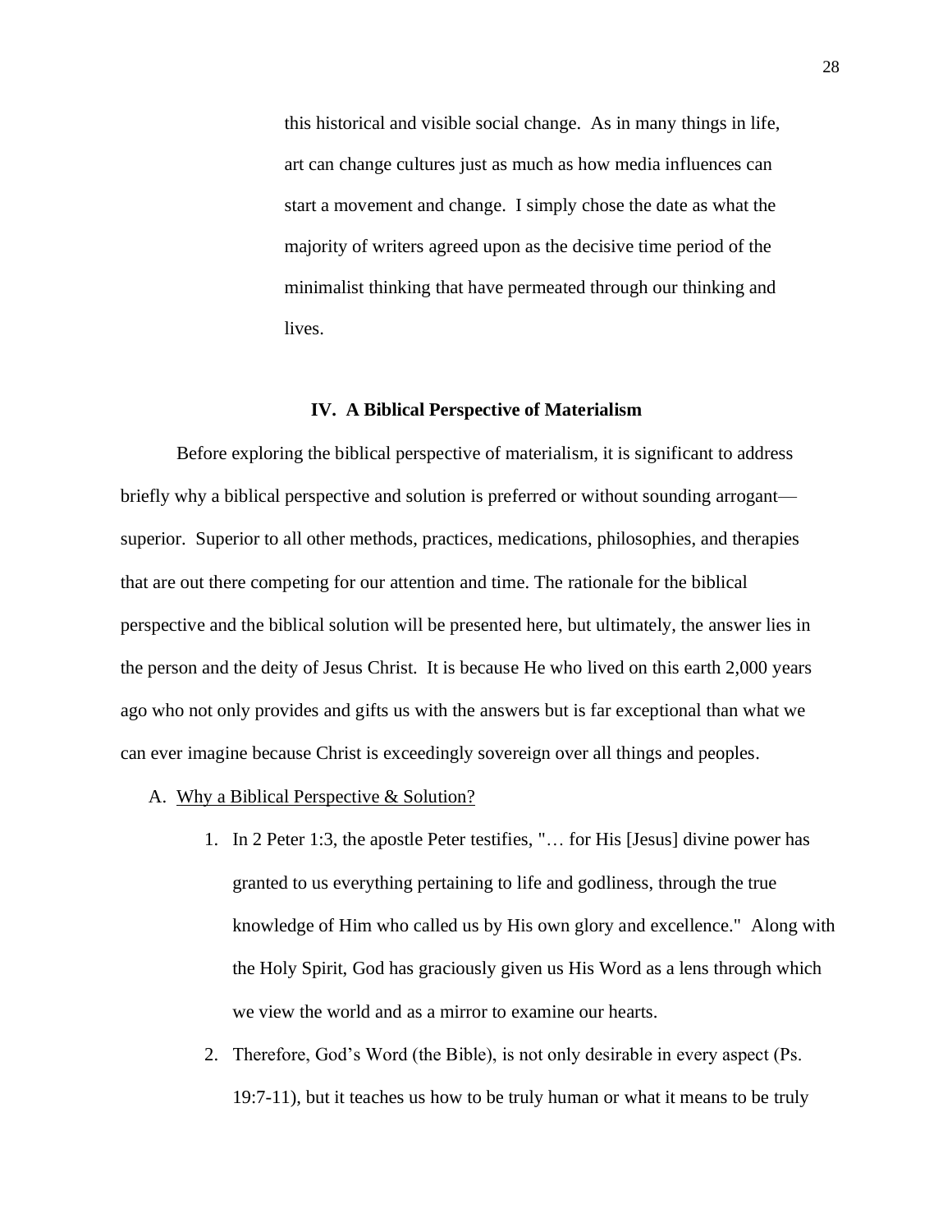this historical and visible social change. As in many things in life, art can change cultures just as much as how media influences can start a movement and change. I simply chose the date as what the majority of writers agreed upon as the decisive time period of the minimalist thinking that have permeated through our thinking and lives.

## IV. A Biblical Perspective of Materialism

Before exploring the biblical perspective of materialism, it is significant to address briefly why a biblical perspective and solution is preferred or without sounding arrogant—superior. Superior to all other methods, practices, medications, philosophies, and therapies that are out there competing for our attention and time. The rationale for the biblical perspective and the biblical solution will be presented here, but ultimately, the answer lies in the person and the deity of Jesus Christ. It is because He who lived on this earth 2,000 years ago who not only provides and gifts us with the answers but is far exceptional than what we can ever imagine because Christ is exceedingly sovereign over all things and peoples.

A. Why a Biblical Perspective & Solution?

1. In 2 Peter 1:3, the apostle Peter testifies, "… for His [Jesus] divine power has granted to us everything pertaining to life and godliness, through the true knowledge of Him who called us by His own glory and excellence." Along with the Holy Spirit, God has graciously given us His Word as a lens through which we view the world and as a mirror to examine our hearts.
2. Therefore, God's Word (the Bible), is not only desirable in every aspect (Ps. 19:7-11), but it teaches us how to be truly human or what it means to be truly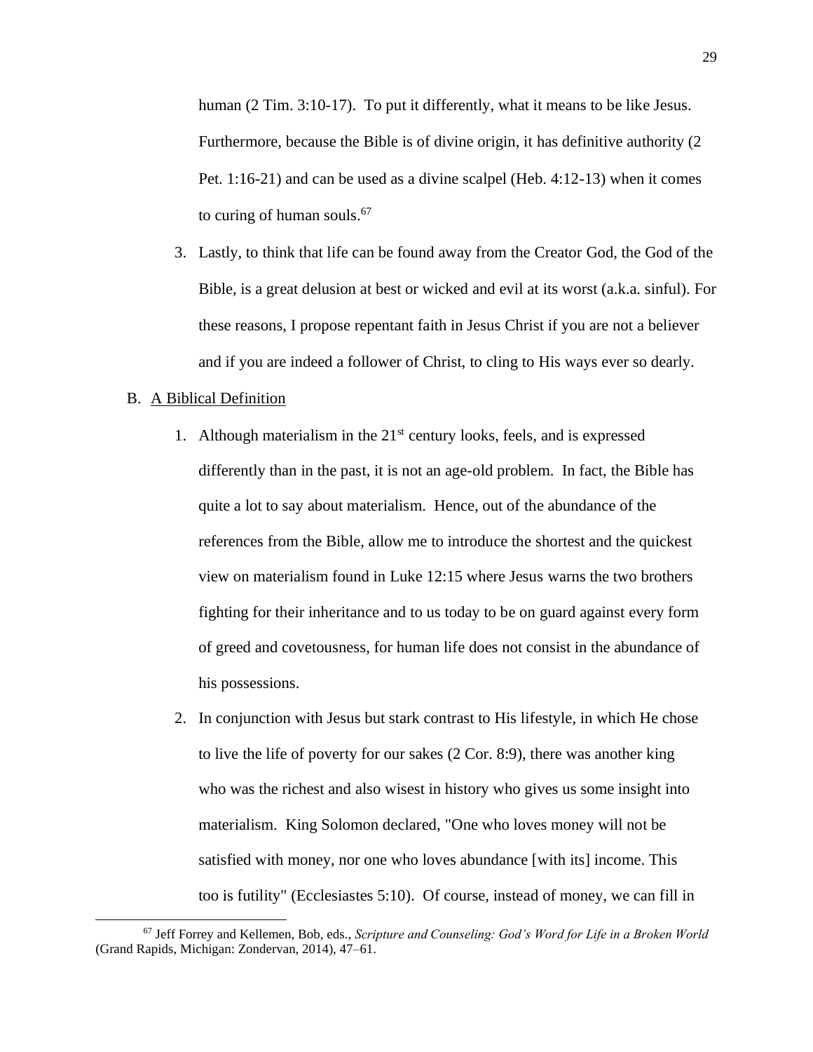human (2 Tim. 3:10-17). To put it differently, what it means to be like Jesus. Furthermore, because the Bible is of divine origin, it has definitive authority (2 Pet. 1:16-21) and can be used as a divine scalpel (Heb. 4:12-13) when it comes to curing of human souls.[67]

3. Lastly, to think that life can be found away from the Creator God, the God of the Bible, is a great delusion at best or wicked and evil at its worst (a.k.a. sinful). For these reasons, I propose repentant faith in Jesus Christ if you are not a believer and if you are indeed a follower of Christ, to cling to His ways ever so dearly.

B. <u>A Biblical Definition</u>

1. Although materialism in the 21st century looks, feels, and is expressed differently than in the past, it is not an age-old problem. In fact, the Bible has quite a lot to say about materialism. Hence, out of the abundance of the references from the Bible, allow me to introduce the shortest and the quickest view on materialism found in Luke 12:15 where Jesus warns the two brothers fighting for their inheritance and to us today to be on guard against every form of greed and covetousness, for human life does not consist in the abundance of his possessions.

2. In conjunction with Jesus but stark contrast to His lifestyle, in which He chose to live the life of poverty for our sakes (2 Cor. 8:9), there was another king who was the richest and also wisest in history who gives us some insight into materialism. King Solomon declared, "One who loves money will not be satisfied with money, nor one who loves abundance [with its] income. This too is futility" (Ecclesiastes 5:10). Of course, instead of money, we can fill in

---

[67] Jeff Forrey and Kellemen, Bob, eds., *Scripture and Counseling: God's Word for Life in a Broken World* (Grand Rapids, Michigan: Zondervan, 2014), 47–61.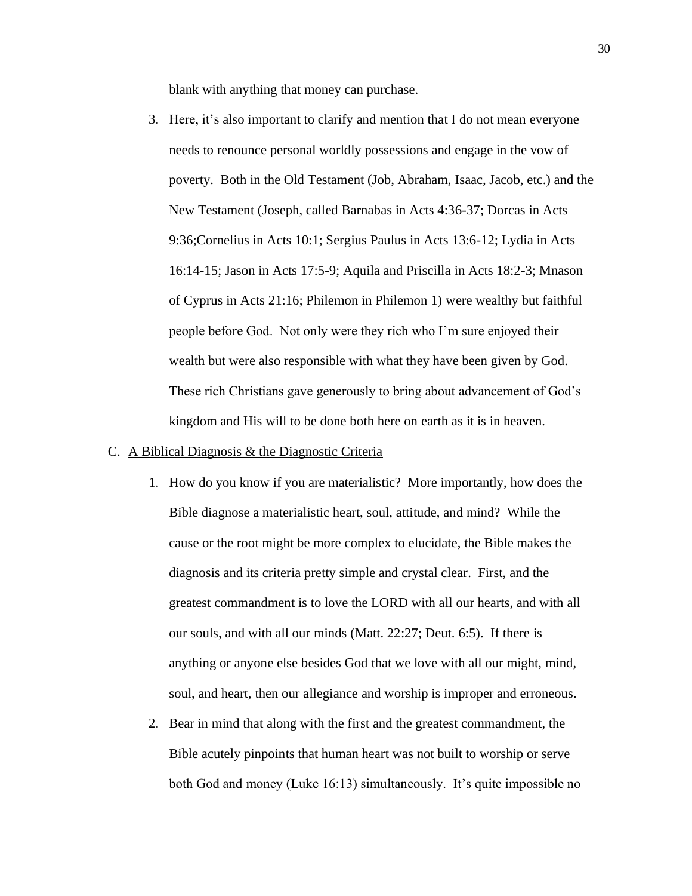blank with anything that money can purchase.

3. Here, it's also important to clarify and mention that I do not mean everyone needs to renounce personal worldly possessions and engage in the vow of poverty. Both in the Old Testament (Job, Abraham, Isaac, Jacob, etc.) and the New Testament (Joseph, called Barnabas in Acts 4:36-37; Dorcas in Acts 9:36;Cornelius in Acts 10:1; Sergius Paulus in Acts 13:6-12; Lydia in Acts 16:14-15; Jason in Acts 17:5-9; Aquila and Priscilla in Acts 18:2-3; Mnason of Cyprus in Acts 21:16; Philemon in Philemon 1) were wealthy but faithful people before God. Not only were they rich who I'm sure enjoyed their wealth but were also responsible with what they have been given by God. These rich Christians gave generously to bring about advancement of God's kingdom and His will to be done both here on earth as it is in heaven.

C. <u>A Biblical Diagnosis & the Diagnostic Criteria</u>

1. How do you know if you are materialistic? More importantly, how does the Bible diagnose a materialistic heart, soul, attitude, and mind? While the cause or the root might be more complex to elucidate, the Bible makes the diagnosis and its criteria pretty simple and crystal clear. First, and the greatest commandment is to love the LORD with all our hearts, and with all our souls, and with all our minds (Matt. 22:27; Deut. 6:5). If there is anything or anyone else besides God that we love with all our might, mind, soul, and heart, then our allegiance and worship is improper and erroneous.

2. Bear in mind that along with the first and the greatest commandment, the Bible acutely pinpoints that human heart was not built to worship or serve both God and money (Luke 16:13) simultaneously. It's quite impossible no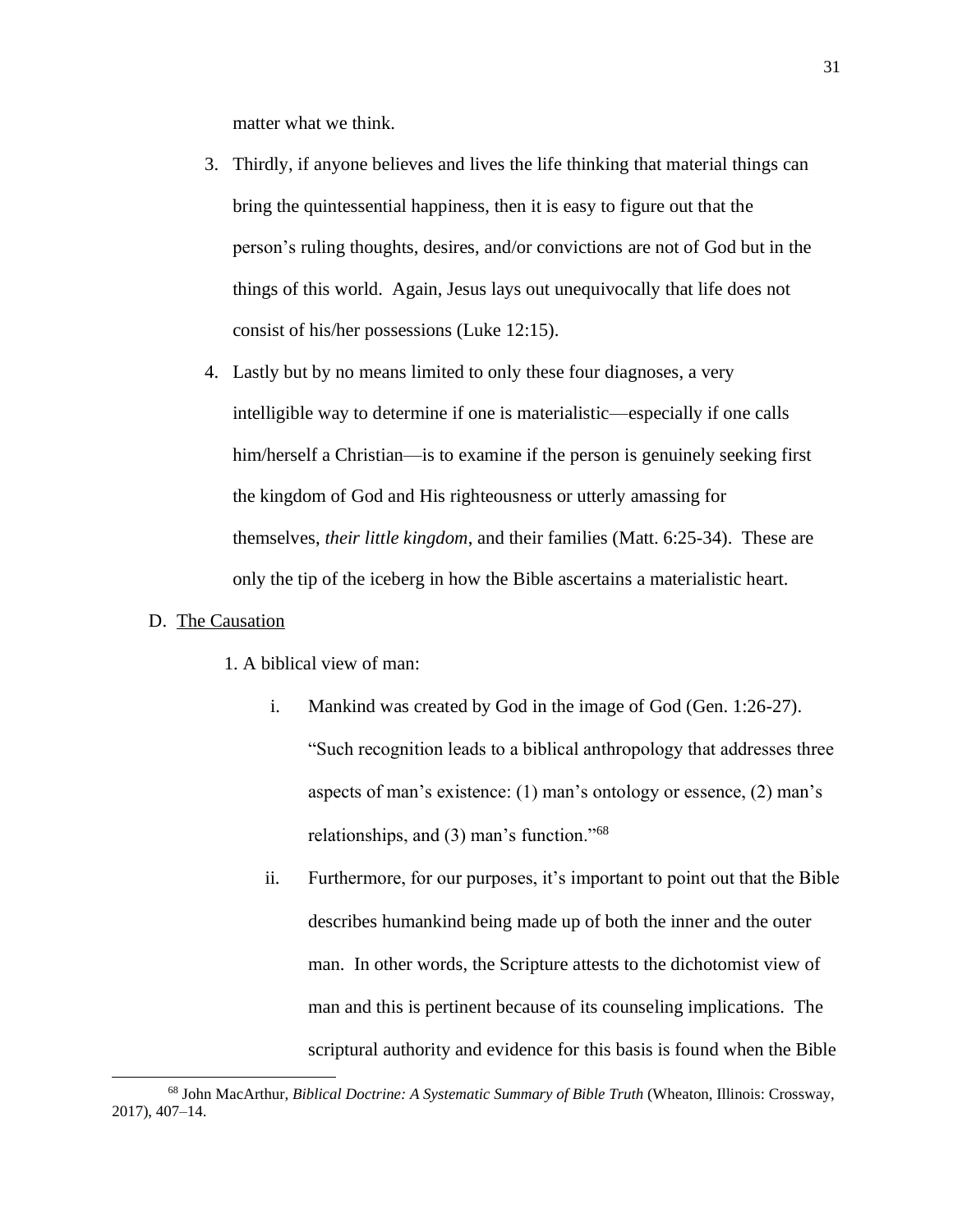matter what we think.

3. Thirdly, if anyone believes and lives the life thinking that material things can bring the quintessential happiness, then it is easy to figure out that the person's ruling thoughts, desires, and/or convictions are not of God but in the things of this world. Again, Jesus lays out unequivocally that life does not consist of his/her possessions (Luke 12:15).
4. Lastly but by no means limited to only these four diagnoses, a very intelligible way to determine if one is materialistic—especially if one calls him/herself a Christian—is to examine if the person is genuinely seeking first the kingdom of God and His righteousness or utterly amassing for themselves, *their little kingdom*, and their families (Matt. 6:25-34). These are only the tip of the iceberg in how the Bible ascertains a materialistic heart.

D. <u>The Causation</u>

1. A biblical view of man:

    i. Mankind was created by God in the image of God (Gen. 1:26-27). "Such recognition leads to a biblical anthropology that addresses three aspects of man's existence: (1) man's ontology or essence, (2) man's relationships, and (3) man's function."[68]

    ii. Furthermore, for our purposes, it's important to point out that the Bible describes humankind being made up of both the inner and the outer man. In other words, the Scripture attests to the dichotomist view of man and this is pertinent because of its counseling implications. The scriptural authority and evidence for this basis is found when the Bible

---

[68] John MacArthur, *Biblical Doctrine: A Systematic Summary of Bible Truth* (Wheaton, Illinois: Crossway, 2017), 407–14.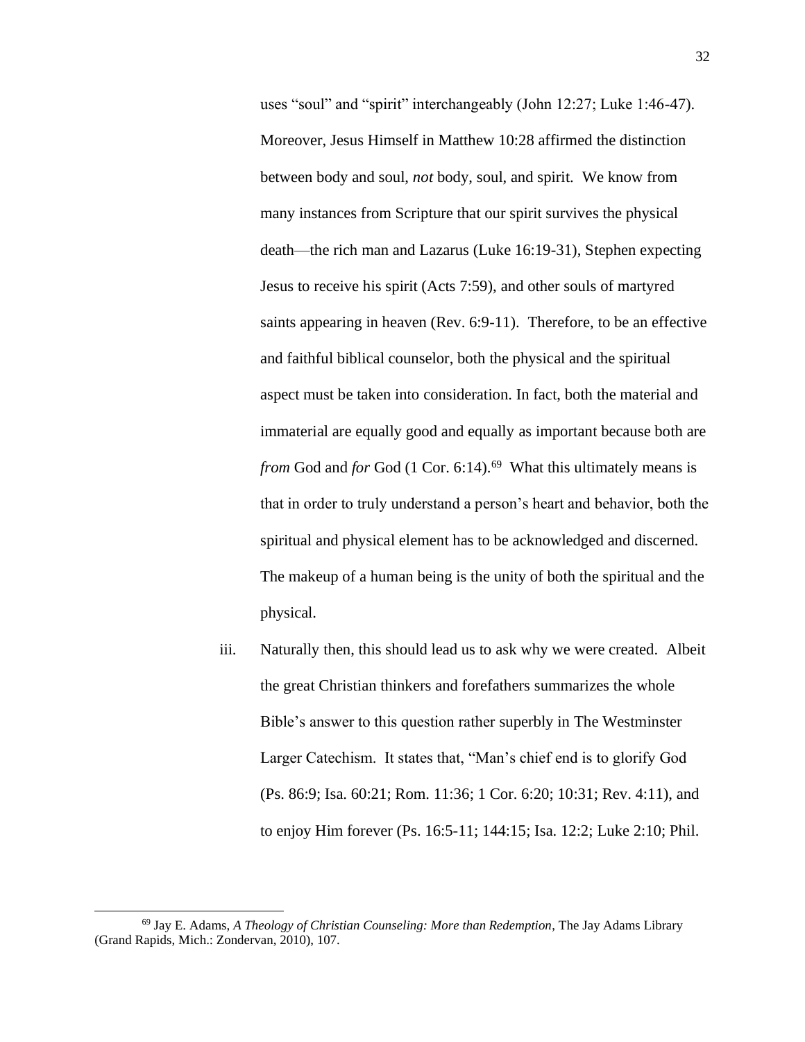uses "soul" and "spirit" interchangeably (John 12:27; Luke 1:46-47). Moreover, Jesus Himself in Matthew 10:28 affirmed the distinction between body and soul, *not* body, soul, and spirit. We know from many instances from Scripture that our spirit survives the physical death—the rich man and Lazarus (Luke 16:19-31), Stephen expecting Jesus to receive his spirit (Acts 7:59), and other souls of martyred saints appearing in heaven (Rev. 6:9-11). Therefore, to be an effective and faithful biblical counselor, both the physical and the spiritual aspect must be taken into consideration. In fact, both the material and immaterial are equally good and equally as important because both are *from* God and *for* God (1 Cor. 6:14).[69] What this ultimately means is that in order to truly understand a person's heart and behavior, both the spiritual and physical element has to be acknowledged and discerned. The makeup of a human being is the unity of both the spiritual and the physical.

iii. Naturally then, this should lead us to ask why we were created. Albeit the great Christian thinkers and forefathers summarizes the whole Bible's answer to this question rather superbly in The Westminster Larger Catechism. It states that, "Man's chief end is to glorify God (Ps. 86:9; Isa. 60:21; Rom. 11:36; 1 Cor. 6:20; 10:31; Rev. 4:11), and to enjoy Him forever (Ps. 16:5-11; 144:15; Isa. 12:2; Luke 2:10; Phil.

---

[69] Jay E. Adams, *A Theology of Christian Counseling: More than Redemption*, The Jay Adams Library (Grand Rapids, Mich.: Zondervan, 2010), 107.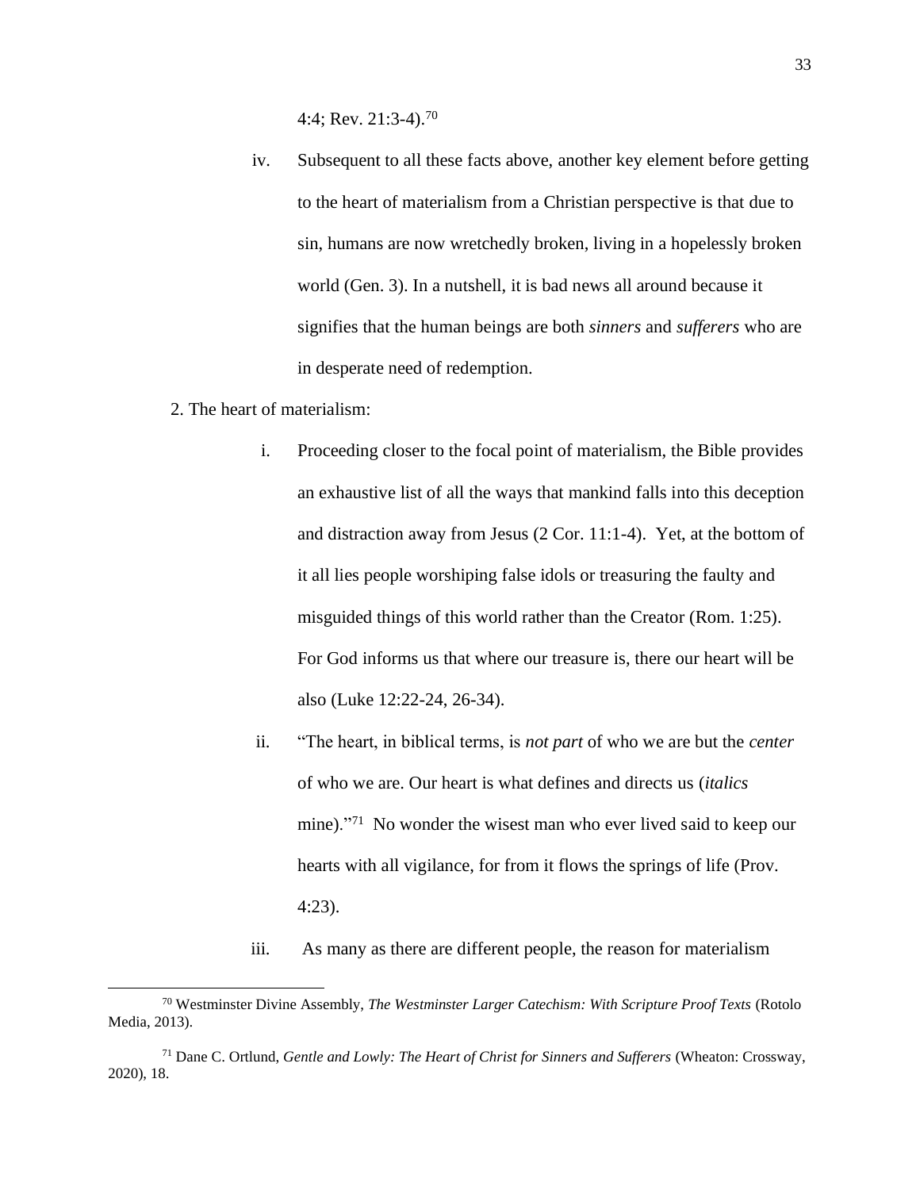4:4; Rev. 21:3-4).[70]

iv. Subsequent to all these facts above, another key element before getting to the heart of materialism from a Christian perspective is that due to sin, humans are now wretchedly broken, living in a hopelessly broken world (Gen. 3). In a nutshell, it is bad news all around because it signifies that the human beings are both *sinners* and *sufferers* who are in desperate need of redemption.

2. The heart of materialism:

i. Proceeding closer to the focal point of materialism, the Bible provides an exhaustive list of all the ways that mankind falls into this deception and distraction away from Jesus (2 Cor. 11:1-4). Yet, at the bottom of it all lies people worshiping false idols or treasuring the faulty and misguided things of this world rather than the Creator (Rom. 1:25). For God informs us that where our treasure is, there our heart will be also (Luke 12:22-24, 26-34).

ii. "The heart, in biblical terms, is *not part* of who we are but the *center* of who we are. Our heart is what defines and directs us (*italics* mine)."[71] No wonder the wisest man who ever lived said to keep our hearts with all vigilance, for from it flows the springs of life (Prov. 4:23).

iii. As many as there are different people, the reason for materialism

---

[70] Westminster Divine Assembly, *The Westminster Larger Catechism: With Scripture Proof Texts* (Rotolo Media, 2013).

[71] Dane C. Ortlund, *Gentle and Lowly: The Heart of Christ for Sinners and Sufferers* (Wheaton: Crossway, 2020), 18.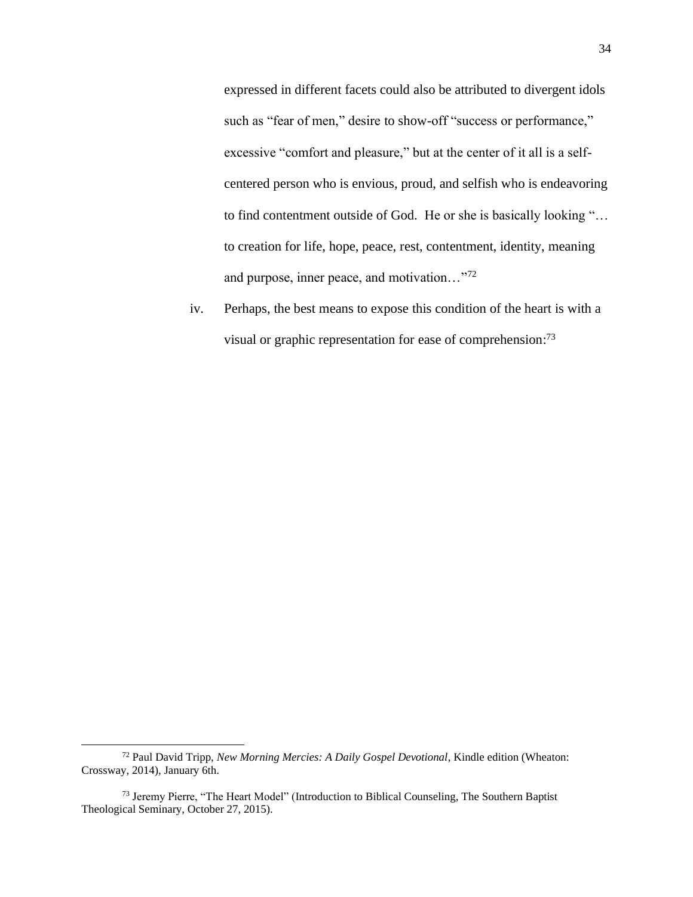expressed in different facets could also be attributed to divergent idols such as "fear of men," desire to show-off "success or performance," excessive "comfort and pleasure," but at the center of it all is a self-centered person who is envious, proud, and selfish who is endeavoring to find contentment outside of God. He or she is basically looking "… to creation for life, hope, peace, rest, contentment, identity, meaning and purpose, inner peace, and motivation…"[72]

iv. Perhaps, the best means to expose this condition of the heart is with a visual or graphic representation for ease of comprehension:[73]

---

[72] Paul David Tripp, *New Morning Mercies: A Daily Gospel Devotional*, Kindle edition (Wheaton: Crossway, 2014), January 6th.

[73] Jeremy Pierre, "The Heart Model" (Introduction to Biblical Counseling, The Southern Baptist Theological Seminary, October 27, 2015).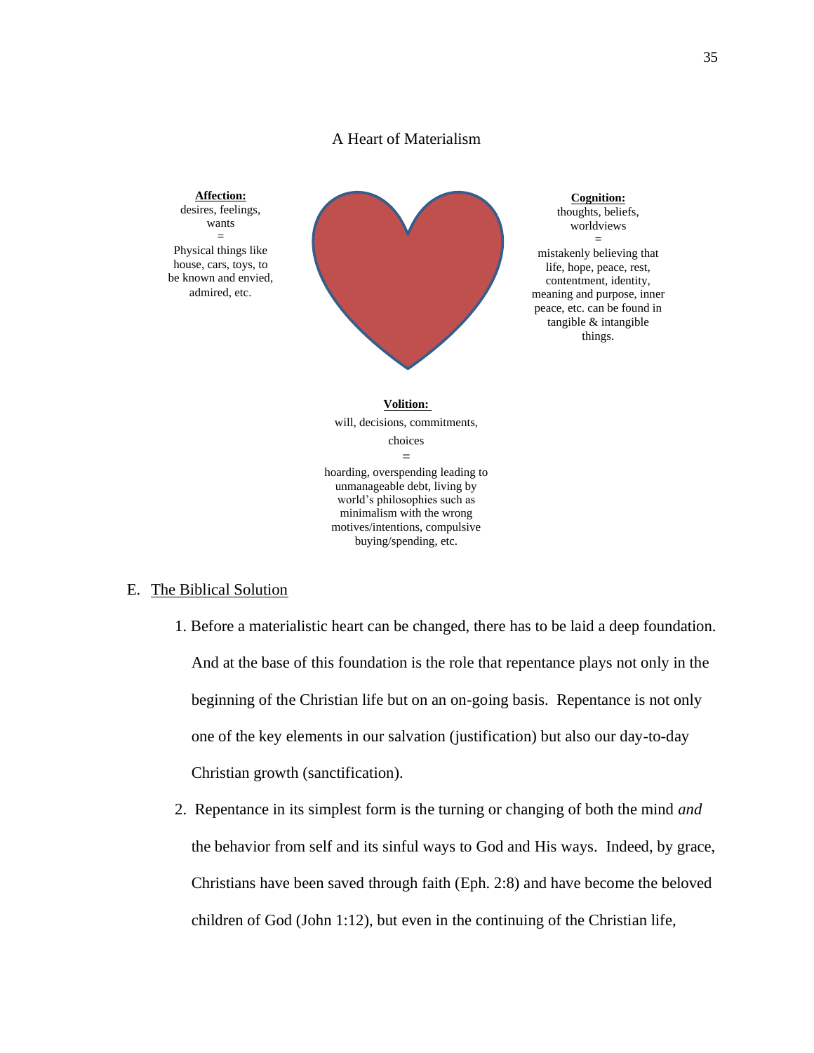A Heart of Materialism

**Affection:**
desires, feelings, wants
=
Physical things like house, cars, toys, to be known and envied, admired, etc.

**Cognition:**
thoughts, beliefs, worldviews
=
mistakenly believing that life, hope, peace, rest, contentment, identity, meaning and purpose, inner peace, etc. can be found in tangible & intangible things.

**Volition:**
will, decisions, commitments, choices
=
hoarding, overspending leading to unmanageable debt, living by world's philosophies such as minimalism with the wrong motives/intentions, compulsive buying/spending, etc.

E. The Biblical Solution

1. Before a materialistic heart can be changed, there has to be laid a deep foundation. And at the base of this foundation is the role that repentance plays not only in the beginning of the Christian life but on an on-going basis. Repentance is not only one of the key elements in our salvation (justification) but also our day-to-day Christian growth (sanctification).

2. Repentance in its simplest form is the turning or changing of both the mind *and* the behavior from self and its sinful ways to God and His ways. Indeed, by grace, Christians have been saved through faith (Eph. 2:8) and have become the beloved children of God (John 1:12), but even in the continuing of the Christian life,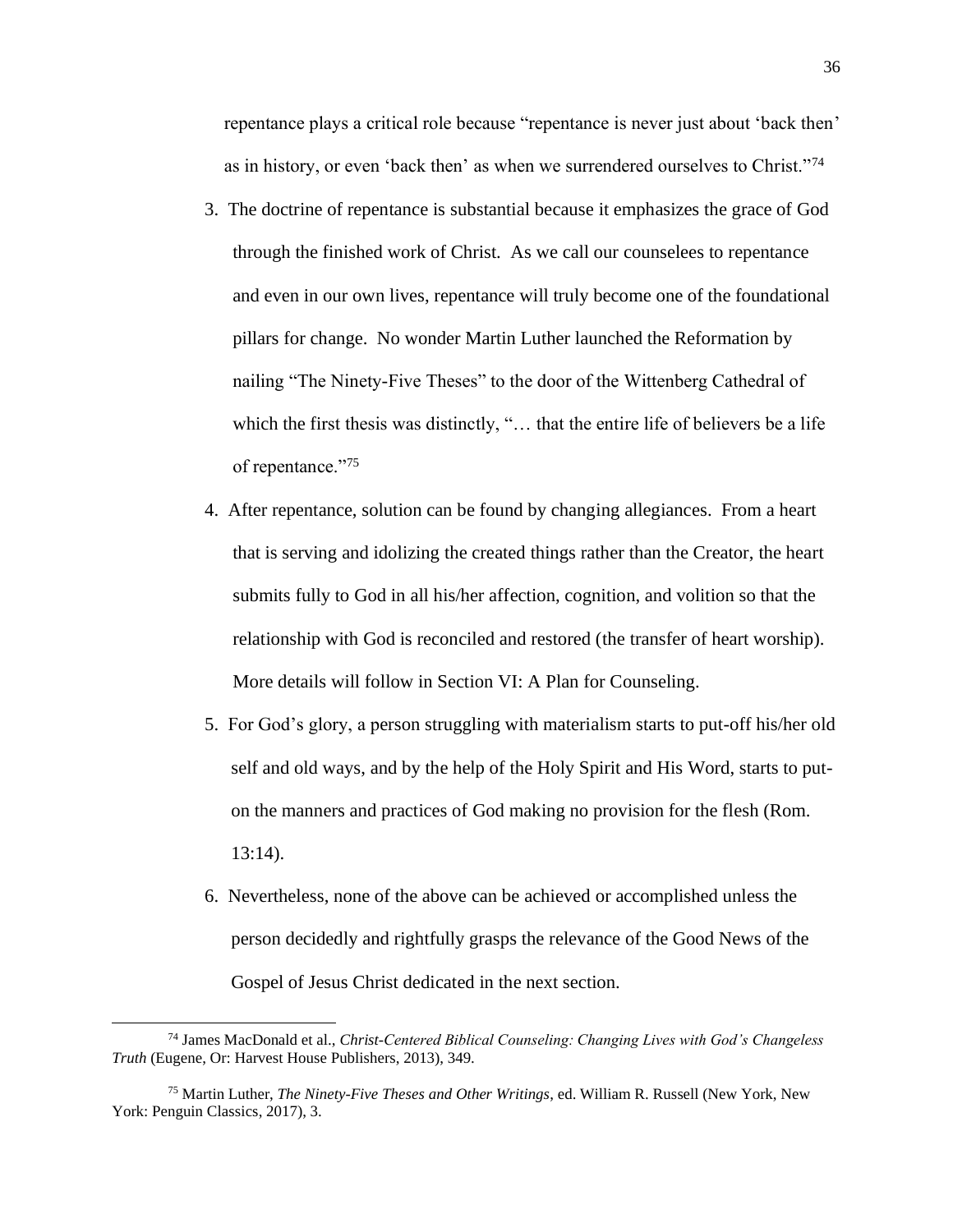repentance plays a critical role because "repentance is never just about 'back then' as in history, or even 'back then' as when we surrendered ourselves to Christ."[74]

3. The doctrine of repentance is substantial because it emphasizes the grace of God through the finished work of Christ. As we call our counselees to repentance and even in our own lives, repentance will truly become one of the foundational pillars for change. No wonder Martin Luther launched the Reformation by nailing "The Ninety-Five Theses" to the door of the Wittenberg Cathedral of which the first thesis was distinctly, "… that the entire life of believers be a life of repentance."[75]
4. After repentance, solution can be found by changing allegiances. From a heart that is serving and idolizing the created things rather than the Creator, the heart submits fully to God in all his/her affection, cognition, and volition so that the relationship with God is reconciled and restored (the transfer of heart worship). More details will follow in Section VI: A Plan for Counseling.
5. For God's glory, a person struggling with materialism starts to put-off his/her old self and old ways, and by the help of the Holy Spirit and His Word, starts to put-on the manners and practices of God making no provision for the flesh (Rom. 13:14).
6. Nevertheless, none of the above can be achieved or accomplished unless the person decidedly and rightfully grasps the relevance of the Good News of the Gospel of Jesus Christ dedicated in the next section.

---

[74] James MacDonald et al., *Christ-Centered Biblical Counseling: Changing Lives with God's Changeless Truth* (Eugene, Or: Harvest House Publishers, 2013), 349.

[75] Martin Luther, *The Ninety-Five Theses and Other Writings*, ed. William R. Russell (New York, New York: Penguin Classics, 2017), 3.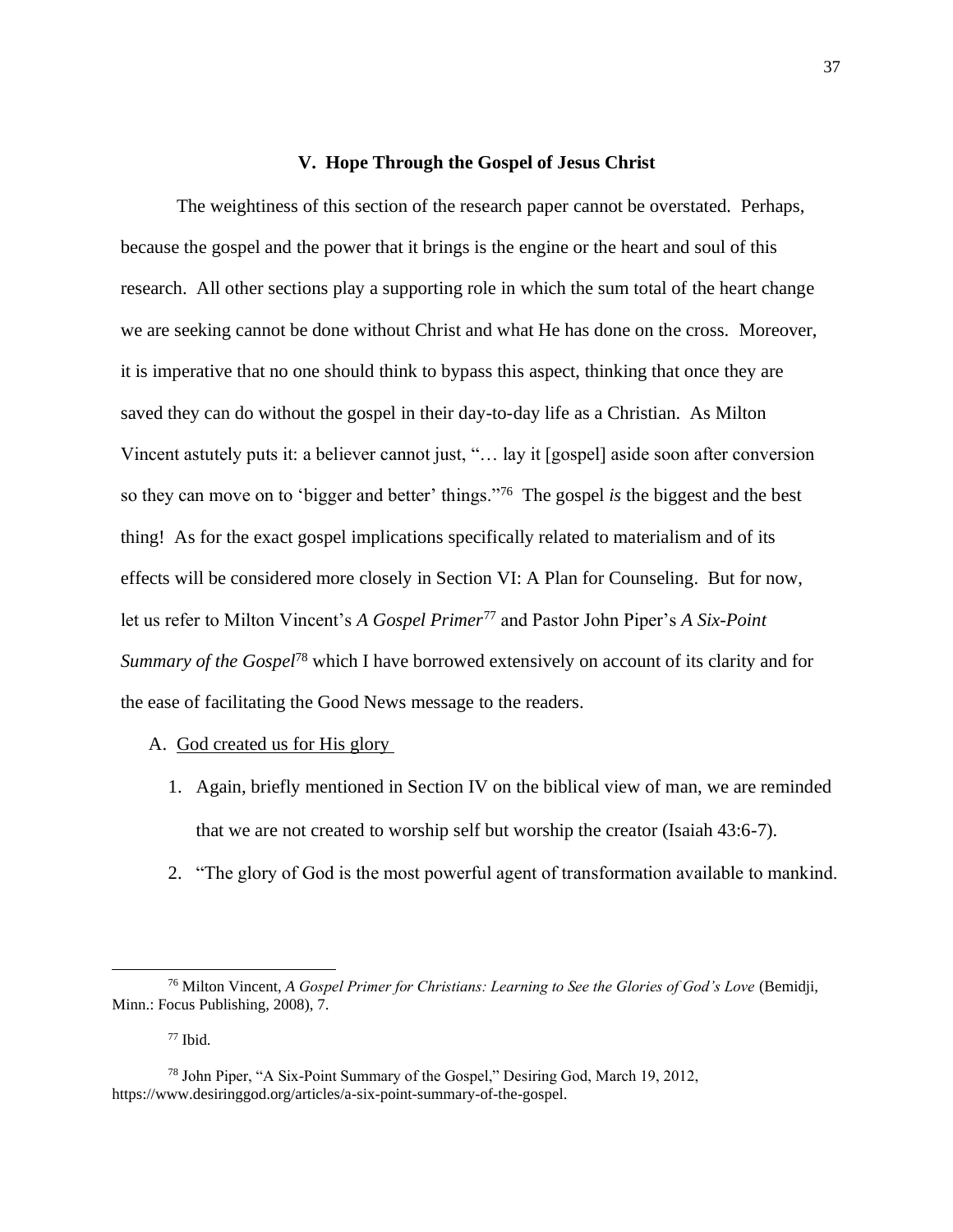## V. Hope Through the Gospel of Jesus Christ

The weightiness of this section of the research paper cannot be overstated. Perhaps, because the gospel and the power that it brings is the engine or the heart and soul of this research. All other sections play a supporting role in which the sum total of the heart change we are seeking cannot be done without Christ and what He has done on the cross. Moreover, it is imperative that no one should think to bypass this aspect, thinking that once they are saved they can do without the gospel in their day-to-day life as a Christian. As Milton Vincent astutely puts it: a believer cannot just, "… lay it [gospel] aside soon after conversion so they can move on to 'bigger and better' things."[76] The gospel *is* the biggest and the best thing! As for the exact gospel implications specifically related to materialism and of its effects will be considered more closely in Section VI: A Plan for Counseling. But for now, let us refer to Milton Vincent's *A Gospel Primer*[77] and Pastor John Piper's *A Six-Point Summary of the Gospel*[78] which I have borrowed extensively on account of its clarity and for the ease of facilitating the Good News message to the readers.

A. <u>God created us for His glory</u>

1. Again, briefly mentioned in Section IV on the biblical view of man, we are reminded that we are not created to worship self but worship the creator (Isaiah 43:6-7).
2. "The glory of God is the most powerful agent of transformation available to mankind.

---

[76] Milton Vincent, *A Gospel Primer for Christians: Learning to See the Glories of God's Love* (Bemidji, Minn.: Focus Publishing, 2008), 7.

[77] Ibid.

[78] John Piper, "A Six-Point Summary of the Gospel," Desiring God, March 19, 2012, https://www.desiringgod.org/articles/a-six-point-summary-of-the-gospel.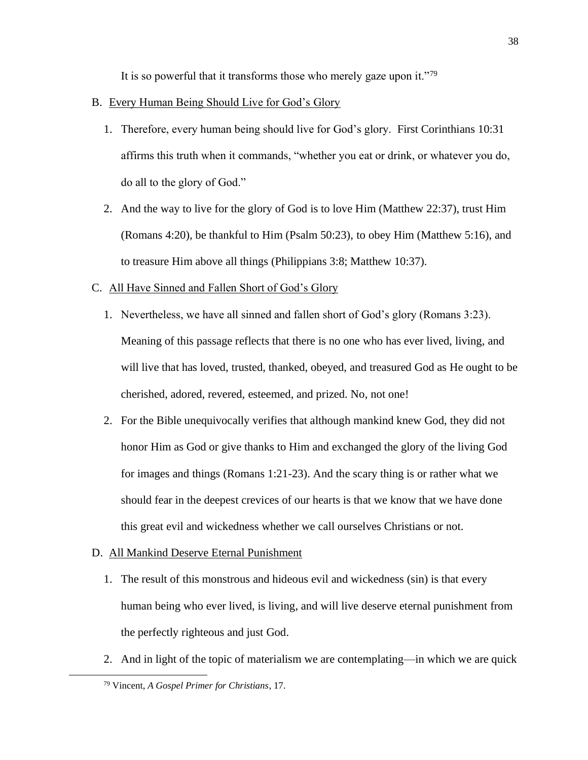It is so powerful that it transforms those who merely gaze upon it."[79]

B. Every Human Being Should Live for God's Glory

1. Therefore, every human being should live for God's glory. First Corinthians 10:31 affirms this truth when it commands, "whether you eat or drink, or whatever you do, do all to the glory of God."

2. And the way to live for the glory of God is to love Him (Matthew 22:37), trust Him (Romans 4:20), be thankful to Him (Psalm 50:23), to obey Him (Matthew 5:16), and to treasure Him above all things (Philippians 3:8; Matthew 10:37).

C. All Have Sinned and Fallen Short of God's Glory

1. Nevertheless, we have all sinned and fallen short of God's glory (Romans 3:23). Meaning of this passage reflects that there is no one who has ever lived, living, and will live that has loved, trusted, thanked, obeyed, and treasured God as He ought to be cherished, adored, revered, esteemed, and prized. No, not one!

2. For the Bible unequivocally verifies that although mankind knew God, they did not honor Him as God or give thanks to Him and exchanged the glory of the living God for images and things (Romans 1:21-23). And the scary thing is or rather what we should fear in the deepest crevices of our hearts is that we know that we have done this great evil and wickedness whether we call ourselves Christians or not.

D. All Mankind Deserve Eternal Punishment

1. The result of this monstrous and hideous evil and wickedness (sin) is that every human being who ever lived, is living, and will live deserve eternal punishment from the perfectly righteous and just God.

2. And in light of the topic of materialism we are contemplating—in which we are quick

[79] Vincent, *A Gospel Primer for Christians*, 17.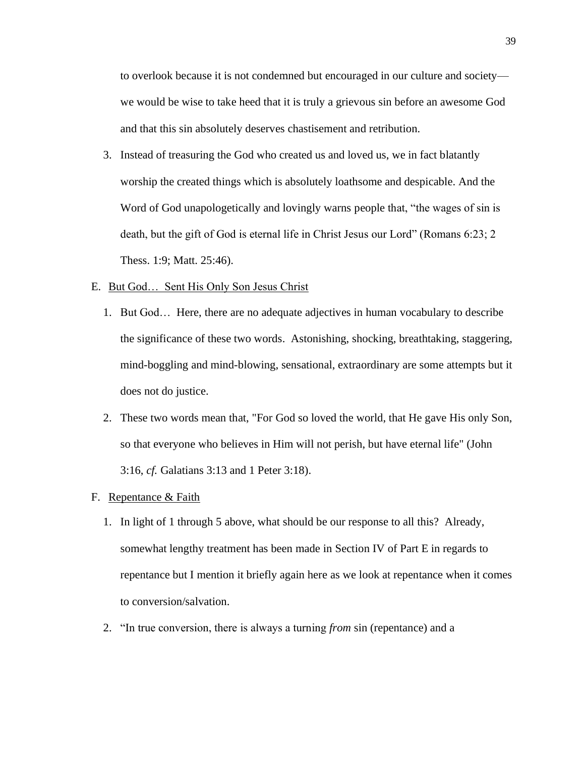to overlook because it is not condemned but encouraged in our culture and society—we would be wise to take heed that it is truly a grievous sin before an awesome God and that this sin absolutely deserves chastisement and retribution.

3. Instead of treasuring the God who created us and loved us, we in fact blatantly worship the created things which is absolutely loathsome and despicable. And the Word of God unapologetically and lovingly warns people that, “the wages of sin is death, but the gift of God is eternal life in Christ Jesus our Lord” (Romans 6:23; 2 Thess. 1:9; Matt. 25:46).

E. <u>But God… Sent His Only Son Jesus Christ</u>

1. But God… Here, there are no adequate adjectives in human vocabulary to describe the significance of these two words. Astonishing, shocking, breathtaking, staggering, mind-boggling and mind-blowing, sensational, extraordinary are some attempts but it does not do justice.

2. These two words mean that, "For God so loved the world, that He gave His only Son, so that everyone who believes in Him will not perish, but have eternal life" (John 3:16, *cf.* Galatians 3:13 and 1 Peter 3:18).

F. <u>Repentance & Faith</u>

1. In light of 1 through 5 above, what should be our response to all this? Already, somewhat lengthy treatment has been made in Section IV of Part E in regards to repentance but I mention it briefly again here as we look at repentance when it comes to conversion/salvation.

2. “In true conversion, there is always a turning *from* sin (repentance) and a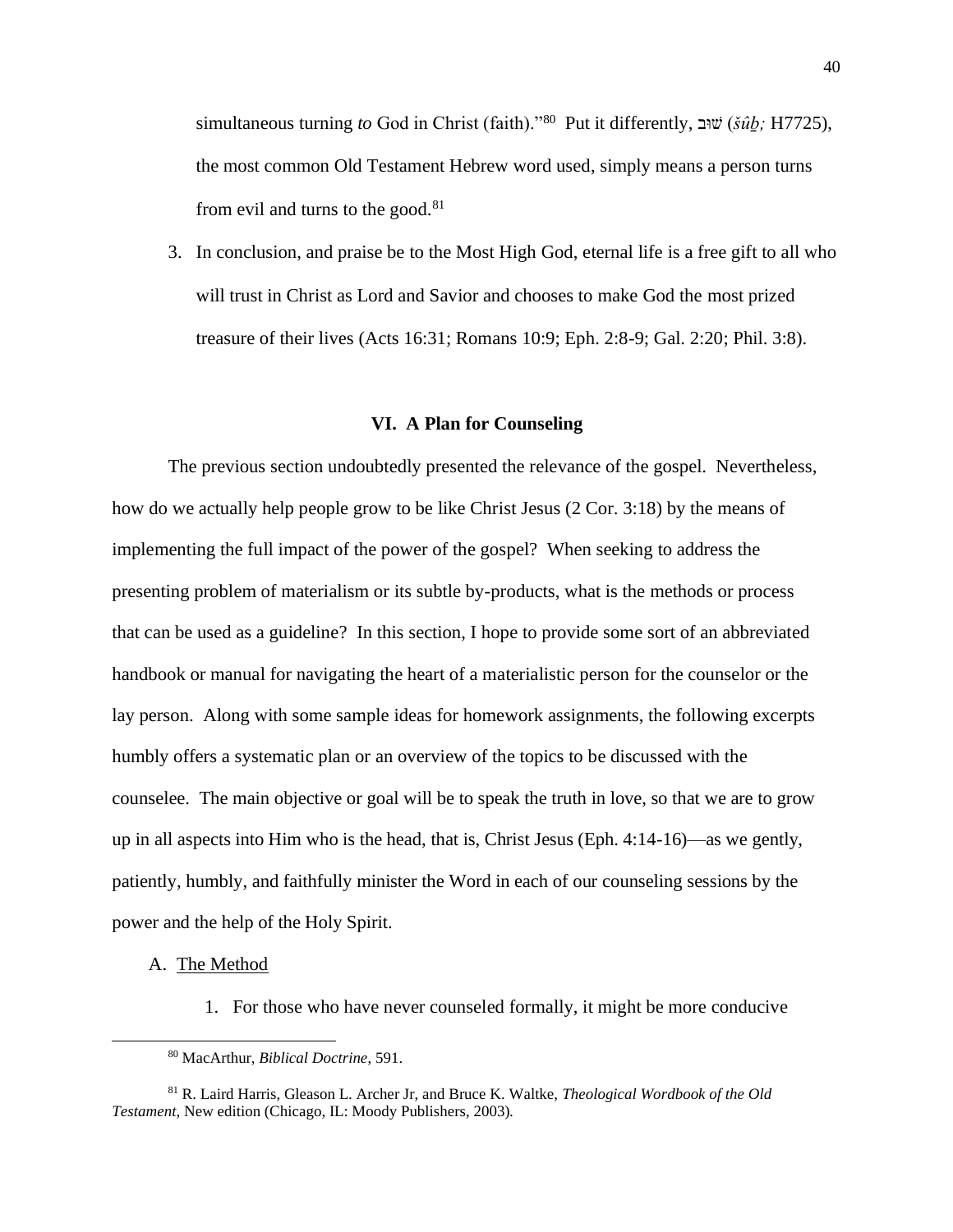simultaneous turning *to* God in Christ (faith)."[80] Put it differently, שׁוּב (*šûḇ;* H7725), the most common Old Testament Hebrew word used, simply means a person turns from evil and turns to the good.[81]

3. In conclusion, and praise be to the Most High God, eternal life is a free gift to all who will trust in Christ as Lord and Savior and chooses to make God the most prized treasure of their lives (Acts 16:31; Romans 10:9; Eph. 2:8-9; Gal. 2:20; Phil. 3:8).

## VI. A Plan for Counseling

The previous section undoubtedly presented the relevance of the gospel. Nevertheless, how do we actually help people grow to be like Christ Jesus (2 Cor. 3:18) by the means of implementing the full impact of the power of the gospel? When seeking to address the presenting problem of materialism or its subtle by-products, what is the methods or process that can be used as a guideline? In this section, I hope to provide some sort of an abbreviated handbook or manual for navigating the heart of a materialistic person for the counselor or the lay person. Along with some sample ideas for homework assignments, the following excerpts humbly offers a systematic plan or an overview of the topics to be discussed with the counselee. The main objective or goal will be to speak the truth in love, so that we are to grow up in all aspects into Him who is the head, that is, Christ Jesus (Eph. 4:14-16)—as we gently, patiently, humbly, and faithfully minister the Word in each of our counseling sessions by the power and the help of the Holy Spirit.

A. The Method

1. For those who have never counseled formally, it might be more conducive

---

[80] MacArthur, *Biblical Doctrine*, 591.

[81] R. Laird Harris, Gleason L. Archer Jr, and Bruce K. Waltke, *Theological Wordbook of the Old Testament*, New edition (Chicago, IL: Moody Publishers, 2003).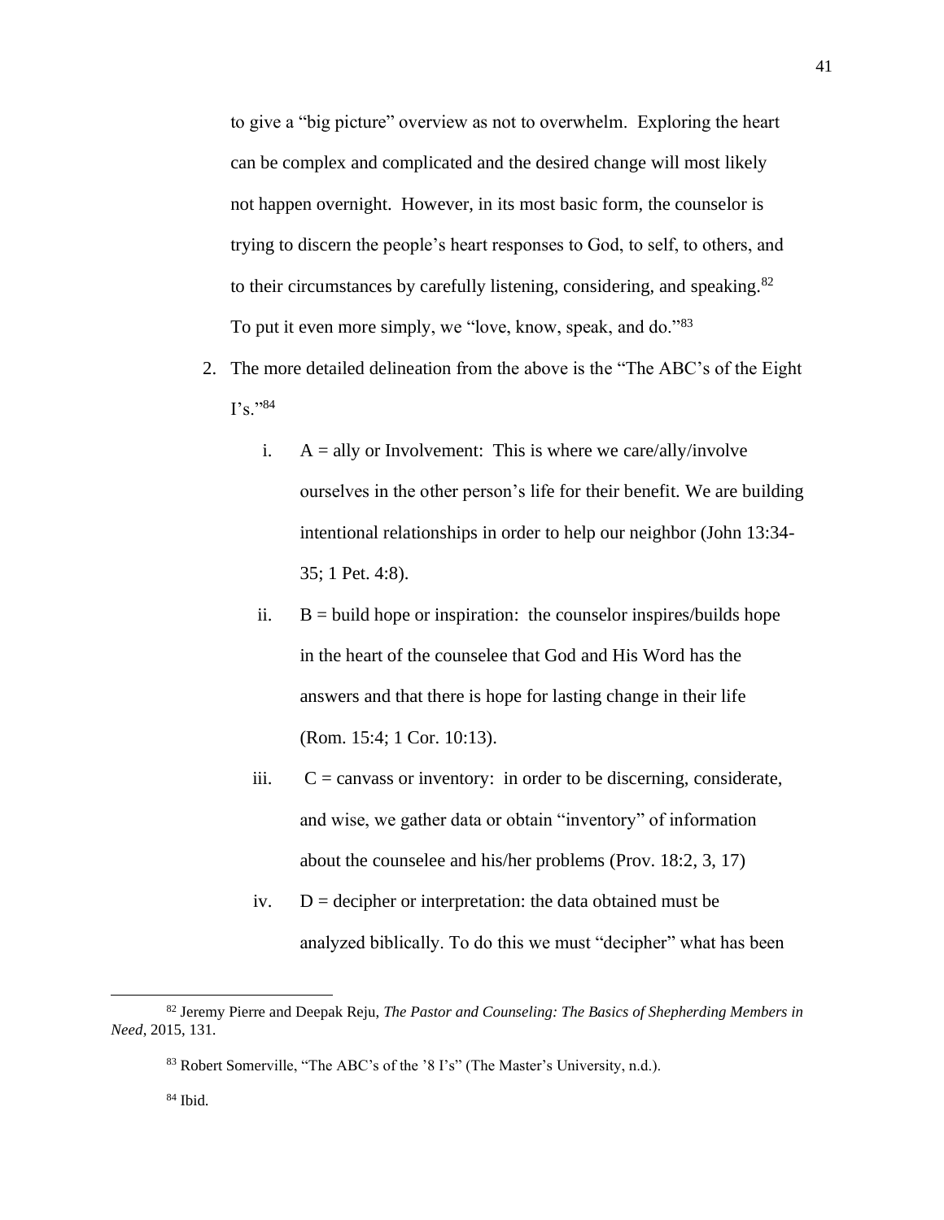to give a "big picture" overview as not to overwhelm. Exploring the heart can be complex and complicated and the desired change will most likely not happen overnight. However, in its most basic form, the counselor is trying to discern the people's heart responses to God, to self, to others, and to their circumstances by carefully listening, considering, and speaking.[82] To put it even more simply, we "love, know, speak, and do."[83]

2. The more detailed delineation from the above is the "The ABC's of the Eight I's."[84]

    i. A = ally or Involvement: This is where we care/ally/involve ourselves in the other person's life for their benefit. We are building intentional relationships in order to help our neighbor (John 13:34-35; 1 Pet. 4:8).

    ii. B = build hope or inspiration: the counselor inspires/builds hope in the heart of the counselee that God and His Word has the answers and that there is hope for lasting change in their life (Rom. 15:4; 1 Cor. 10:13).

    iii. C = canvass or inventory: in order to be discerning, considerate, and wise, we gather data or obtain "inventory" of information about the counselee and his/her problems (Prov. 18:2, 3, 17)

    iv. D = decipher or interpretation: the data obtained must be analyzed biblically. To do this we must "decipher" what has been

---

[82] Jeremy Pierre and Deepak Reju, *The Pastor and Counseling: The Basics of Shepherding Members in Need*, 2015, 131.

[83] Robert Somerville, "The ABC's of the '8 I's" (The Master's University, n.d.).

[84] Ibid.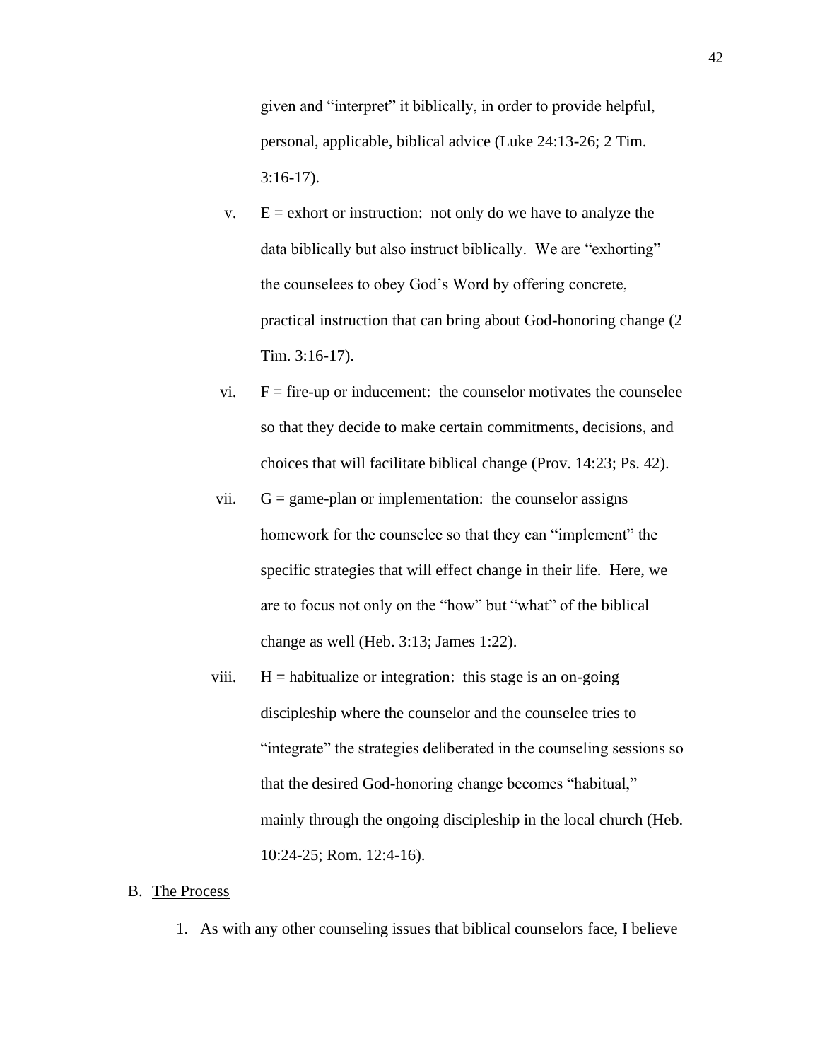given and "interpret" it biblically, in order to provide helpful, personal, applicable, biblical advice (Luke 24:13-26; 2 Tim. 3:16-17).

v. E = exhort or instruction: not only do we have to analyze the data biblically but also instruct biblically. We are "exhorting" the counselees to obey God's Word by offering concrete, practical instruction that can bring about God-honoring change (2 Tim. 3:16-17).

vi. F = fire-up or inducement: the counselor motivates the counselee so that they decide to make certain commitments, decisions, and choices that will facilitate biblical change (Prov. 14:23; Ps. 42).

vii. G = game-plan or implementation: the counselor assigns homework for the counselee so that they can "implement" the specific strategies that will effect change in their life. Here, we are to focus not only on the "how" but "what" of the biblical change as well (Heb. 3:13; James 1:22).

viii. H = habitualize or integration: this stage is an on-going discipleship where the counselor and the counselee tries to "integrate" the strategies deliberated in the counseling sessions so that the desired God-honoring change becomes "habitual," mainly through the ongoing discipleship in the local church (Heb. 10:24-25; Rom. 12:4-16).

B. <u>The Process</u>

1. As with any other counseling issues that biblical counselors face, I believe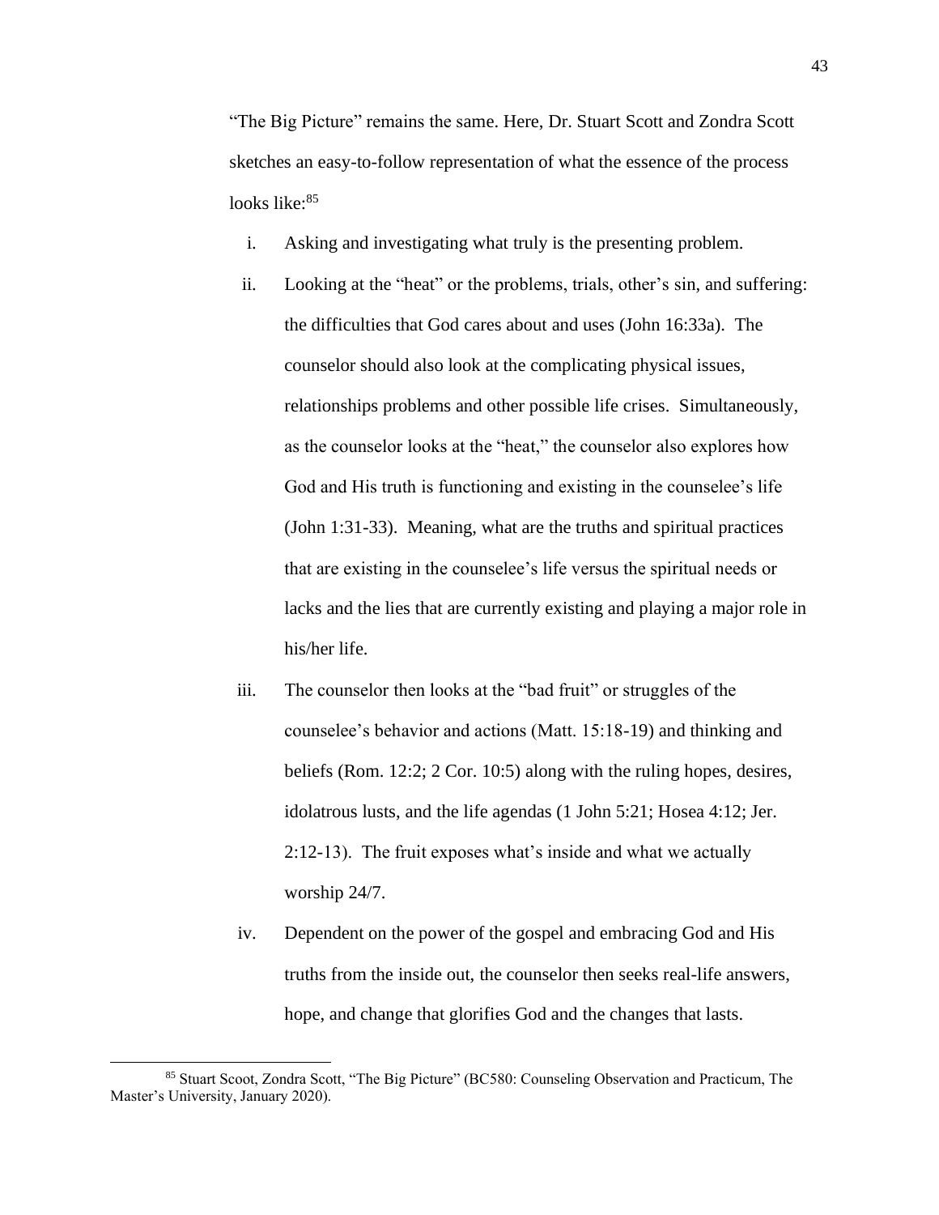"The Big Picture" remains the same. Here, Dr. Stuart Scott and Zondra Scott sketches an easy-to-follow representation of what the essence of the process looks like:[85]

i. Asking and investigating what truly is the presenting problem.

ii. Looking at the "heat" or the problems, trials, other's sin, and suffering: the difficulties that God cares about and uses (John 16:33a). The counselor should also look at the complicating physical issues, relationships problems and other possible life crises. Simultaneously, as the counselor looks at the "heat," the counselor also explores how God and His truth is functioning and existing in the counselee's life (John 1:31-33). Meaning, what are the truths and spiritual practices that are existing in the counselee's life versus the spiritual needs or lacks and the lies that are currently existing and playing a major role in his/her life.

iii. The counselor then looks at the "bad fruit" or struggles of the counselee's behavior and actions (Matt. 15:18-19) and thinking and beliefs (Rom. 12:2; 2 Cor. 10:5) along with the ruling hopes, desires, idolatrous lusts, and the life agendas (1 John 5:21; Hosea 4:12; Jer. 2:12-13). The fruit exposes what's inside and what we actually worship 24/7.

iv. Dependent on the power of the gospel and embracing God and His truths from the inside out, the counselor then seeks real-life answers, hope, and change that glorifies God and the changes that lasts.

[85] Stuart Scoot, Zondra Scott, "The Big Picture" (BC580: Counseling Observation and Practicum, The Master's University, January 2020).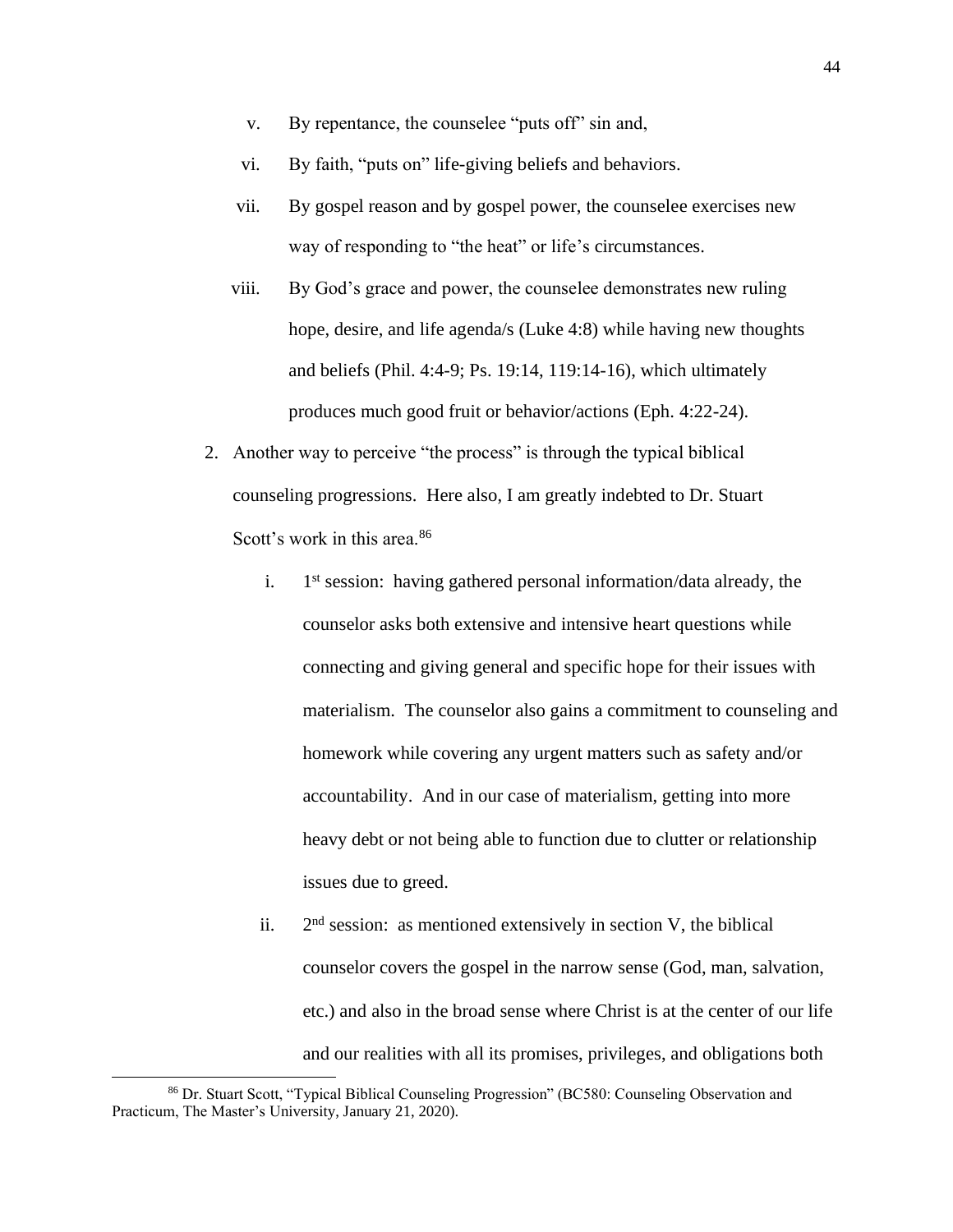v. By repentance, the counselee "puts off" sin and,

vi. By faith, "puts on" life-giving beliefs and behaviors.

vii. By gospel reason and by gospel power, the counselee exercises new way of responding to "the heat" or life's circumstances.

viii. By God's grace and power, the counselee demonstrates new ruling hope, desire, and life agenda/s (Luke 4:8) while having new thoughts and beliefs (Phil. 4:4-9; Ps. 19:14, 119:14-16), which ultimately produces much good fruit or behavior/actions (Eph. 4:22-24).

2. Another way to perceive "the process" is through the typical biblical counseling progressions. Here also, I am greatly indebted to Dr. Stuart Scott's work in this area.[86]

   i. 1st session: having gathered personal information/data already, the counselor asks both extensive and intensive heart questions while connecting and giving general and specific hope for their issues with materialism. The counselor also gains a commitment to counseling and homework while covering any urgent matters such as safety and/or accountability. And in our case of materialism, getting into more heavy debt or not being able to function due to clutter or relationship issues due to greed.

   ii. 2nd session: as mentioned extensively in section V, the biblical counselor covers the gospel in the narrow sense (God, man, salvation, etc.) and also in the broad sense where Christ is at the center of our life and our realities with all its promises, privileges, and obligations both

---

[86] Dr. Stuart Scott, "Typical Biblical Counseling Progression" (BC580: Counseling Observation and Practicum, The Master's University, January 21, 2020).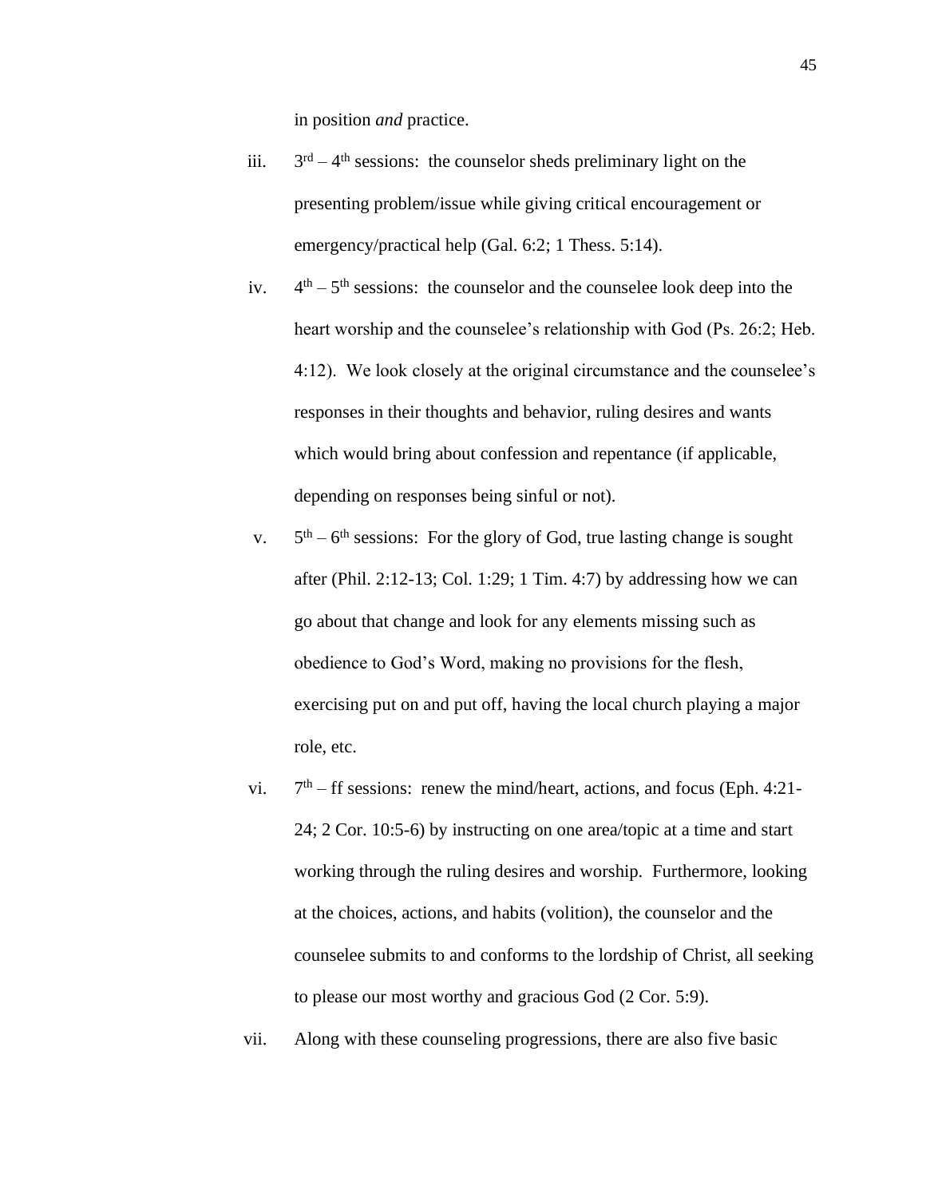in position *and* practice.

iii. 3rd – 4th sessions: the counselor sheds preliminary light on the presenting problem/issue while giving critical encouragement or emergency/practical help (Gal. 6:2; 1 Thess. 5:14).

iv. 4th – 5th sessions: the counselor and the counselee look deep into the heart worship and the counselee's relationship with God (Ps. 26:2; Heb. 4:12). We look closely at the original circumstance and the counselee's responses in their thoughts and behavior, ruling desires and wants which would bring about confession and repentance (if applicable, depending on responses being sinful or not).

v. 5th – 6th sessions: For the glory of God, true lasting change is sought after (Phil. 2:12-13; Col. 1:29; 1 Tim. 4:7) by addressing how we can go about that change and look for any elements missing such as obedience to God's Word, making no provisions for the flesh, exercising put on and put off, having the local church playing a major role, etc.

vi. 7th – ff sessions: renew the mind/heart, actions, and focus (Eph. 4:21-24; 2 Cor. 10:5-6) by instructing on one area/topic at a time and start working through the ruling desires and worship. Furthermore, looking at the choices, actions, and habits (volition), the counselor and the counselee submits to and conforms to the lordship of Christ, all seeking to please our most worthy and gracious God (2 Cor. 5:9).

vii. Along with these counseling progressions, there are also five basic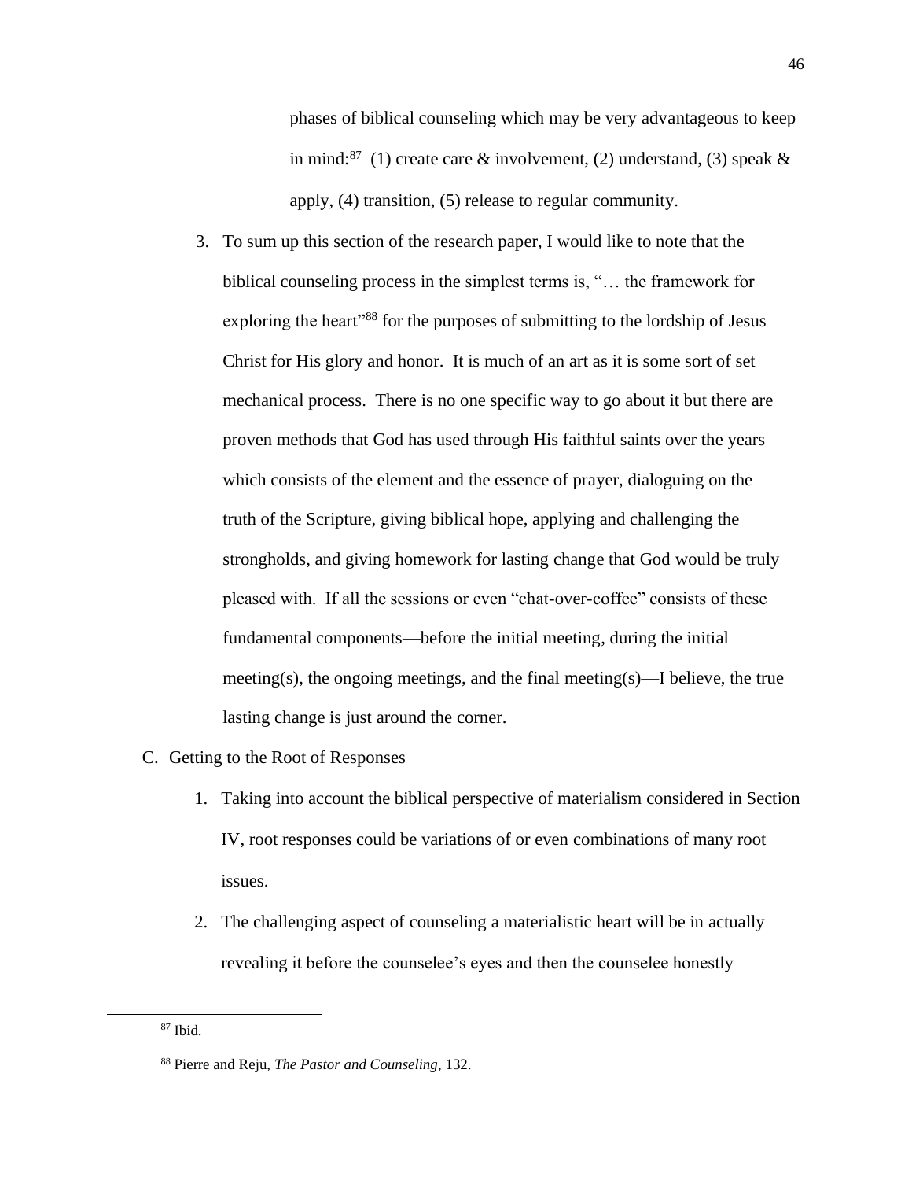phases of biblical counseling which may be very advantageous to keep in mind:[87] (1) create care & involvement, (2) understand, (3) speak & apply, (4) transition, (5) release to regular community.

3. To sum up this section of the research paper, I would like to note that the biblical counseling process in the simplest terms is, "… the framework for exploring the heart"[88] for the purposes of submitting to the lordship of Jesus Christ for His glory and honor. It is much of an art as it is some sort of set mechanical process. There is no one specific way to go about it but there are proven methods that God has used through His faithful saints over the years which consists of the element and the essence of prayer, dialoguing on the truth of the Scripture, giving biblical hope, applying and challenging the strongholds, and giving homework for lasting change that God would be truly pleased with. If all the sessions or even "chat-over-coffee" consists of these fundamental components—before the initial meeting, during the initial meeting(s), the ongoing meetings, and the final meeting(s)—I believe, the true lasting change is just around the corner.

C. <u>Getting to the Root of Responses</u>

1. Taking into account the biblical perspective of materialism considered in Section IV, root responses could be variations of or even combinations of many root issues.

2. The challenging aspect of counseling a materialistic heart will be in actually revealing it before the counselee's eyes and then the counselee honestly

---

[87] Ibid.

[88] Pierre and Reju, *The Pastor and Counseling*, 132.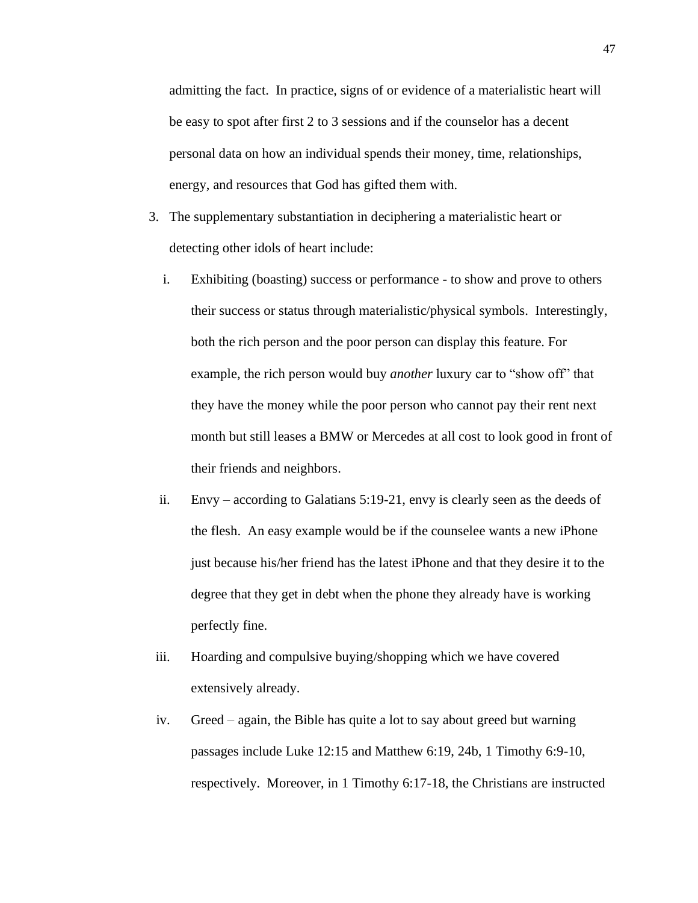admitting the fact. In practice, signs of or evidence of a materialistic heart will be easy to spot after first 2 to 3 sessions and if the counselor has a decent personal data on how an individual spends their money, time, relationships, energy, and resources that God has gifted them with.

3. The supplementary substantiation in deciphering a materialistic heart or detecting other idols of heart include:

   i. Exhibiting (boasting) success or performance - to show and prove to others their success or status through materialistic/physical symbols. Interestingly, both the rich person and the poor person can display this feature. For example, the rich person would buy *another* luxury car to "show off" that they have the money while the poor person who cannot pay their rent next month but still leases a BMW or Mercedes at all cost to look good in front of their friends and neighbors.

   ii. Envy – according to Galatians 5:19-21, envy is clearly seen as the deeds of the flesh. An easy example would be if the counselee wants a new iPhone just because his/her friend has the latest iPhone and that they desire it to the degree that they get in debt when the phone they already have is working perfectly fine.

   iii. Hoarding and compulsive buying/shopping which we have covered extensively already.

   iv. Greed – again, the Bible has quite a lot to say about greed but warning passages include Luke 12:15 and Matthew 6:19, 24b, 1 Timothy 6:9-10, respectively. Moreover, in 1 Timothy 6:17-18, the Christians are instructed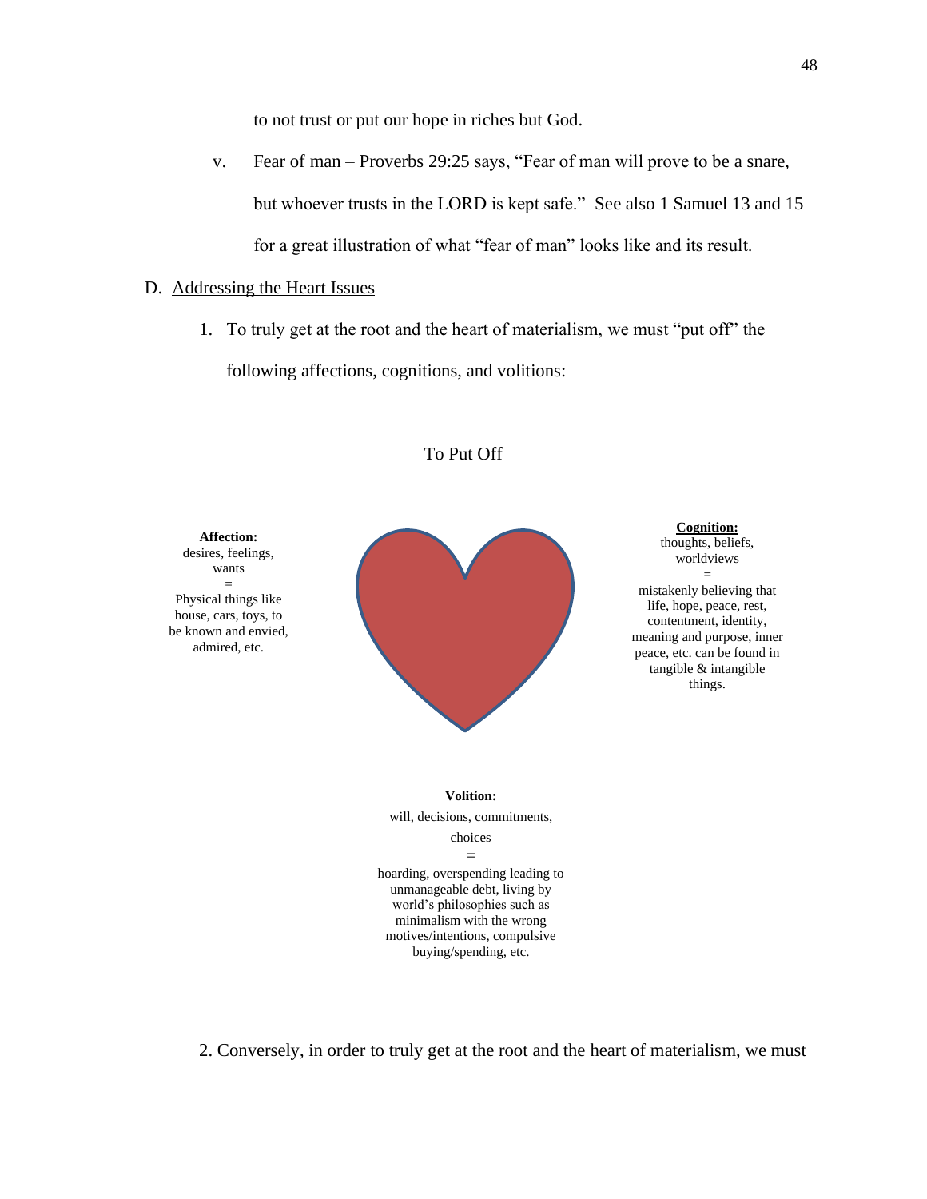to not trust or put our hope in riches but God.

v. Fear of man – Proverbs 29:25 says, "Fear of man will prove to be a snare, but whoever trusts in the LORD is kept safe." See also 1 Samuel 13 and 15 for a great illustration of what "fear of man" looks like and its result.

D. Addressing the Heart Issues

1. To truly get at the root and the heart of materialism, we must "put off" the following affections, cognitions, and volitions:

To Put Off

**Affection:**
desires, feelings, wants
=
Physical things like house, cars, toys, to be known and envied, admired, etc.

**Cognition:**
thoughts, beliefs, worldviews
=
mistakenly believing that life, hope, peace, rest, contentment, identity, meaning and purpose, inner peace, etc. can be found in tangible & intangible things.

**Volition:**
will, decisions, commitments, choices
=
hoarding, overspending leading to unmanageable debt, living by world's philosophies such as minimalism with the wrong motives/intentions, compulsive buying/spending, etc.

2. Conversely, in order to truly get at the root and the heart of materialism, we must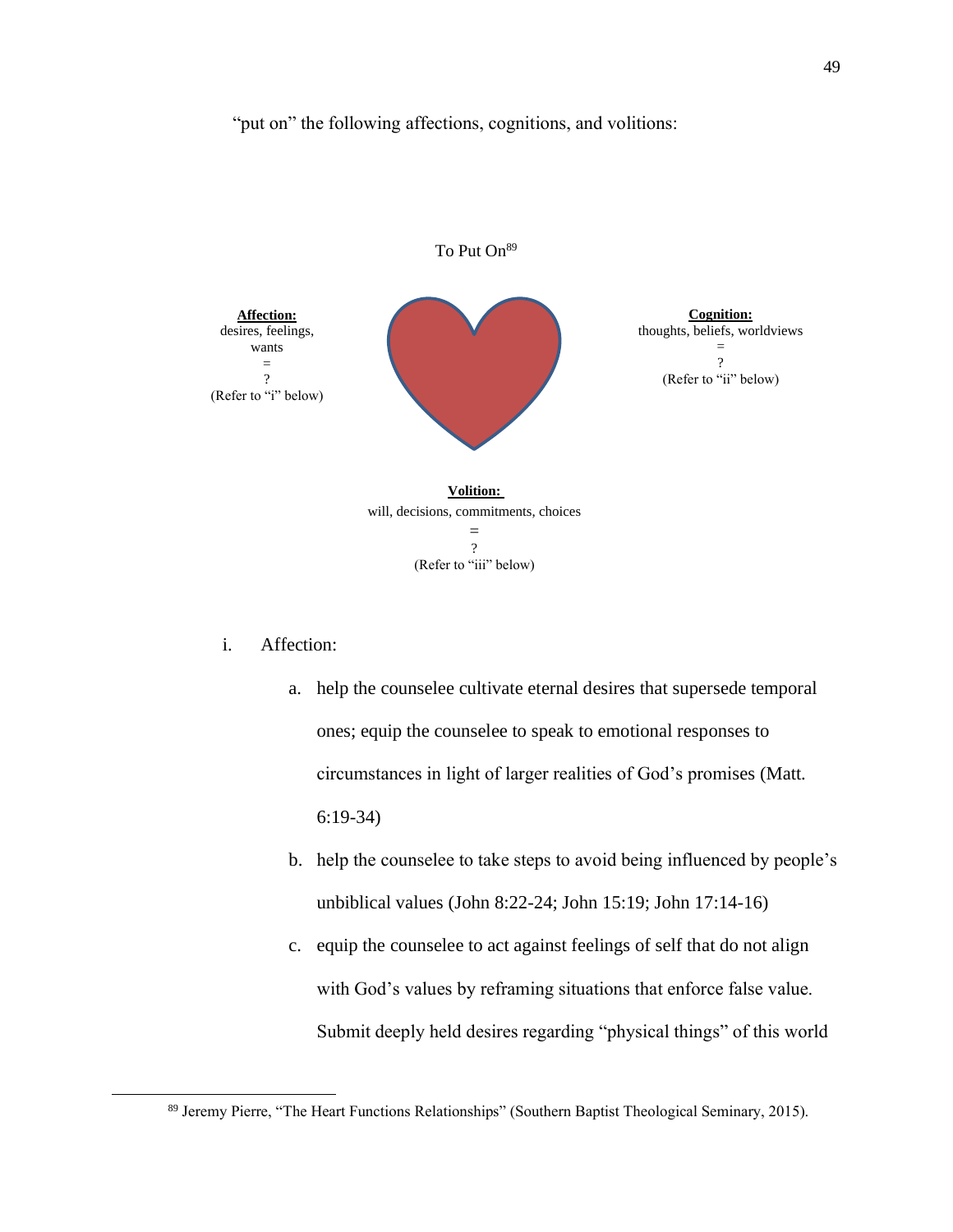"put on" the following affections, cognitions, and volitions:

To Put On[89]

**Affection:**
desires, feelings, wants
=
?
(Refer to "i" below)

**Cognition:**
thoughts, beliefs, worldviews
=
?
(Refer to "ii" below)

**Volition:**
will, decisions, commitments, choices
=
?
(Refer to "iii" below)

i. Affection:

   a. help the counselee cultivate eternal desires that supersede temporal ones; equip the counselee to speak to emotional responses to circumstances in light of larger realities of God's promises (Matt. 6:19-34)

   b. help the counselee to take steps to avoid being influenced by people's unbiblical values (John 8:22-24; John 15:19; John 17:14-16)

   c. equip the counselee to act against feelings of self that do not align with God's values by reframing situations that enforce false value. Submit deeply held desires regarding "physical things" of this world

[89] Jeremy Pierre, "The Heart Functions Relationships" (Southern Baptist Theological Seminary, 2015).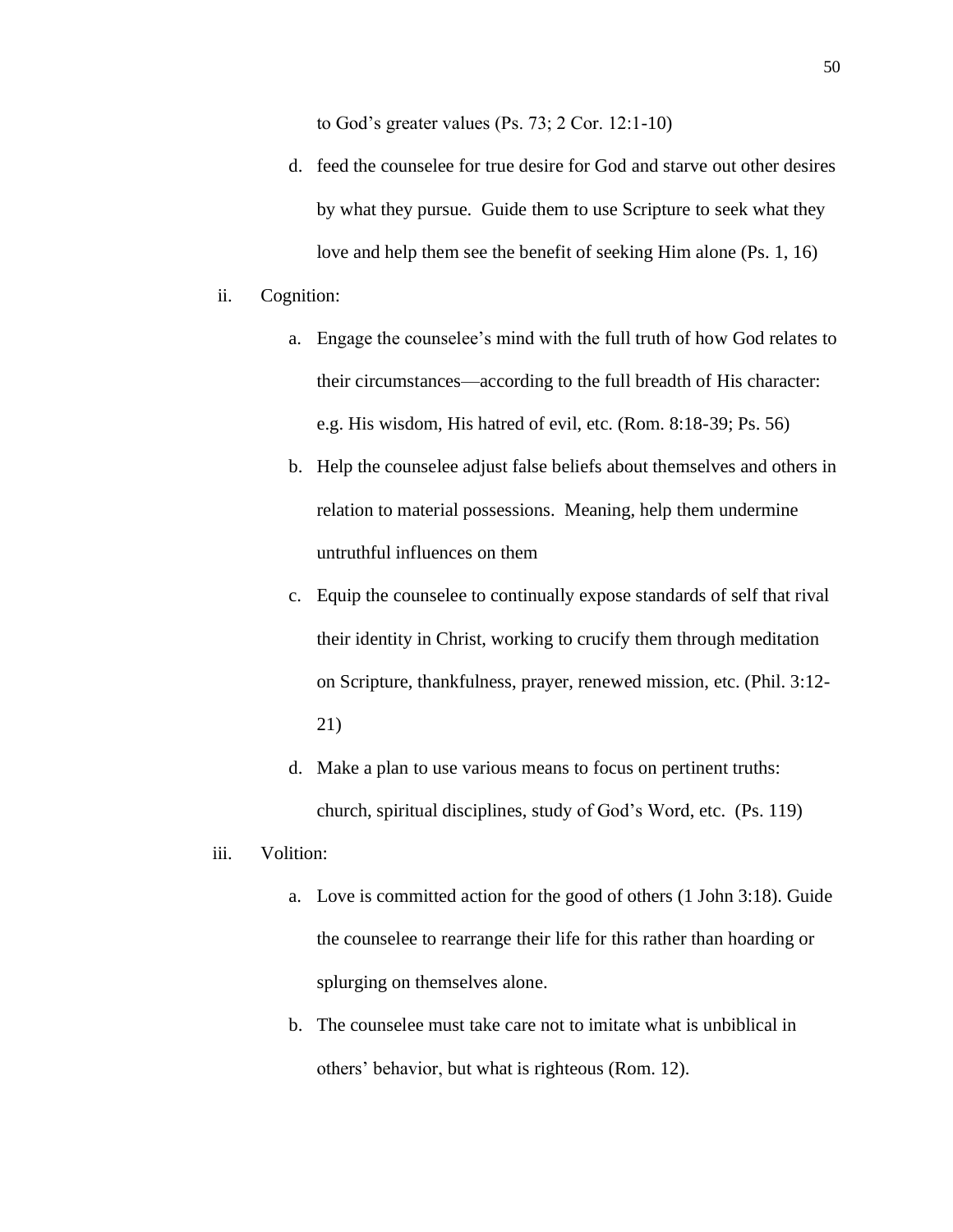to God's greater values (Ps. 73; 2 Cor. 12:1-10)

d. feed the counselee for true desire for God and starve out other desires by what they pursue. Guide them to use Scripture to seek what they love and help them see the benefit of seeking Him alone (Ps. 1, 16)

ii. Cognition:

a. Engage the counselee's mind with the full truth of how God relates to their circumstances—according to the full breadth of His character: e.g. His wisdom, His hatred of evil, etc. (Rom. 8:18-39; Ps. 56)

b. Help the counselee adjust false beliefs about themselves and others in relation to material possessions. Meaning, help them undermine untruthful influences on them

c. Equip the counselee to continually expose standards of self that rival their identity in Christ, working to crucify them through meditation on Scripture, thankfulness, prayer, renewed mission, etc. (Phil. 3:12-21)

d. Make a plan to use various means to focus on pertinent truths: church, spiritual disciplines, study of God's Word, etc. (Ps. 119)

iii. Volition:

a. Love is committed action for the good of others (1 John 3:18). Guide the counselee to rearrange their life for this rather than hoarding or splurging on themselves alone.

b. The counselee must take care not to imitate what is unbiblical in others' behavior, but what is righteous (Rom. 12).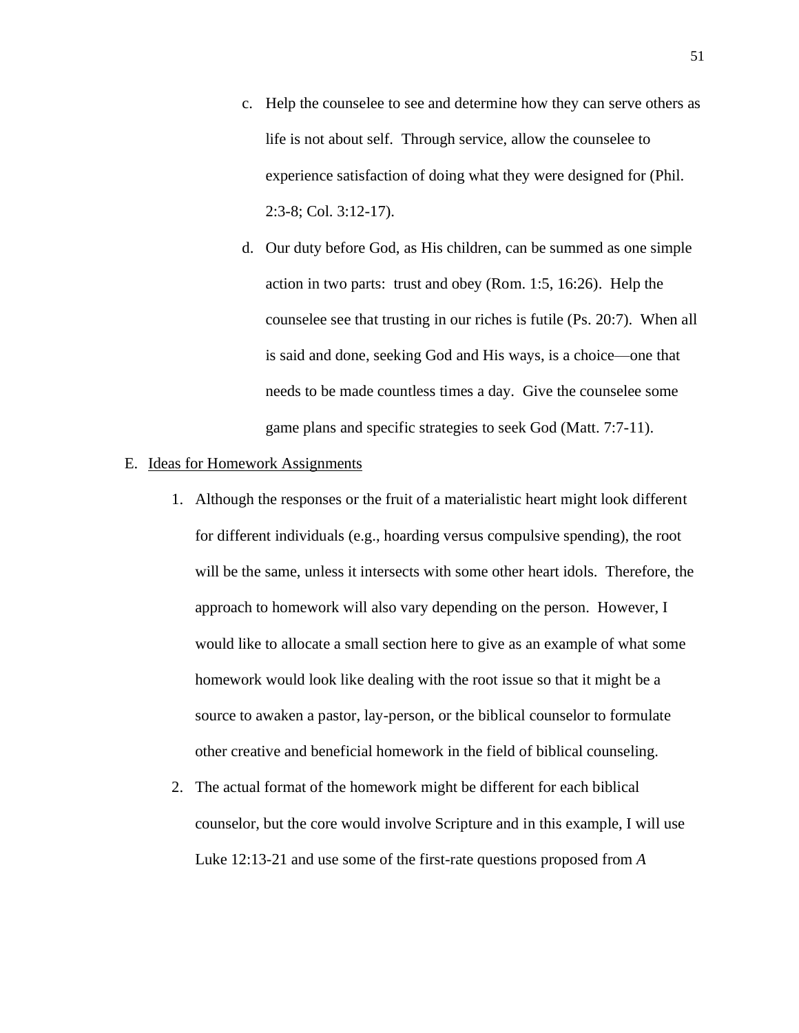c. Help the counselee to see and determine how they can serve others as life is not about self. Through service, allow the counselee to experience satisfaction of doing what they were designed for (Phil. 2:3-8; Col. 3:12-17).

d. Our duty before God, as His children, can be summed as one simple action in two parts: trust and obey (Rom. 1:5, 16:26). Help the counselee see that trusting in our riches is futile (Ps. 20:7). When all is said and done, seeking God and His ways, is a choice—one that needs to be made countless times a day. Give the counselee some game plans and specific strategies to seek God (Matt. 7:7-11).

E. <u>Ideas for Homework Assignments</u>

1. Although the responses or the fruit of a materialistic heart might look different for different individuals (e.g., hoarding versus compulsive spending), the root will be the same, unless it intersects with some other heart idols. Therefore, the approach to homework will also vary depending on the person. However, I would like to allocate a small section here to give as an example of what some homework would look like dealing with the root issue so that it might be a source to awaken a pastor, lay-person, or the biblical counselor to formulate other creative and beneficial homework in the field of biblical counseling.

2. The actual format of the homework might be different for each biblical counselor, but the core would involve Scripture and in this example, I will use Luke 12:13-21 and use some of the first-rate questions proposed from *A*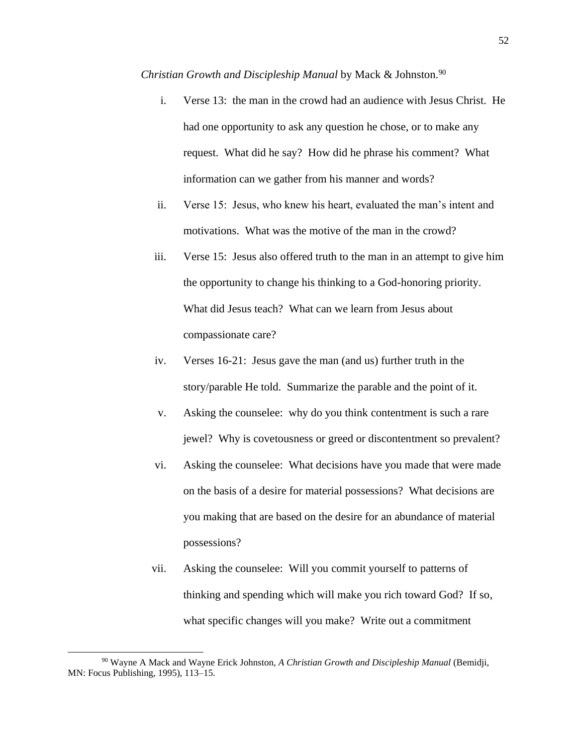*Christian Growth and Discipleship Manual* by Mack & Johnston.[90]

i. Verse 13: the man in the crowd had an audience with Jesus Christ. He had one opportunity to ask any question he chose, or to make any request. What did he say? How did he phrase his comment? What information can we gather from his manner and words?

ii. Verse 15: Jesus, who knew his heart, evaluated the man's intent and motivations. What was the motive of the man in the crowd?

iii. Verse 15: Jesus also offered truth to the man in an attempt to give him the opportunity to change his thinking to a God-honoring priority. What did Jesus teach? What can we learn from Jesus about compassionate care?

iv. Verses 16-21: Jesus gave the man (and us) further truth in the story/parable He told. Summarize the parable and the point of it.

v. Asking the counselee: why do you think contentment is such a rare jewel? Why is covetousness or greed or discontentment so prevalent?

vi. Asking the counselee: What decisions have you made that were made on the basis of a desire for material possessions? What decisions are you making that are based on the desire for an abundance of material possessions?

vii. Asking the counselee: Will you commit yourself to patterns of thinking and spending which will make you rich toward God? If so, what specific changes will you make? Write out a commitment

---

[90] Wayne A Mack and Wayne Erick Johnston, *A Christian Growth and Discipleship Manual* (Bemidji, MN: Focus Publishing, 1995), 113–15.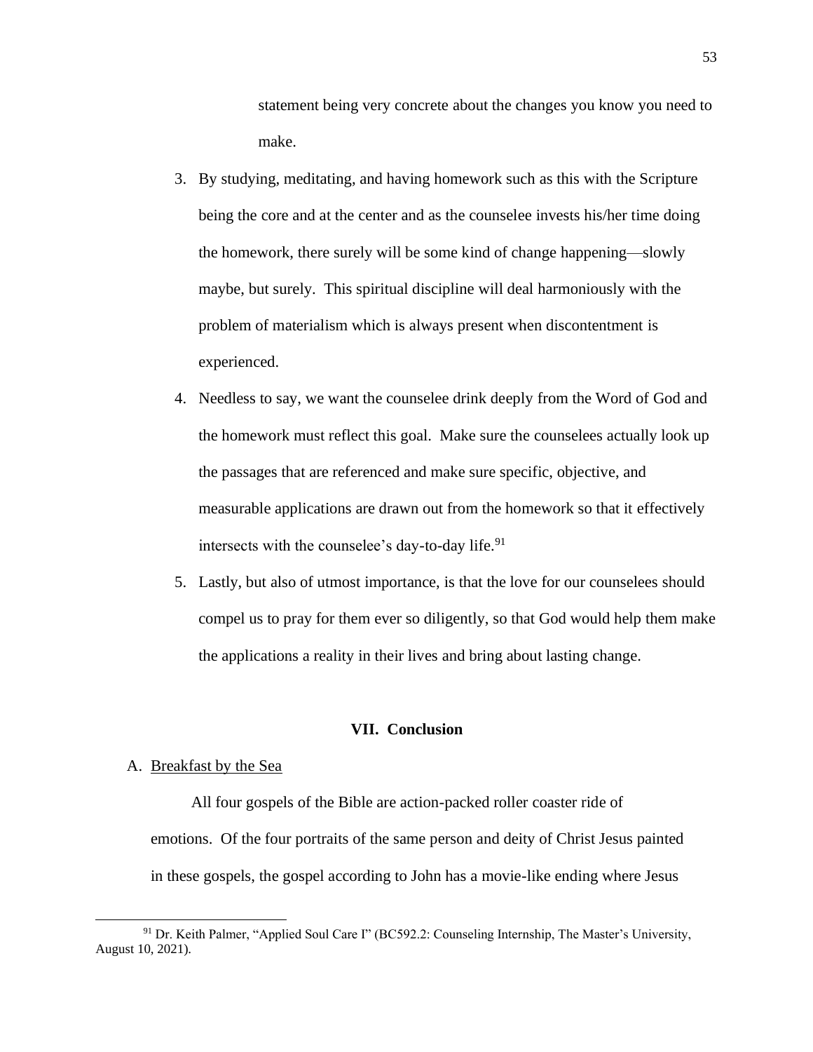statement being very concrete about the changes you know you need to make.

3. By studying, meditating, and having homework such as this with the Scripture being the core and at the center and as the counselee invests his/her time doing the homework, there surely will be some kind of change happening—slowly maybe, but surely. This spiritual discipline will deal harmoniously with the problem of materialism which is always present when discontentment is experienced.
4. Needless to say, we want the counselee drink deeply from the Word of God and the homework must reflect this goal. Make sure the counselees actually look up the passages that are referenced and make sure specific, objective, and measurable applications are drawn out from the homework so that it effectively intersects with the counselee's day-to-day life.[91]
5. Lastly, but also of utmost importance, is that the love for our counselees should compel us to pray for them ever so diligently, so that God would help them make the applications a reality in their lives and bring about lasting change.

## VII. Conclusion

A. Breakfast by the Sea

All four gospels of the Bible are action-packed roller coaster ride of emotions. Of the four portraits of the same person and deity of Christ Jesus painted in these gospels, the gospel according to John has a movie-like ending where Jesus

[91] Dr. Keith Palmer, "Applied Soul Care I" (BC592.2: Counseling Internship, The Master's University, August 10, 2021).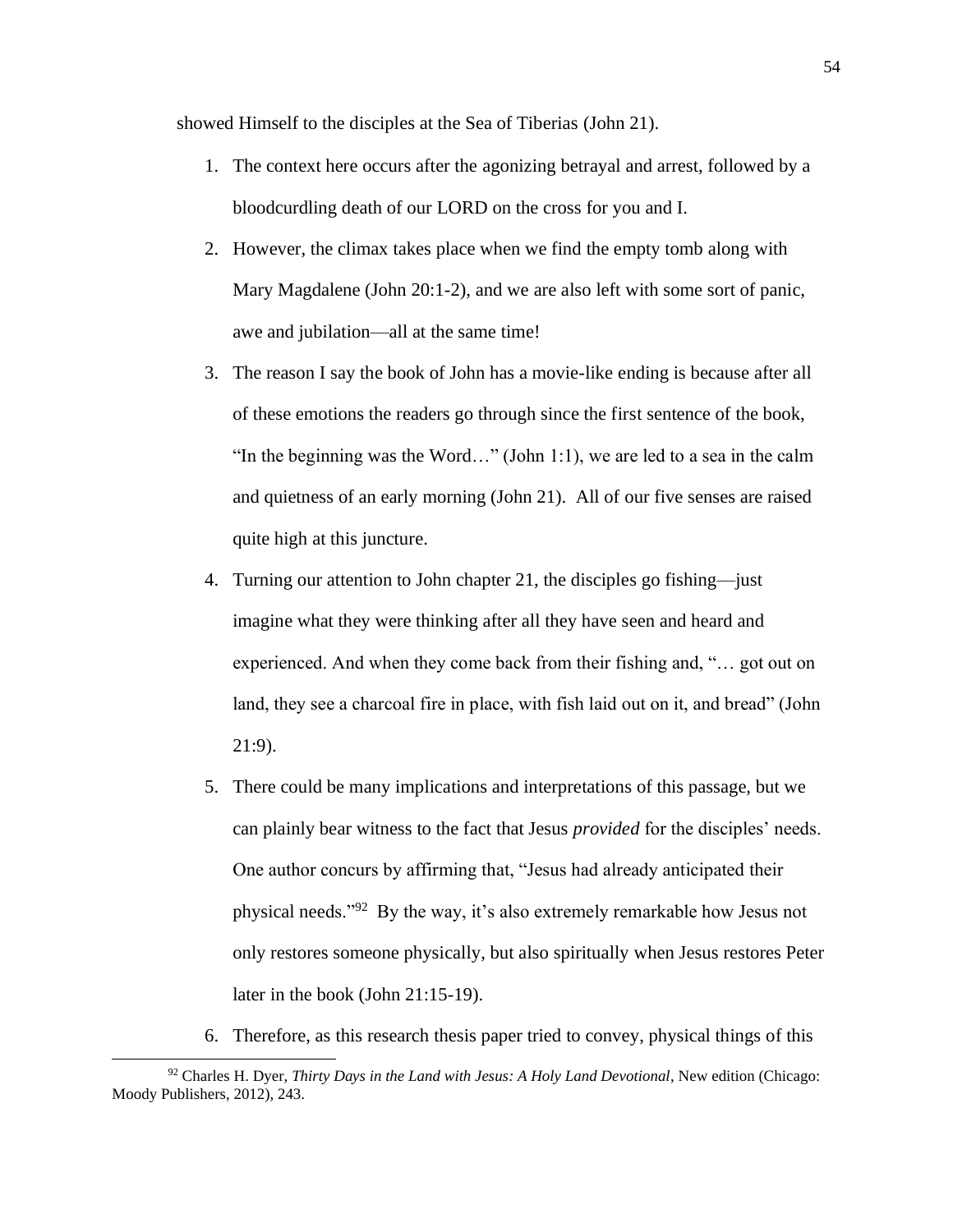showed Himself to the disciples at the Sea of Tiberias (John 21).

1. The context here occurs after the agonizing betrayal and arrest, followed by a bloodcurdling death of our LORD on the cross for you and I.
2. However, the climax takes place when we find the empty tomb along with Mary Magdalene (John 20:1-2), and we are also left with some sort of panic, awe and jubilation—all at the same time!
3. The reason I say the book of John has a movie-like ending is because after all of these emotions the readers go through since the first sentence of the book, "In the beginning was the Word…" (John 1:1), we are led to a sea in the calm and quietness of an early morning (John 21). All of our five senses are raised quite high at this juncture.
4. Turning our attention to John chapter 21, the disciples go fishing—just imagine what they were thinking after all they have seen and heard and experienced. And when they come back from their fishing and, "… got out on land, they see a charcoal fire in place, with fish laid out on it, and bread" (John 21:9).
5. There could be many implications and interpretations of this passage, but we can plainly bear witness to the fact that Jesus *provided* for the disciples' needs. One author concurs by affirming that, "Jesus had already anticipated their physical needs."[92] By the way, it's also extremely remarkable how Jesus not only restores someone physically, but also spiritually when Jesus restores Peter later in the book (John 21:15-19).
6. Therefore, as this research thesis paper tried to convey, physical things of this

[92] Charles H. Dyer, *Thirty Days in the Land with Jesus: A Holy Land Devotional*, New edition (Chicago: Moody Publishers, 2012), 243.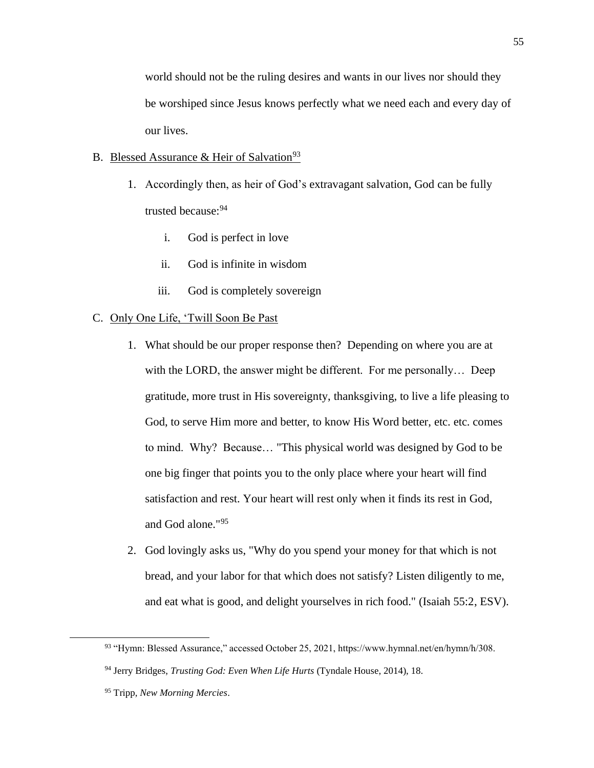world should not be the ruling desires and wants in our lives nor should they be worshiped since Jesus knows perfectly what we need each and every day of our lives.

B. <u>Blessed Assurance & Heir of Salvation</u>[93]

1. Accordingly then, as heir of God's extravagant salvation, God can be fully trusted because:[94]

   i. God is perfect in love

   ii. God is infinite in wisdom

   iii. God is completely sovereign

C. <u>Only One Life, 'Twill Soon Be Past</u>

1. What should be our proper response then? Depending on where you are at with the LORD, the answer might be different. For me personally… Deep gratitude, more trust in His sovereignty, thanksgiving, to live a life pleasing to God, to serve Him more and better, to know His Word better, etc. etc. comes to mind. Why? Because… "This physical world was designed by God to be one big finger that points you to the only place where your heart will find satisfaction and rest. Your heart will rest only when it finds its rest in God, and God alone."[95]

2. God lovingly asks us, "Why do you spend your money for that which is not bread, and your labor for that which does not satisfy? Listen diligently to me, and eat what is good, and delight yourselves in rich food." (Isaiah 55:2, ESV).

---

[93] "Hymn: Blessed Assurance," accessed October 25, 2021, https://www.hymnal.net/en/hymn/h/308.

[94] Jerry Bridges, *Trusting God: Even When Life Hurts* (Tyndale House, 2014), 18.

[95] Tripp, *New Morning Mercies*.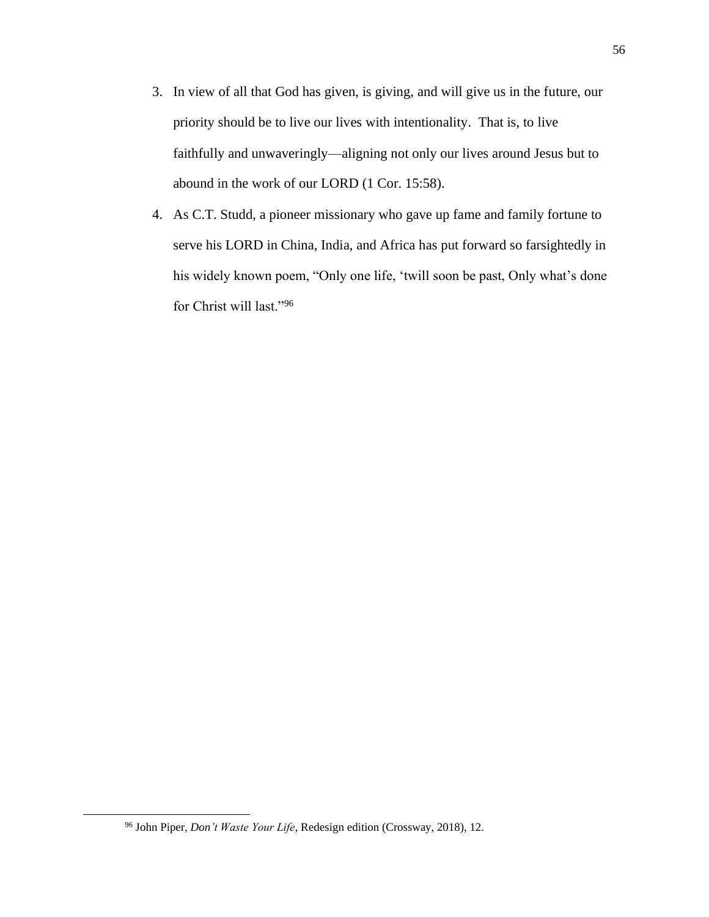3. In view of all that God has given, is giving, and will give us in the future, our priority should be to live our lives with intentionality. That is, to live faithfully and unwaveringly—aligning not only our lives around Jesus but to abound in the work of our LORD (1 Cor. 15:58).
4. As C.T. Studd, a pioneer missionary who gave up fame and family fortune to serve his LORD in China, India, and Africa has put forward so farsightedly in his widely known poem, "Only one life, 'twill soon be past, Only what's done for Christ will last."[96]

---

[96] John Piper, *Don't Waste Your Life*, Redesign edition (Crossway, 2018), 12.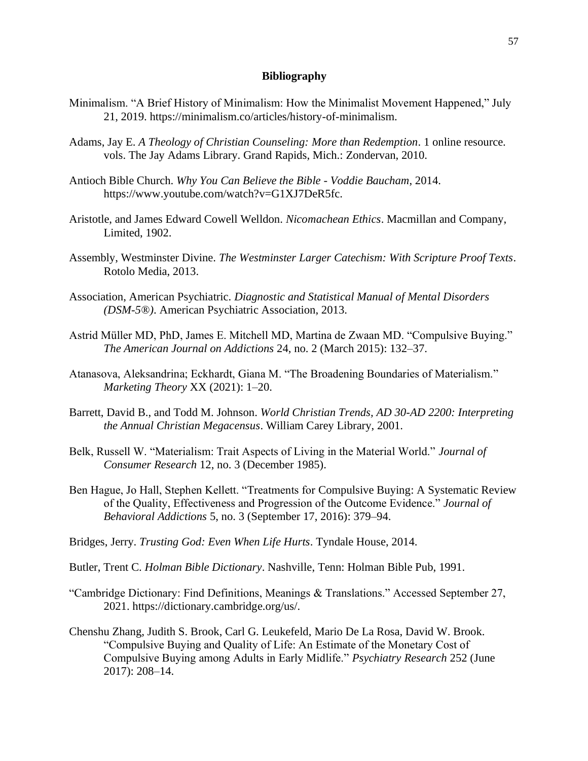## Bibliography

Minimalism. "A Brief History of Minimalism: How the Minimalist Movement Happened," July 21, 2019. https://minimalism.co/articles/history-of-minimalism.

Adams, Jay E. *A Theology of Christian Counseling: More than Redemption*. 1 online resource. vols. The Jay Adams Library. Grand Rapids, Mich.: Zondervan, 2010.

Antioch Bible Church. *Why You Can Believe the Bible - Voddie Baucham*, 2014. https://www.youtube.com/watch?v=G1XJ7DeR5fc.

Aristotle, and James Edward Cowell Welldon. *Nicomachean Ethics*. Macmillan and Company, Limited, 1902.

Assembly, Westminster Divine. *The Westminster Larger Catechism: With Scripture Proof Texts*. Rotolo Media, 2013.

Association, American Psychiatric. *Diagnostic and Statistical Manual of Mental Disorders (DSM-5®)*. American Psychiatric Association, 2013.

Astrid Müller MD, PhD, James E. Mitchell MD, Martina de Zwaan MD. "Compulsive Buying." *The American Journal on Addictions* 24, no. 2 (March 2015): 132–37.

Atanasova, Aleksandrina; Eckhardt, Giana M. "The Broadening Boundaries of Materialism." *Marketing Theory* XX (2021): 1–20.

Barrett, David B., and Todd M. Johnson. *World Christian Trends, AD 30-AD 2200: Interpreting the Annual Christian Megacensus*. William Carey Library, 2001.

Belk, Russell W. "Materialism: Trait Aspects of Living in the Material World." *Journal of Consumer Research* 12, no. 3 (December 1985).

Ben Hague, Jo Hall, Stephen Kellett. "Treatments for Compulsive Buying: A Systematic Review of the Quality, Effectiveness and Progression of the Outcome Evidence." *Journal of Behavioral Addictions* 5, no. 3 (September 17, 2016): 379–94.

Bridges, Jerry. *Trusting God: Even When Life Hurts*. Tyndale House, 2014.

Butler, Trent C. *Holman Bible Dictionary*. Nashville, Tenn: Holman Bible Pub, 1991.

"Cambridge Dictionary: Find Definitions, Meanings & Translations." Accessed September 27, 2021. https://dictionary.cambridge.org/us/.

Chenshu Zhang, Judith S. Brook, Carl G. Leukefeld, Mario De La Rosa, David W. Brook. "Compulsive Buying and Quality of Life: An Estimate of the Monetary Cost of Compulsive Buying among Adults in Early Midlife." *Psychiatry Research* 252 (June 2017): 208–14.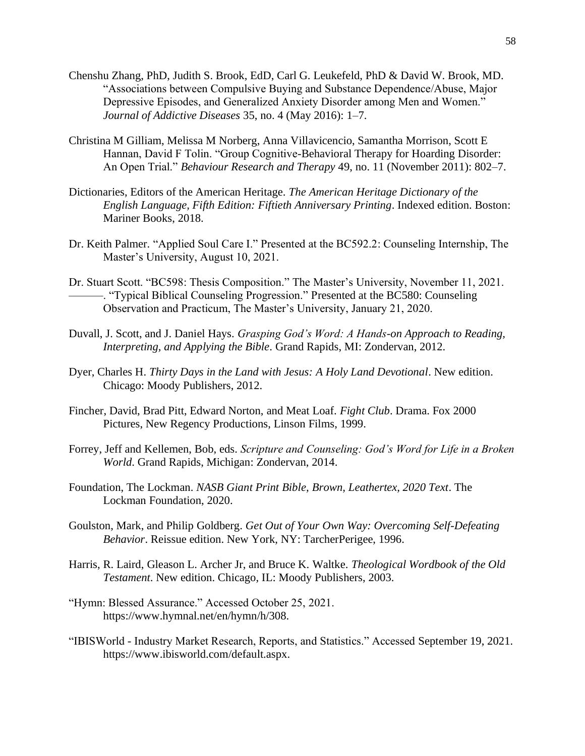Chenshu Zhang, PhD, Judith S. Brook, EdD, Carl G. Leukefeld, PhD & David W. Brook, MD. "Associations between Compulsive Buying and Substance Dependence/Abuse, Major Depressive Episodes, and Generalized Anxiety Disorder among Men and Women." *Journal of Addictive Diseases* 35, no. 4 (May 2016): 1–7.

Christina M Gilliam, Melissa M Norberg, Anna Villavicencio, Samantha Morrison, Scott E Hannan, David F Tolin. "Group Cognitive-Behavioral Therapy for Hoarding Disorder: An Open Trial." *Behaviour Research and Therapy* 49, no. 11 (November 2011): 802–7.

Dictionaries, Editors of the American Heritage. *The American Heritage Dictionary of the English Language, Fifth Edition: Fiftieth Anniversary Printing*. Indexed edition. Boston: Mariner Books, 2018.

Dr. Keith Palmer. "Applied Soul Care I." Presented at the BC592.2: Counseling Internship, The Master's University, August 10, 2021.

Dr. Stuart Scott. "BC598: Thesis Composition." The Master's University, November 11, 2021.
———. "Typical Biblical Counseling Progression." Presented at the BC580: Counseling Observation and Practicum, The Master's University, January 21, 2020.

Duvall, J. Scott, and J. Daniel Hays. *Grasping God's Word: A Hands-on Approach to Reading, Interpreting, and Applying the Bible*. Grand Rapids, MI: Zondervan, 2012.

Dyer, Charles H. *Thirty Days in the Land with Jesus: A Holy Land Devotional*. New edition. Chicago: Moody Publishers, 2012.

Fincher, David, Brad Pitt, Edward Norton, and Meat Loaf. *Fight Club*. Drama. Fox 2000 Pictures, New Regency Productions, Linson Films, 1999.

Forrey, Jeff and Kellemen, Bob, eds. *Scripture and Counseling: God's Word for Life in a Broken World*. Grand Rapids, Michigan: Zondervan, 2014.

Foundation, The Lockman. *NASB Giant Print Bible, Brown, Leathertex, 2020 Text*. The Lockman Foundation, 2020.

Goulston, Mark, and Philip Goldberg. *Get Out of Your Own Way: Overcoming Self-Defeating Behavior*. Reissue edition. New York, NY: TarcherPerigee, 1996.

Harris, R. Laird, Gleason L. Archer Jr, and Bruce K. Waltke. *Theological Wordbook of the Old Testament*. New edition. Chicago, IL: Moody Publishers, 2003.

"Hymn: Blessed Assurance." Accessed October 25, 2021. https://www.hymnal.net/en/hymn/h/308.

"IBISWorld - Industry Market Research, Reports, and Statistics." Accessed September 19, 2021. https://www.ibisworld.com/default.aspx.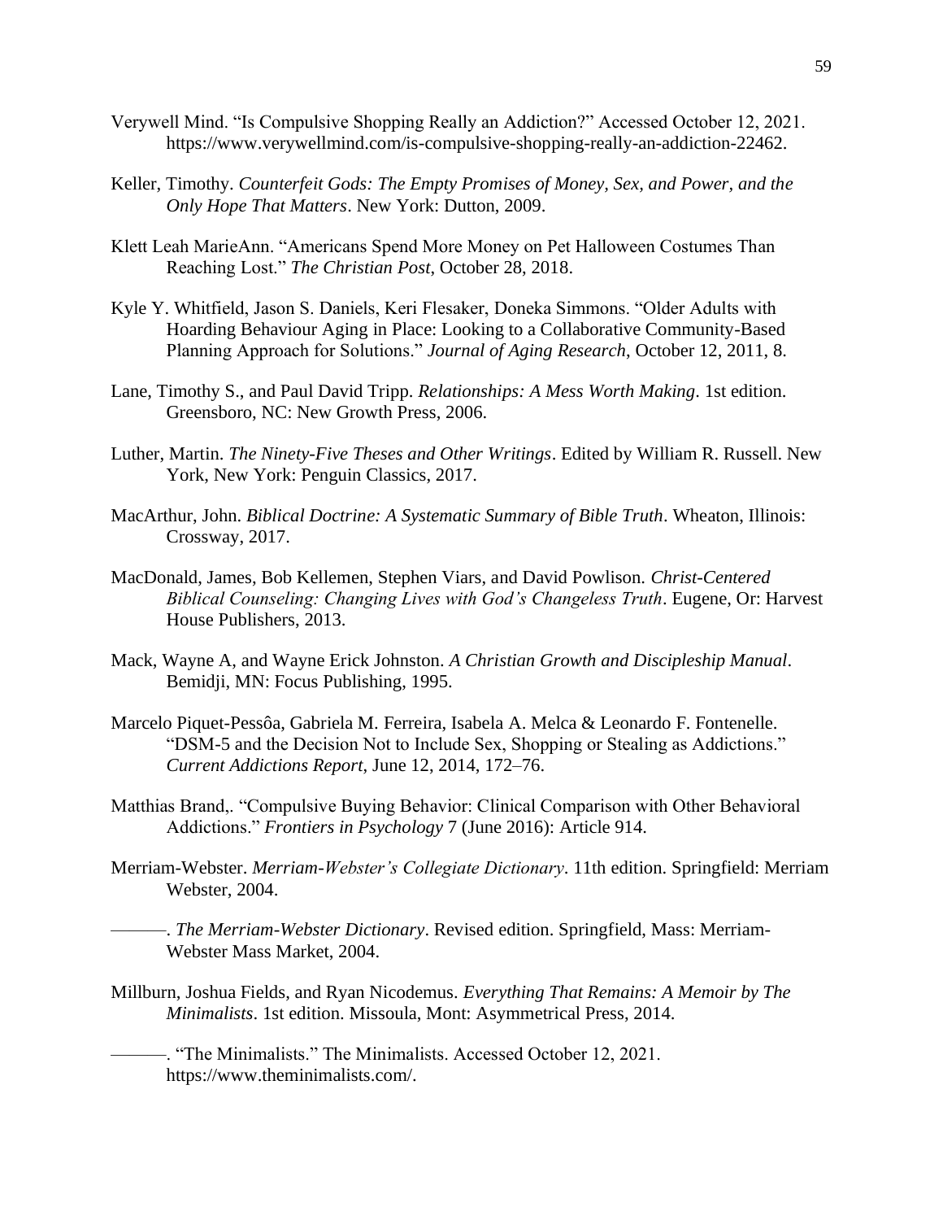Verywell Mind. “Is Compulsive Shopping Really an Addiction?” Accessed October 12, 2021. https://www.verywellmind.com/is-compulsive-shopping-really-an-addiction-22462.

Keller, Timothy. *Counterfeit Gods: The Empty Promises of Money, Sex, and Power, and the Only Hope That Matters*. New York: Dutton, 2009.

Klett Leah MarieAnn. “Americans Spend More Money on Pet Halloween Costumes Than Reaching Lost.” *The Christian Post*, October 28, 2018.

Kyle Y. Whitfield, Jason S. Daniels, Keri Flesaker, Doneka Simmons. “Older Adults with Hoarding Behaviour Aging in Place: Looking to a Collaborative Community-Based Planning Approach for Solutions.” *Journal of Aging Research*, October 12, 2011, 8.

Lane, Timothy S., and Paul David Tripp. *Relationships: A Mess Worth Making*. 1st edition. Greensboro, NC: New Growth Press, 2006.

Luther, Martin. *The Ninety-Five Theses and Other Writings*. Edited by William R. Russell. New York, New York: Penguin Classics, 2017.

MacArthur, John. *Biblical Doctrine: A Systematic Summary of Bible Truth*. Wheaton, Illinois: Crossway, 2017.

MacDonald, James, Bob Kellemen, Stephen Viars, and David Powlison. *Christ-Centered Biblical Counseling: Changing Lives with God’s Changeless Truth*. Eugene, Or: Harvest House Publishers, 2013.

Mack, Wayne A, and Wayne Erick Johnston. *A Christian Growth and Discipleship Manual*. Bemidji, MN: Focus Publishing, 1995.

Marcelo Piquet-Pessôa, Gabriela M. Ferreira, Isabela A. Melca & Leonardo F. Fontenelle. “DSM-5 and the Decision Not to Include Sex, Shopping or Stealing as Addictions.” *Current Addictions Report*, June 12, 2014, 172–76.

Matthias Brand,. “Compulsive Buying Behavior: Clinical Comparison with Other Behavioral Addictions.” *Frontiers in Psychology* 7 (June 2016): Article 914.

Merriam-Webster. *Merriam-Webster’s Collegiate Dictionary*. 11th edition. Springfield: Merriam Webster, 2004.

———. *The Merriam-Webster Dictionary*. Revised edition. Springfield, Mass: Merriam-Webster Mass Market, 2004.

Millburn, Joshua Fields, and Ryan Nicodemus. *Everything That Remains: A Memoir by The Minimalists*. 1st edition. Missoula, Mont: Asymmetrical Press, 2014.

———. “The Minimalists.” The Minimalists. Accessed October 12, 2021. https://www.theminimalists.com/.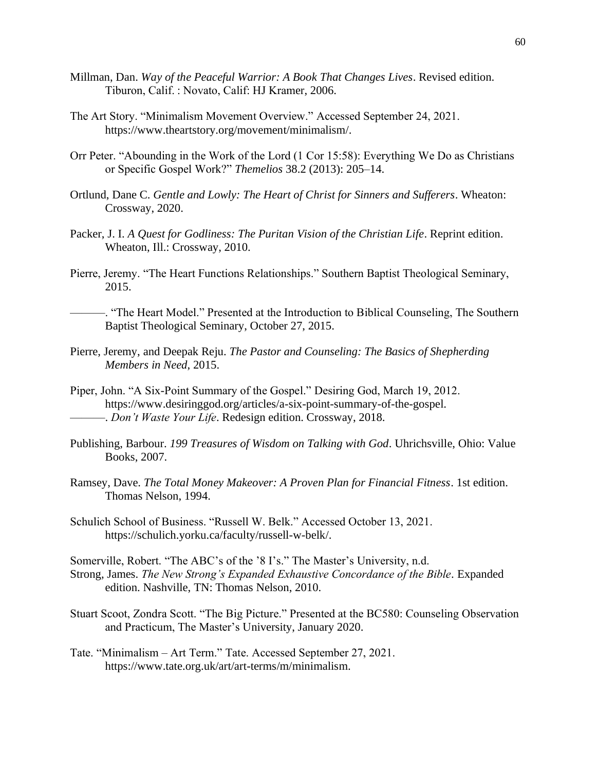Millman, Dan. *Way of the Peaceful Warrior: A Book That Changes Lives*. Revised edition. Tiburon, Calif. : Novato, Calif: HJ Kramer, 2006.

The Art Story. "Minimalism Movement Overview." Accessed September 24, 2021. https://www.theartstory.org/movement/minimalism/.

Orr Peter. "Abounding in the Work of the Lord (1 Cor 15:58): Everything We Do as Christians or Specific Gospel Work?" *Themelios* 38.2 (2013): 205–14.

Ortlund, Dane C. *Gentle and Lowly: The Heart of Christ for Sinners and Sufferers*. Wheaton: Crossway, 2020.

Packer, J. I. *A Quest for Godliness: The Puritan Vision of the Christian Life*. Reprint edition. Wheaton, Ill.: Crossway, 2010.

Pierre, Jeremy. "The Heart Functions Relationships." Southern Baptist Theological Seminary, 2015.

———. "The Heart Model." Presented at the Introduction to Biblical Counseling, The Southern Baptist Theological Seminary, October 27, 2015.

Pierre, Jeremy, and Deepak Reju. *The Pastor and Counseling: The Basics of Shepherding Members in Need*, 2015.

Piper, John. "A Six-Point Summary of the Gospel." Desiring God, March 19, 2012. https://www.desiringgod.org/articles/a-six-point-summary-of-the-gospel.
———. *Don't Waste Your Life*. Redesign edition. Crossway, 2018.

Publishing, Barbour. *199 Treasures of Wisdom on Talking with God*. Uhrichsville, Ohio: Value Books, 2007.

Ramsey, Dave. *The Total Money Makeover: A Proven Plan for Financial Fitness*. 1st edition. Thomas Nelson, 1994.

Schulich School of Business. "Russell W. Belk." Accessed October 13, 2021. https://schulich.yorku.ca/faculty/russell-w-belk/.

Somerville, Robert. "The ABC's of the '8 I's." The Master's University, n.d.
Strong, James. *The New Strong's Expanded Exhaustive Concordance of the Bible*. Expanded edition. Nashville, TN: Thomas Nelson, 2010.

Stuart Scoot, Zondra Scott. "The Big Picture." Presented at the BC580: Counseling Observation and Practicum, The Master's University, January 2020.

Tate. "Minimalism – Art Term." Tate. Accessed September 27, 2021. https://www.tate.org.uk/art/art-terms/m/minimalism.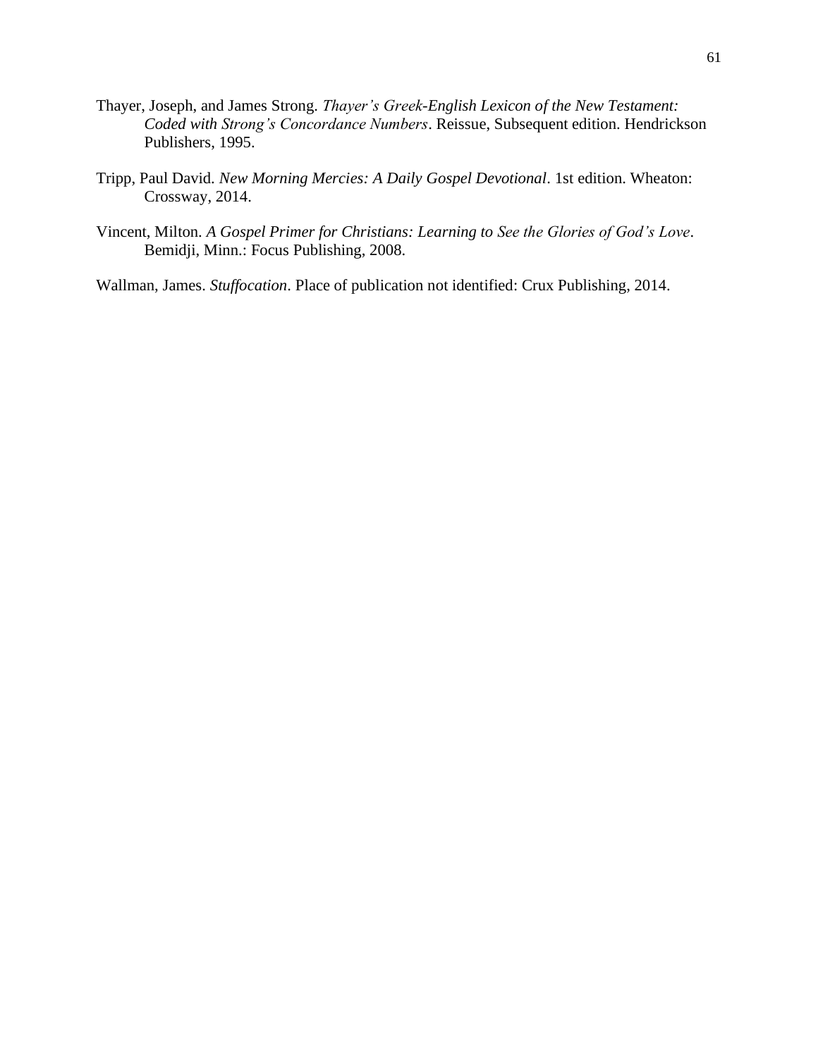Thayer, Joseph, and James Strong. *Thayer's Greek-English Lexicon of the New Testament: Coded with Strong's Concordance Numbers*. Reissue, Subsequent edition. Hendrickson Publishers, 1995.

Tripp, Paul David. *New Morning Mercies: A Daily Gospel Devotional*. 1st edition. Wheaton: Crossway, 2014.

Vincent, Milton. *A Gospel Primer for Christians: Learning to See the Glories of God's Love*. Bemidji, Minn.: Focus Publishing, 2008.

Wallman, James. *Stuffocation*. Place of publication not identified: Crux Publishing, 2014.